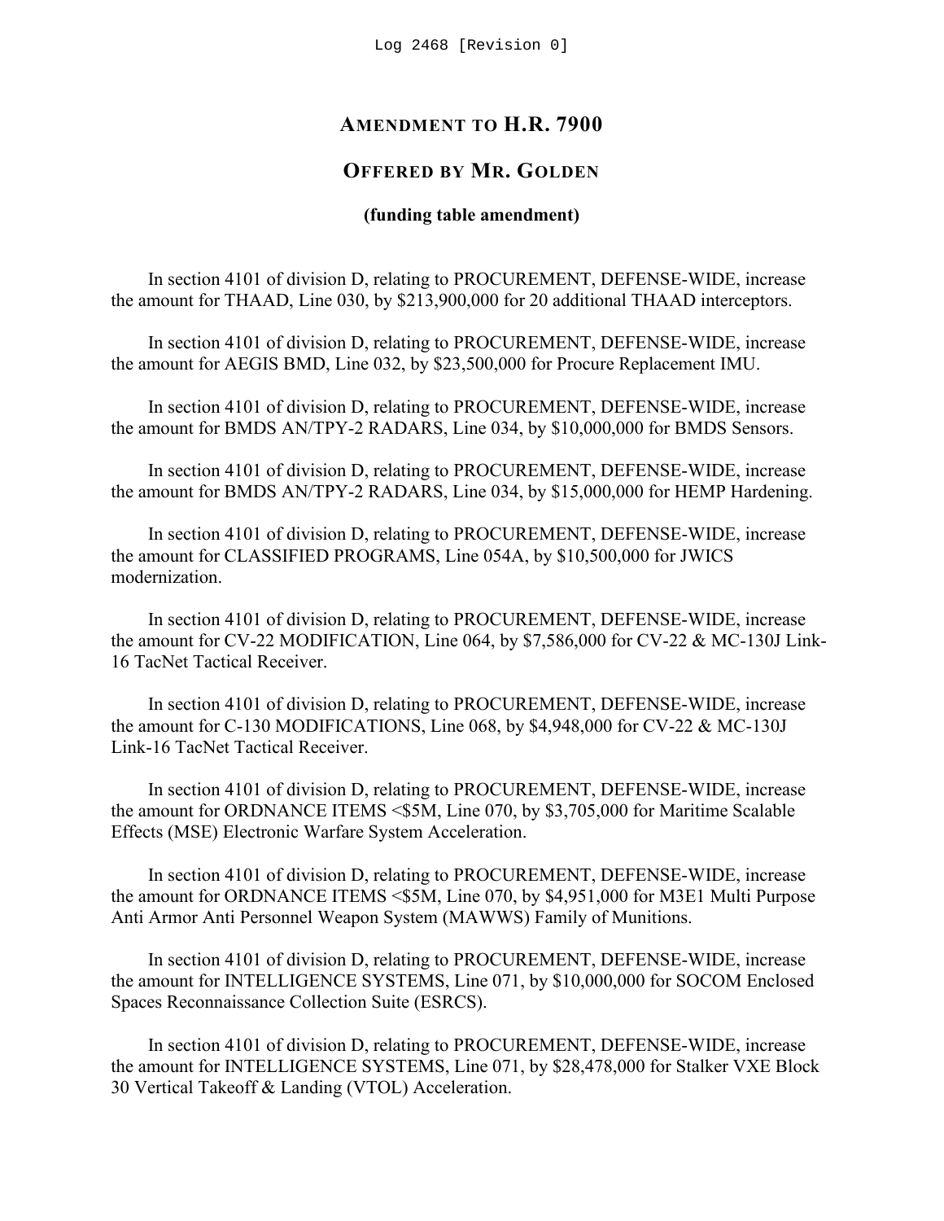Log 2468 [Revision 0]

# AMENDMENT TO H.R. 7900

## OFFERED BY MR. GOLDEN

**(funding table amendment)**

In section 4101 of division D, relating to PROCUREMENT, DEFENSE-WIDE, increase the amount for THAAD, Line 030, by $213,900,000 for 20 additional THAAD interceptors.

In section 4101 of division D, relating to PROCUREMENT, DEFENSE-WIDE, increase the amount for AEGIS BMD, Line 032, by $23,500,000 for Procure Replacement IMU.

In section 4101 of division D, relating to PROCUREMENT, DEFENSE-WIDE, increase the amount for BMDS AN/TPY-2 RADARS, Line 034, by $10,000,000 for BMDS Sensors.

In section 4101 of division D, relating to PROCUREMENT, DEFENSE-WIDE, increase the amount for BMDS AN/TPY-2 RADARS, Line 034, by $15,000,000 for HEMP Hardening.

In section 4101 of division D, relating to PROCUREMENT, DEFENSE-WIDE, increase the amount for CLASSIFIED PROGRAMS, Line 054A, by $10,500,000 for JWICS modernization.

In section 4101 of division D, relating to PROCUREMENT, DEFENSE-WIDE, increase the amount for CV-22 MODIFICATION, Line 064, by $7,586,000 for CV-22 & MC-130J Link-16 TacNet Tactical Receiver.

In section 4101 of division D, relating to PROCUREMENT, DEFENSE-WIDE, increase the amount for C-130 MODIFICATIONS, Line 068, by $4,948,000 for CV-22 & MC-130J Link-16 TacNet Tactical Receiver.

In section 4101 of division D, relating to PROCUREMENT, DEFENSE-WIDE, increase the amount for ORDNANCE ITEMS <$5M, Line 070, by $3,705,000 for Maritime Scalable Effects (MSE) Electronic Warfare System Acceleration.

In section 4101 of division D, relating to PROCUREMENT, DEFENSE-WIDE, increase the amount for ORDNANCE ITEMS <$5M, Line 070, by $4,951,000 for M3E1 Multi Purpose Anti Armor Anti Personnel Weapon System (MAWWS) Family of Munitions.

In section 4101 of division D, relating to PROCUREMENT, DEFENSE-WIDE, increase the amount for INTELLIGENCE SYSTEMS, Line 071, by $10,000,000 for SOCOM Enclosed Spaces Reconnaissance Collection Suite (ESRCS).

In section 4101 of division D, relating to PROCUREMENT, DEFENSE-WIDE, increase the amount for INTELLIGENCE SYSTEMS, Line 071, by $28,478,000 for Stalker VXE Block 30 Vertical Takeoff & Landing (VTOL) Acceleration.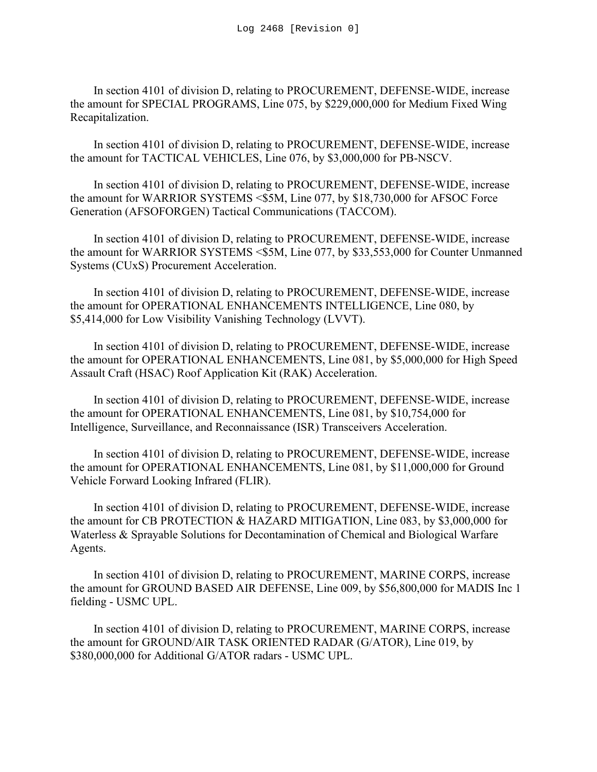In section 4101 of division D, relating to PROCUREMENT, DEFENSE-WIDE, increase the amount for SPECIAL PROGRAMS, Line 075, by $229,000,000 for Medium Fixed Wing Recapitalization.

In section 4101 of division D, relating to PROCUREMENT, DEFENSE-WIDE, increase the amount for TACTICAL VEHICLES, Line 076, by $3,000,000 for PB-NSCV.

In section 4101 of division D, relating to PROCUREMENT, DEFENSE-WIDE, increase the amount for WARRIOR SYSTEMS <$5M, Line 077, by $18,730,000 for AFSOC Force Generation (AFSOFORGEN) Tactical Communications (TACCOM).

In section 4101 of division D, relating to PROCUREMENT, DEFENSE-WIDE, increase the amount for WARRIOR SYSTEMS <$5M, Line 077, by $33,553,000 for Counter Unmanned Systems (CUxS) Procurement Acceleration.

In section 4101 of division D, relating to PROCUREMENT, DEFENSE-WIDE, increase the amount for OPERATIONAL ENHANCEMENTS INTELLIGENCE, Line 080, by $5,414,000 for Low Visibility Vanishing Technology (LVVT).

In section 4101 of division D, relating to PROCUREMENT, DEFENSE-WIDE, increase the amount for OPERATIONAL ENHANCEMENTS, Line 081, by $5,000,000 for High Speed Assault Craft (HSAC) Roof Application Kit (RAK) Acceleration.

In section 4101 of division D, relating to PROCUREMENT, DEFENSE-WIDE, increase the amount for OPERATIONAL ENHANCEMENTS, Line 081, by $10,754,000 for Intelligence, Surveillance, and Reconnaissance (ISR) Transceivers Acceleration.

In section 4101 of division D, relating to PROCUREMENT, DEFENSE-WIDE, increase the amount for OPERATIONAL ENHANCEMENTS, Line 081, by $11,000,000 for Ground Vehicle Forward Looking Infrared (FLIR).

In section 4101 of division D, relating to PROCUREMENT, DEFENSE-WIDE, increase the amount for CB PROTECTION & HAZARD MITIGATION, Line 083, by $3,000,000 for Waterless & Sprayable Solutions for Decontamination of Chemical and Biological Warfare Agents.

In section 4101 of division D, relating to PROCUREMENT, MARINE CORPS, increase the amount for GROUND BASED AIR DEFENSE, Line 009, by $56,800,000 for MADIS Inc 1 fielding - USMC UPL.

In section 4101 of division D, relating to PROCUREMENT, MARINE CORPS, increase the amount for GROUND/AIR TASK ORIENTED RADAR (G/ATOR), Line 019, by $380,000,000 for Additional G/ATOR radars - USMC UPL.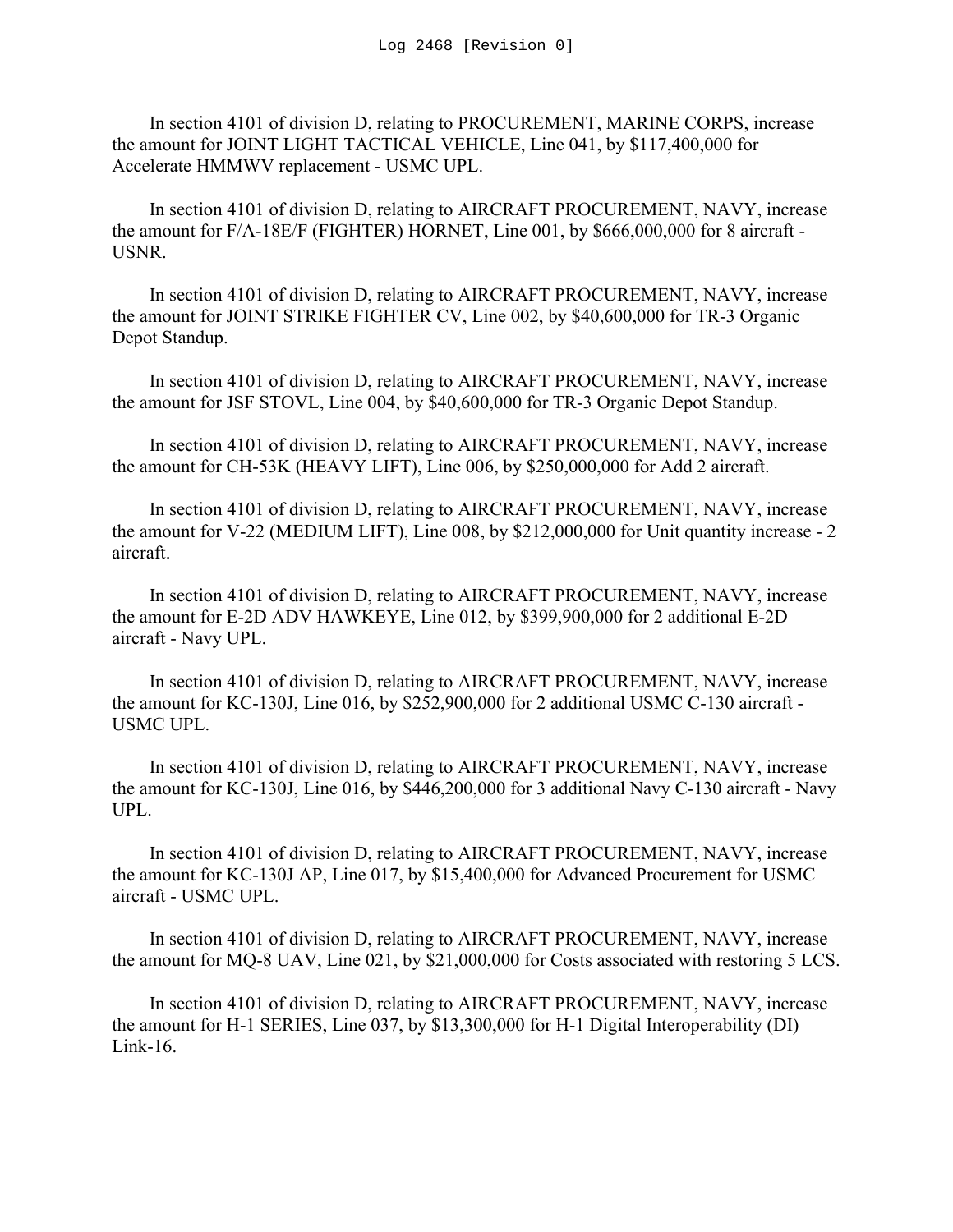In section 4101 of division D, relating to PROCUREMENT, MARINE CORPS, increase the amount for JOINT LIGHT TACTICAL VEHICLE, Line 041, by $117,400,000 for Accelerate HMMWV replacement - USMC UPL.

In section 4101 of division D, relating to AIRCRAFT PROCUREMENT, NAVY, increase the amount for F/A-18E/F (FIGHTER) HORNET, Line 001, by $666,000,000 for 8 aircraft - USNR.

In section 4101 of division D, relating to AIRCRAFT PROCUREMENT, NAVY, increase the amount for JOINT STRIKE FIGHTER CV, Line 002, by $40,600,000 for TR-3 Organic Depot Standup.

In section 4101 of division D, relating to AIRCRAFT PROCUREMENT, NAVY, increase the amount for JSF STOVL, Line 004, by $40,600,000 for TR-3 Organic Depot Standup.

In section 4101 of division D, relating to AIRCRAFT PROCUREMENT, NAVY, increase the amount for CH-53K (HEAVY LIFT), Line 006, by $250,000,000 for Add 2 aircraft.

In section 4101 of division D, relating to AIRCRAFT PROCUREMENT, NAVY, increase the amount for V-22 (MEDIUM LIFT), Line 008, by $212,000,000 for Unit quantity increase - 2 aircraft.

In section 4101 of division D, relating to AIRCRAFT PROCUREMENT, NAVY, increase the amount for E-2D ADV HAWKEYE, Line 012, by $399,900,000 for 2 additional E-2D aircraft - Navy UPL.

In section 4101 of division D, relating to AIRCRAFT PROCUREMENT, NAVY, increase the amount for KC-130J, Line 016, by $252,900,000 for 2 additional USMC C-130 aircraft - USMC UPL.

In section 4101 of division D, relating to AIRCRAFT PROCUREMENT, NAVY, increase the amount for KC-130J, Line 016, by $446,200,000 for 3 additional Navy C-130 aircraft - Navy UPL.

In section 4101 of division D, relating to AIRCRAFT PROCUREMENT, NAVY, increase the amount for KC-130J AP, Line 017, by $15,400,000 for Advanced Procurement for USMC aircraft - USMC UPL.

In section 4101 of division D, relating to AIRCRAFT PROCUREMENT, NAVY, increase the amount for MQ-8 UAV, Line 021, by $21,000,000 for Costs associated with restoring 5 LCS.

In section 4101 of division D, relating to AIRCRAFT PROCUREMENT, NAVY, increase the amount for H-1 SERIES, Line 037, by $13,300,000 for H-1 Digital Interoperability (DI) Link-16.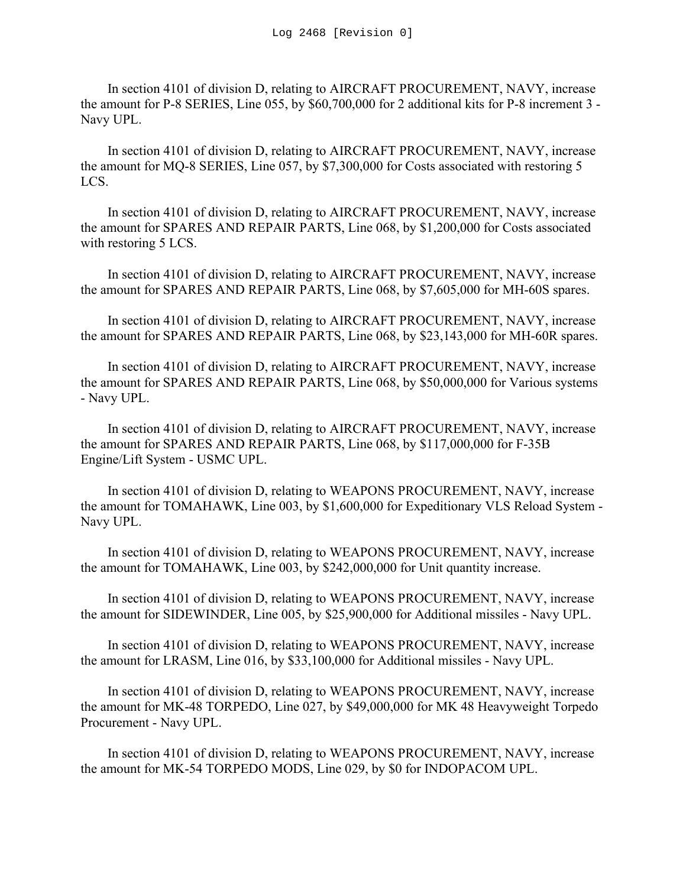In section 4101 of division D, relating to AIRCRAFT PROCUREMENT, NAVY, increase the amount for P-8 SERIES, Line 055, by $60,700,000 for 2 additional kits for P-8 increment 3 - Navy UPL.

In section 4101 of division D, relating to AIRCRAFT PROCUREMENT, NAVY, increase the amount for MQ-8 SERIES, Line 057, by $7,300,000 for Costs associated with restoring 5 LCS.

In section 4101 of division D, relating to AIRCRAFT PROCUREMENT, NAVY, increase the amount for SPARES AND REPAIR PARTS, Line 068, by $1,200,000 for Costs associated with restoring 5 LCS.

In section 4101 of division D, relating to AIRCRAFT PROCUREMENT, NAVY, increase the amount for SPARES AND REPAIR PARTS, Line 068, by $7,605,000 for MH-60S spares.

In section 4101 of division D, relating to AIRCRAFT PROCUREMENT, NAVY, increase the amount for SPARES AND REPAIR PARTS, Line 068, by $23,143,000 for MH-60R spares.

In section 4101 of division D, relating to AIRCRAFT PROCUREMENT, NAVY, increase the amount for SPARES AND REPAIR PARTS, Line 068, by $50,000,000 for Various systems - Navy UPL.

In section 4101 of division D, relating to AIRCRAFT PROCUREMENT, NAVY, increase the amount for SPARES AND REPAIR PARTS, Line 068, by $117,000,000 for F-35B Engine/Lift System - USMC UPL.

In section 4101 of division D, relating to WEAPONS PROCUREMENT, NAVY, increase the amount for TOMAHAWK, Line 003, by $1,600,000 for Expeditionary VLS Reload System - Navy UPL.

In section 4101 of division D, relating to WEAPONS PROCUREMENT, NAVY, increase the amount for TOMAHAWK, Line 003, by $242,000,000 for Unit quantity increase.

In section 4101 of division D, relating to WEAPONS PROCUREMENT, NAVY, increase the amount for SIDEWINDER, Line 005, by $25,900,000 for Additional missiles - Navy UPL.

In section 4101 of division D, relating to WEAPONS PROCUREMENT, NAVY, increase the amount for LRASM, Line 016, by $33,100,000 for Additional missiles - Navy UPL.

In section 4101 of division D, relating to WEAPONS PROCUREMENT, NAVY, increase the amount for MK-48 TORPEDO, Line 027, by $49,000,000 for MK 48 Heavyweight Torpedo Procurement - Navy UPL.

In section 4101 of division D, relating to WEAPONS PROCUREMENT, NAVY, increase the amount for MK-54 TORPEDO MODS, Line 029, by $0 for INDOPACOM UPL.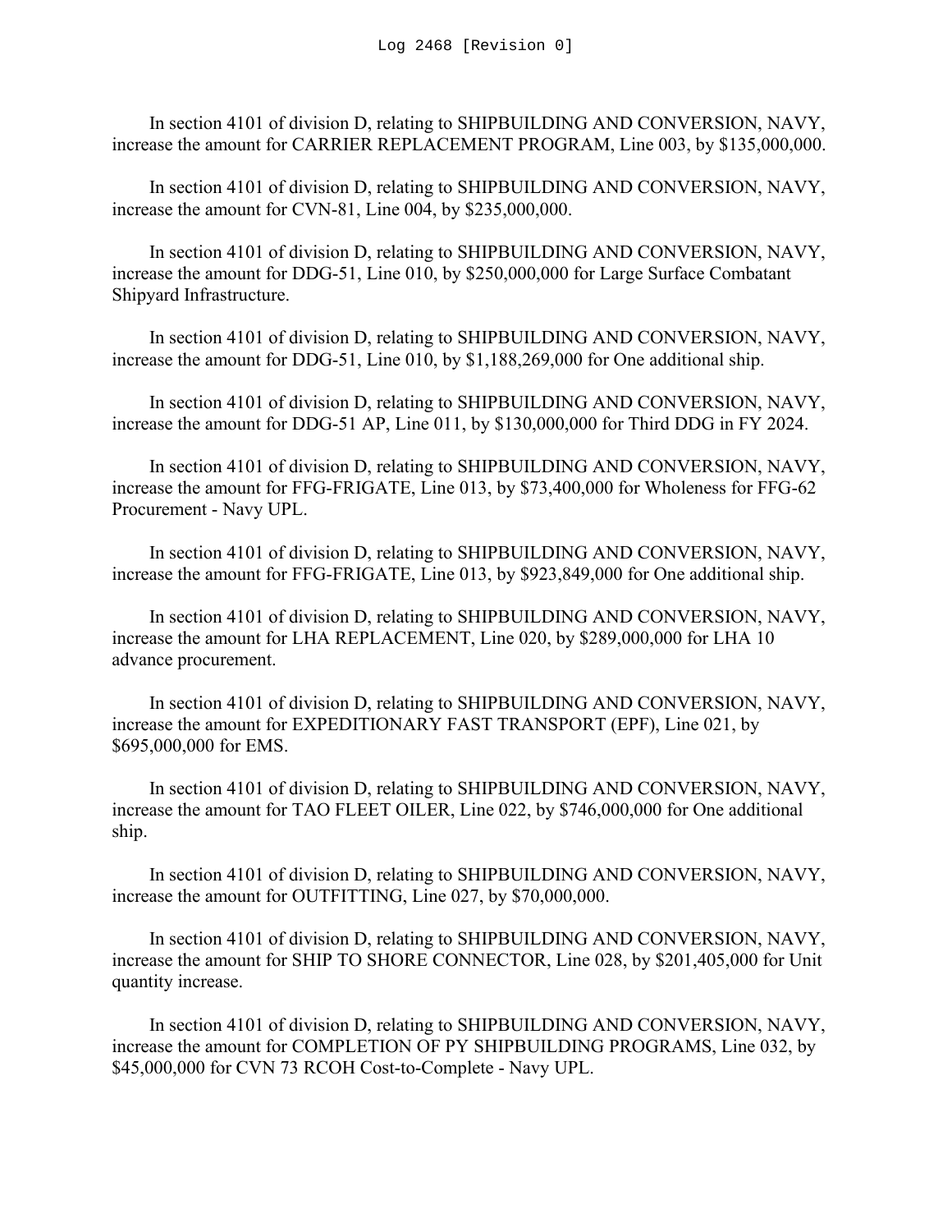In section 4101 of division D, relating to SHIPBUILDING AND CONVERSION, NAVY, increase the amount for CARRIER REPLACEMENT PROGRAM, Line 003, by $135,000,000.

In section 4101 of division D, relating to SHIPBUILDING AND CONVERSION, NAVY, increase the amount for CVN-81, Line 004, by $235,000,000.

In section 4101 of division D, relating to SHIPBUILDING AND CONVERSION, NAVY, increase the amount for DDG-51, Line 010, by $250,000,000 for Large Surface Combatant Shipyard Infrastructure.

In section 4101 of division D, relating to SHIPBUILDING AND CONVERSION, NAVY, increase the amount for DDG-51, Line 010, by $1,188,269,000 for One additional ship.

In section 4101 of division D, relating to SHIPBUILDING AND CONVERSION, NAVY, increase the amount for DDG-51 AP, Line 011, by $130,000,000 for Third DDG in FY 2024.

In section 4101 of division D, relating to SHIPBUILDING AND CONVERSION, NAVY, increase the amount for FFG-FRIGATE, Line 013, by $73,400,000 for Wholeness for FFG-62 Procurement - Navy UPL.

In section 4101 of division D, relating to SHIPBUILDING AND CONVERSION, NAVY, increase the amount for FFG-FRIGATE, Line 013, by $923,849,000 for One additional ship.

In section 4101 of division D, relating to SHIPBUILDING AND CONVERSION, NAVY, increase the amount for LHA REPLACEMENT, Line 020, by $289,000,000 for LHA 10 advance procurement.

In section 4101 of division D, relating to SHIPBUILDING AND CONVERSION, NAVY, increase the amount for EXPEDITIONARY FAST TRANSPORT (EPF), Line 021, by $695,000,000 for EMS.

In section 4101 of division D, relating to SHIPBUILDING AND CONVERSION, NAVY, increase the amount for TAO FLEET OILER, Line 022, by $746,000,000 for One additional ship.

In section 4101 of division D, relating to SHIPBUILDING AND CONVERSION, NAVY, increase the amount for OUTFITTING, Line 027, by $70,000,000.

In section 4101 of division D, relating to SHIPBUILDING AND CONVERSION, NAVY, increase the amount for SHIP TO SHORE CONNECTOR, Line 028, by $201,405,000 for Unit quantity increase.

In section 4101 of division D, relating to SHIPBUILDING AND CONVERSION, NAVY, increase the amount for COMPLETION OF PY SHIPBUILDING PROGRAMS, Line 032, by $45,000,000 for CVN 73 RCOH Cost-to-Complete - Navy UPL.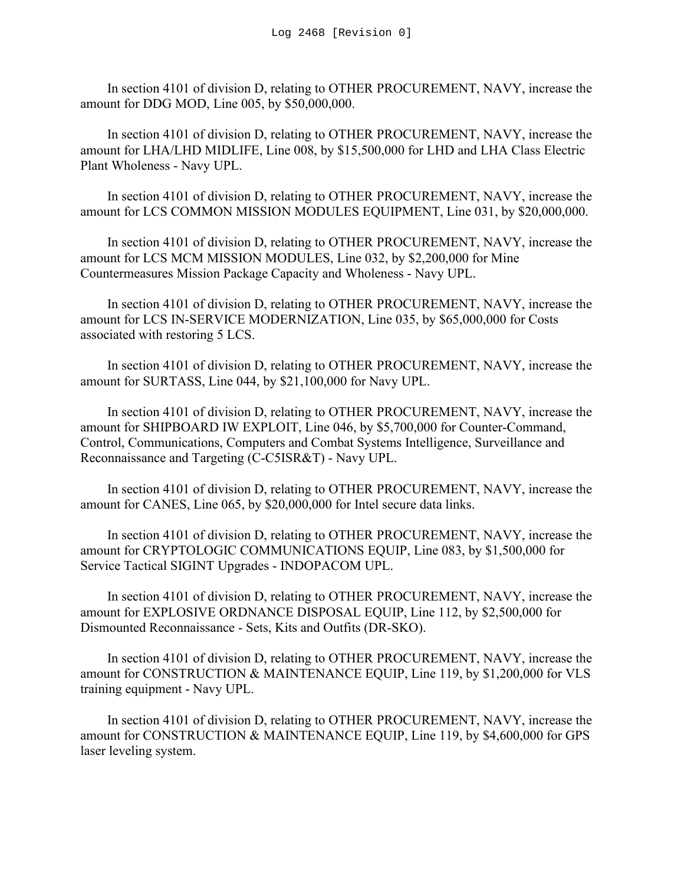In section 4101 of division D, relating to OTHER PROCUREMENT, NAVY, increase the amount for DDG MOD, Line 005, by $50,000,000.

In section 4101 of division D, relating to OTHER PROCUREMENT, NAVY, increase the amount for LHA/LHD MIDLIFE, Line 008, by $15,500,000 for LHD and LHA Class Electric Plant Wholeness - Navy UPL.

In section 4101 of division D, relating to OTHER PROCUREMENT, NAVY, increase the amount for LCS COMMON MISSION MODULES EQUIPMENT, Line 031, by $20,000,000.

In section 4101 of division D, relating to OTHER PROCUREMENT, NAVY, increase the amount for LCS MCM MISSION MODULES, Line 032, by $2,200,000 for Mine Countermeasures Mission Package Capacity and Wholeness - Navy UPL.

In section 4101 of division D, relating to OTHER PROCUREMENT, NAVY, increase the amount for LCS IN-SERVICE MODERNIZATION, Line 035, by $65,000,000 for Costs associated with restoring 5 LCS.

In section 4101 of division D, relating to OTHER PROCUREMENT, NAVY, increase the amount for SURTASS, Line 044, by $21,100,000 for Navy UPL.

In section 4101 of division D, relating to OTHER PROCUREMENT, NAVY, increase the amount for SHIPBOARD IW EXPLOIT, Line 046, by $5,700,000 for Counter-Command, Control, Communications, Computers and Combat Systems Intelligence, Surveillance and Reconnaissance and Targeting (C-C5ISR&T) - Navy UPL.

In section 4101 of division D, relating to OTHER PROCUREMENT, NAVY, increase the amount for CANES, Line 065, by $20,000,000 for Intel secure data links.

In section 4101 of division D, relating to OTHER PROCUREMENT, NAVY, increase the amount for CRYPTOLOGIC COMMUNICATIONS EQUIP, Line 083, by $1,500,000 for Service Tactical SIGINT Upgrades - INDOPACOM UPL.

In section 4101 of division D, relating to OTHER PROCUREMENT, NAVY, increase the amount for EXPLOSIVE ORDNANCE DISPOSAL EQUIP, Line 112, by $2,500,000 for Dismounted Reconnaissance - Sets, Kits and Outfits (DR-SKO).

In section 4101 of division D, relating to OTHER PROCUREMENT, NAVY, increase the amount for CONSTRUCTION & MAINTENANCE EQUIP, Line 119, by $1,200,000 for VLS training equipment - Navy UPL.

In section 4101 of division D, relating to OTHER PROCUREMENT, NAVY, increase the amount for CONSTRUCTION & MAINTENANCE EQUIP, Line 119, by $4,600,000 for GPS laser leveling system.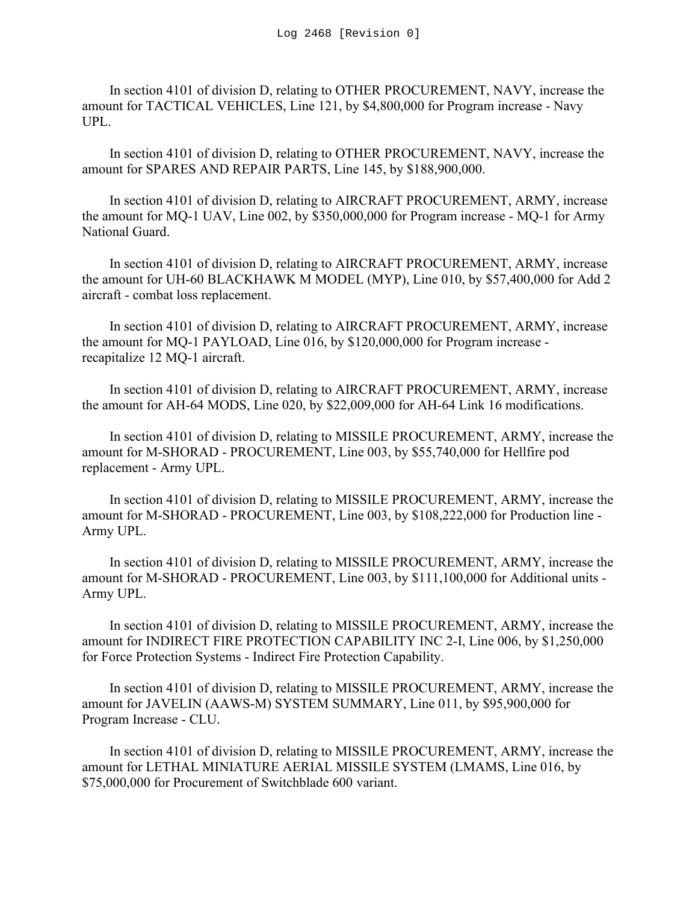In section 4101 of division D, relating to OTHER PROCUREMENT, NAVY, increase the amount for TACTICAL VEHICLES, Line 121, by $4,800,000 for Program increase - Navy UPL.

In section 4101 of division D, relating to OTHER PROCUREMENT, NAVY, increase the amount for SPARES AND REPAIR PARTS, Line 145, by $188,900,000.

In section 4101 of division D, relating to AIRCRAFT PROCUREMENT, ARMY, increase the amount for MQ-1 UAV, Line 002, by $350,000,000 for Program increase - MQ-1 for Army National Guard.

In section 4101 of division D, relating to AIRCRAFT PROCUREMENT, ARMY, increase the amount for UH-60 BLACKHAWK M MODEL (MYP), Line 010, by $57,400,000 for Add 2 aircraft - combat loss replacement.

In section 4101 of division D, relating to AIRCRAFT PROCUREMENT, ARMY, increase the amount for MQ-1 PAYLOAD, Line 016, by $120,000,000 for Program increase - recapitalize 12 MQ-1 aircraft.

In section 4101 of division D, relating to AIRCRAFT PROCUREMENT, ARMY, increase the amount for AH-64 MODS, Line 020, by $22,009,000 for AH-64 Link 16 modifications.

In section 4101 of division D, relating to MISSILE PROCUREMENT, ARMY, increase the amount for M-SHORAD - PROCUREMENT, Line 003, by $55,740,000 for Hellfire pod replacement - Army UPL.

In section 4101 of division D, relating to MISSILE PROCUREMENT, ARMY, increase the amount for M-SHORAD - PROCUREMENT, Line 003, by $108,222,000 for Production line - Army UPL.

In section 4101 of division D, relating to MISSILE PROCUREMENT, ARMY, increase the amount for M-SHORAD - PROCUREMENT, Line 003, by $111,100,000 for Additional units - Army UPL.

In section 4101 of division D, relating to MISSILE PROCUREMENT, ARMY, increase the amount for INDIRECT FIRE PROTECTION CAPABILITY INC 2-I, Line 006, by $1,250,000 for Force Protection Systems - Indirect Fire Protection Capability.

In section 4101 of division D, relating to MISSILE PROCUREMENT, ARMY, increase the amount for JAVELIN (AAWS-M) SYSTEM SUMMARY, Line 011, by $95,900,000 for Program Increase - CLU.

In section 4101 of division D, relating to MISSILE PROCUREMENT, ARMY, increase the amount for LETHAL MINIATURE AERIAL MISSILE SYSTEM (LMAMS, Line 016, by $75,000,000 for Procurement of Switchblade 600 variant.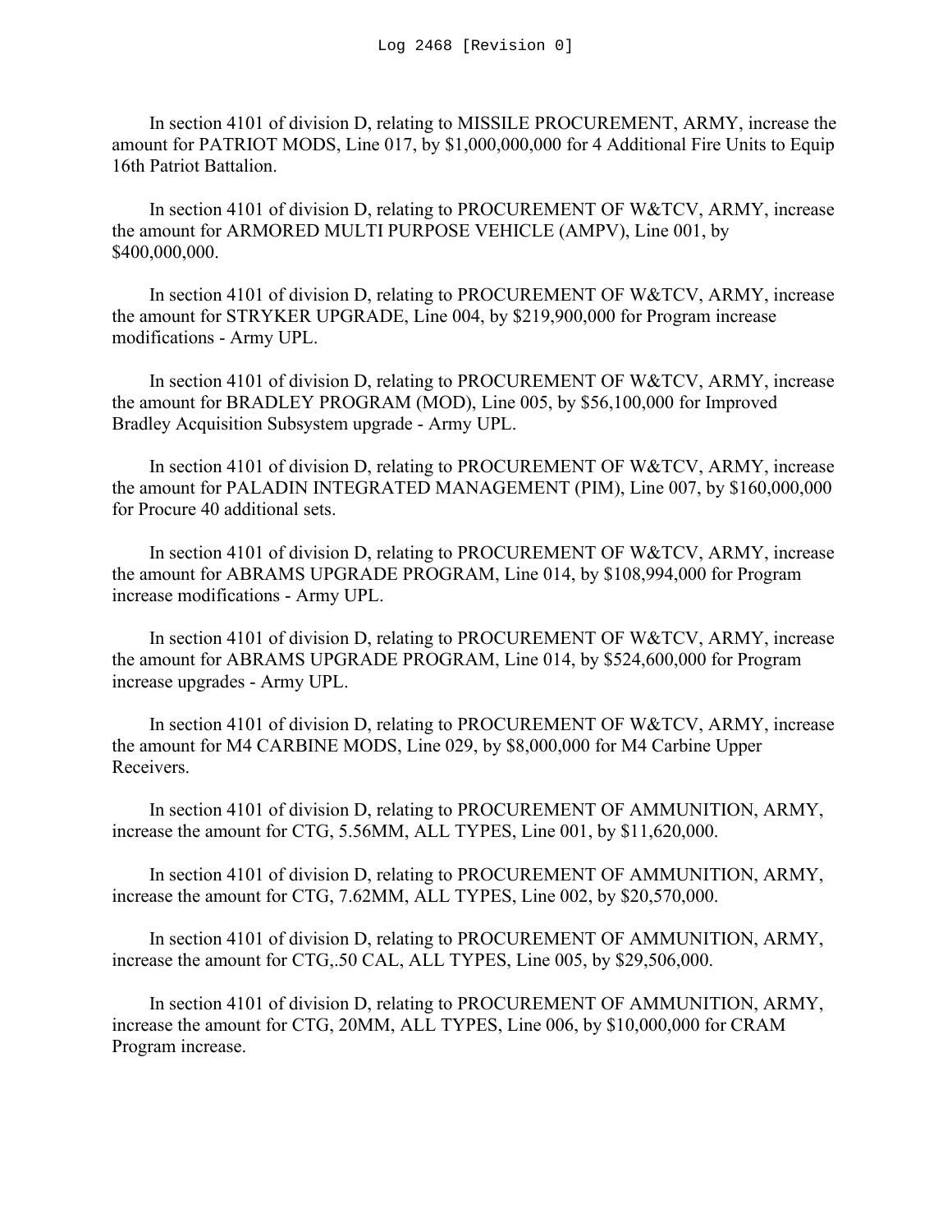In section 4101 of division D, relating to MISSILE PROCUREMENT, ARMY, increase the amount for PATRIOT MODS, Line 017, by $1,000,000,000 for 4 Additional Fire Units to Equip 16th Patriot Battalion.

In section 4101 of division D, relating to PROCUREMENT OF W&TCV, ARMY, increase the amount for ARMORED MULTI PURPOSE VEHICLE (AMPV), Line 001, by $400,000,000.

In section 4101 of division D, relating to PROCUREMENT OF W&TCV, ARMY, increase the amount for STRYKER UPGRADE, Line 004, by $219,900,000 for Program increase modifications - Army UPL.

In section 4101 of division D, relating to PROCUREMENT OF W&TCV, ARMY, increase the amount for BRADLEY PROGRAM (MOD), Line 005, by $56,100,000 for Improved Bradley Acquisition Subsystem upgrade - Army UPL.

In section 4101 of division D, relating to PROCUREMENT OF W&TCV, ARMY, increase the amount for PALADIN INTEGRATED MANAGEMENT (PIM), Line 007, by $160,000,000 for Procure 40 additional sets.

In section 4101 of division D, relating to PROCUREMENT OF W&TCV, ARMY, increase the amount for ABRAMS UPGRADE PROGRAM, Line 014, by $108,994,000 for Program increase modifications - Army UPL.

In section 4101 of division D, relating to PROCUREMENT OF W&TCV, ARMY, increase the amount for ABRAMS UPGRADE PROGRAM, Line 014, by $524,600,000 for Program increase upgrades - Army UPL.

In section 4101 of division D, relating to PROCUREMENT OF W&TCV, ARMY, increase the amount for M4 CARBINE MODS, Line 029, by $8,000,000 for M4 Carbine Upper Receivers.

In section 4101 of division D, relating to PROCUREMENT OF AMMUNITION, ARMY, increase the amount for CTG, 5.56MM, ALL TYPES, Line 001, by $11,620,000.

In section 4101 of division D, relating to PROCUREMENT OF AMMUNITION, ARMY, increase the amount for CTG, 7.62MM, ALL TYPES, Line 002, by $20,570,000.

In section 4101 of division D, relating to PROCUREMENT OF AMMUNITION, ARMY, increase the amount for CTG,.50 CAL, ALL TYPES, Line 005, by $29,506,000.

In section 4101 of division D, relating to PROCUREMENT OF AMMUNITION, ARMY, increase the amount for CTG, 20MM, ALL TYPES, Line 006, by $10,000,000 for CRAM Program increase.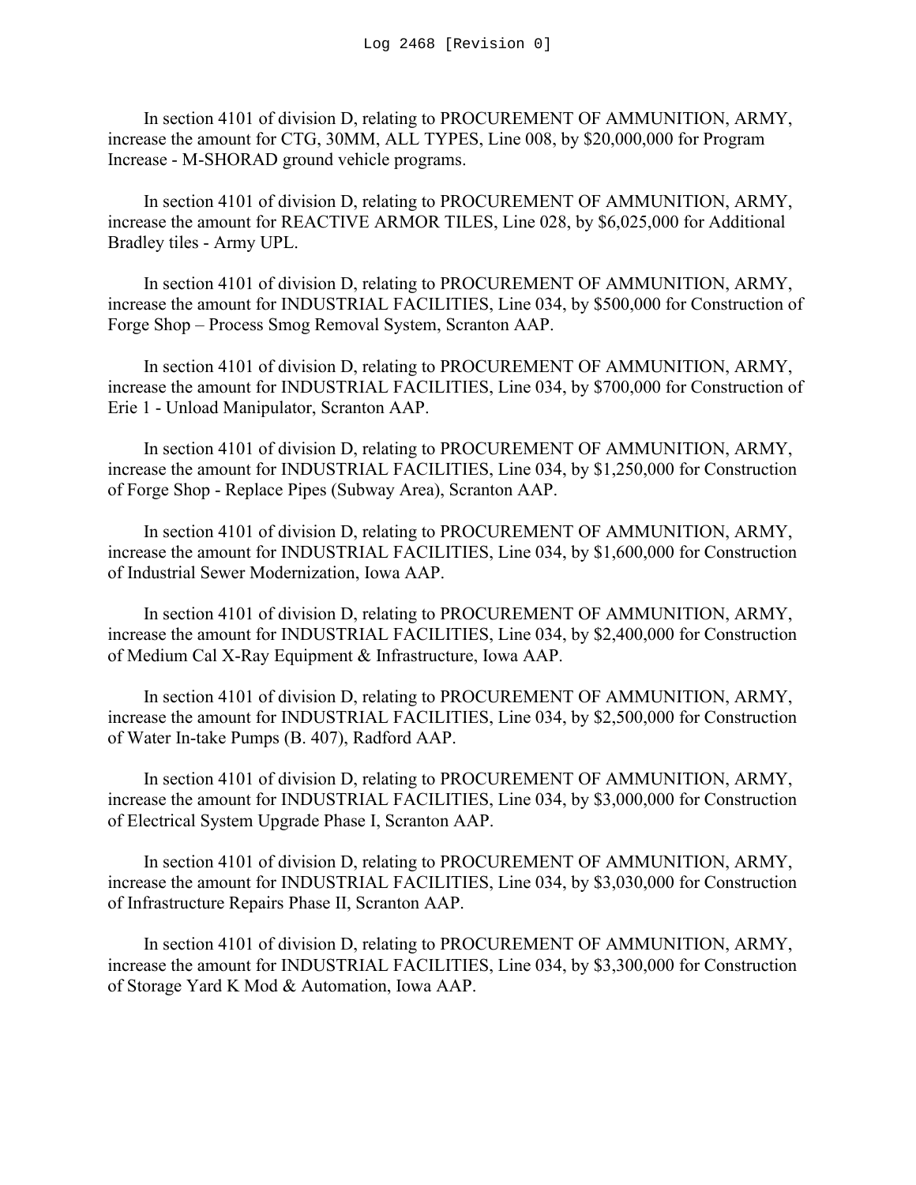In section 4101 of division D, relating to PROCUREMENT OF AMMUNITION, ARMY, increase the amount for CTG, 30MM, ALL TYPES, Line 008, by $20,000,000 for Program Increase - M-SHORAD ground vehicle programs.

In section 4101 of division D, relating to PROCUREMENT OF AMMUNITION, ARMY, increase the amount for REACTIVE ARMOR TILES, Line 028, by $6,025,000 for Additional Bradley tiles - Army UPL.

In section 4101 of division D, relating to PROCUREMENT OF AMMUNITION, ARMY, increase the amount for INDUSTRIAL FACILITIES, Line 034, by $500,000 for Construction of Forge Shop – Process Smog Removal System, Scranton AAP.

In section 4101 of division D, relating to PROCUREMENT OF AMMUNITION, ARMY, increase the amount for INDUSTRIAL FACILITIES, Line 034, by $700,000 for Construction of Erie 1 - Unload Manipulator, Scranton AAP.

In section 4101 of division D, relating to PROCUREMENT OF AMMUNITION, ARMY, increase the amount for INDUSTRIAL FACILITIES, Line 034, by $1,250,000 for Construction of Forge Shop - Replace Pipes (Subway Area), Scranton AAP.

In section 4101 of division D, relating to PROCUREMENT OF AMMUNITION, ARMY, increase the amount for INDUSTRIAL FACILITIES, Line 034, by $1,600,000 for Construction of Industrial Sewer Modernization, Iowa AAP.

In section 4101 of division D, relating to PROCUREMENT OF AMMUNITION, ARMY, increase the amount for INDUSTRIAL FACILITIES, Line 034, by $2,400,000 for Construction of Medium Cal X-Ray Equipment & Infrastructure, Iowa AAP.

In section 4101 of division D, relating to PROCUREMENT OF AMMUNITION, ARMY, increase the amount for INDUSTRIAL FACILITIES, Line 034, by $2,500,000 for Construction of Water In-take Pumps (B. 407), Radford AAP.

In section 4101 of division D, relating to PROCUREMENT OF AMMUNITION, ARMY, increase the amount for INDUSTRIAL FACILITIES, Line 034, by $3,000,000 for Construction of Electrical System Upgrade Phase I, Scranton AAP.

In section 4101 of division D, relating to PROCUREMENT OF AMMUNITION, ARMY, increase the amount for INDUSTRIAL FACILITIES, Line 034, by $3,030,000 for Construction of Infrastructure Repairs Phase II, Scranton AAP.

In section 4101 of division D, relating to PROCUREMENT OF AMMUNITION, ARMY, increase the amount for INDUSTRIAL FACILITIES, Line 034, by $3,300,000 for Construction of Storage Yard K Mod & Automation, Iowa AAP.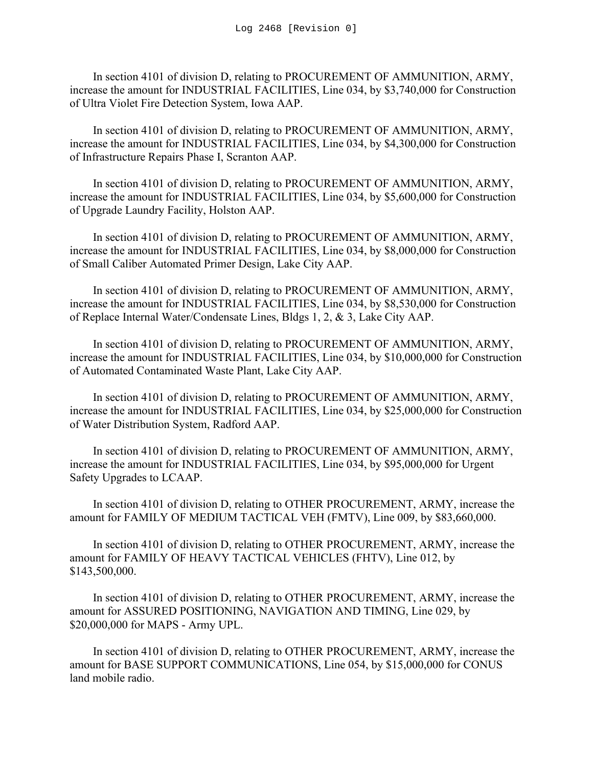In section 4101 of division D, relating to PROCUREMENT OF AMMUNITION, ARMY, increase the amount for INDUSTRIAL FACILITIES, Line 034, by $3,740,000 for Construction of Ultra Violet Fire Detection System, Iowa AAP.

In section 4101 of division D, relating to PROCUREMENT OF AMMUNITION, ARMY, increase the amount for INDUSTRIAL FACILITIES, Line 034, by $4,300,000 for Construction of Infrastructure Repairs Phase I, Scranton AAP.

In section 4101 of division D, relating to PROCUREMENT OF AMMUNITION, ARMY, increase the amount for INDUSTRIAL FACILITIES, Line 034, by $5,600,000 for Construction of Upgrade Laundry Facility, Holston AAP.

In section 4101 of division D, relating to PROCUREMENT OF AMMUNITION, ARMY, increase the amount for INDUSTRIAL FACILITIES, Line 034, by $8,000,000 for Construction of Small Caliber Automated Primer Design, Lake City AAP.

In section 4101 of division D, relating to PROCUREMENT OF AMMUNITION, ARMY, increase the amount for INDUSTRIAL FACILITIES, Line 034, by $8,530,000 for Construction of Replace Internal Water/Condensate Lines, Bldgs 1, 2, & 3, Lake City AAP.

In section 4101 of division D, relating to PROCUREMENT OF AMMUNITION, ARMY, increase the amount for INDUSTRIAL FACILITIES, Line 034, by $10,000,000 for Construction of Automated Contaminated Waste Plant, Lake City AAP.

In section 4101 of division D, relating to PROCUREMENT OF AMMUNITION, ARMY, increase the amount for INDUSTRIAL FACILITIES, Line 034, by $25,000,000 for Construction of Water Distribution System, Radford AAP.

In section 4101 of division D, relating to PROCUREMENT OF AMMUNITION, ARMY, increase the amount for INDUSTRIAL FACILITIES, Line 034, by $95,000,000 for Urgent Safety Upgrades to LCAAP.

In section 4101 of division D, relating to OTHER PROCUREMENT, ARMY, increase the amount for FAMILY OF MEDIUM TACTICAL VEH (FMTV), Line 009, by $83,660,000.

In section 4101 of division D, relating to OTHER PROCUREMENT, ARMY, increase the amount for FAMILY OF HEAVY TACTICAL VEHICLES (FHTV), Line 012, by $143,500,000.

In section 4101 of division D, relating to OTHER PROCUREMENT, ARMY, increase the amount for ASSURED POSITIONING, NAVIGATION AND TIMING, Line 029, by $20,000,000 for MAPS - Army UPL.

In section 4101 of division D, relating to OTHER PROCUREMENT, ARMY, increase the amount for BASE SUPPORT COMMUNICATIONS, Line 054, by $15,000,000 for CONUS land mobile radio.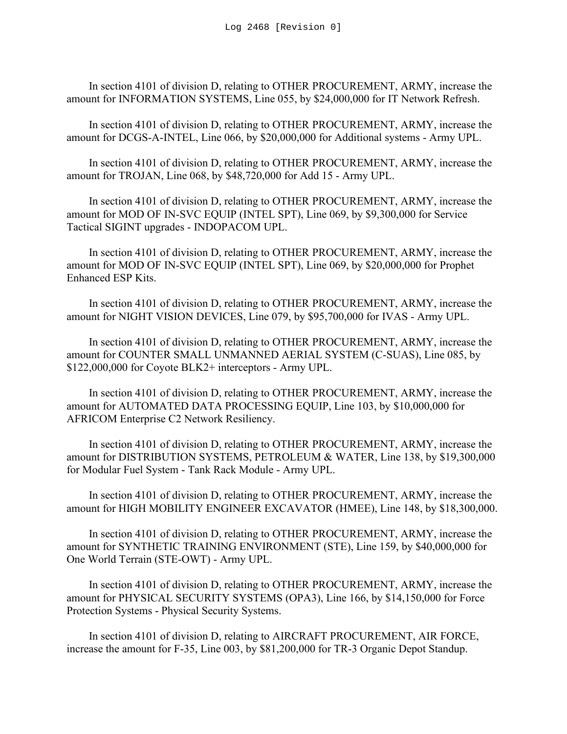In section 4101 of division D, relating to OTHER PROCUREMENT, ARMY, increase the amount for INFORMATION SYSTEMS, Line 055, by $24,000,000 for IT Network Refresh.

In section 4101 of division D, relating to OTHER PROCUREMENT, ARMY, increase the amount for DCGS-A-INTEL, Line 066, by $20,000,000 for Additional systems - Army UPL.

In section 4101 of division D, relating to OTHER PROCUREMENT, ARMY, increase the amount for TROJAN, Line 068, by $48,720,000 for Add 15 - Army UPL.

In section 4101 of division D, relating to OTHER PROCUREMENT, ARMY, increase the amount for MOD OF IN-SVC EQUIP (INTEL SPT), Line 069, by $9,300,000 for Service Tactical SIGINT upgrades - INDOPACOM UPL.

In section 4101 of division D, relating to OTHER PROCUREMENT, ARMY, increase the amount for MOD OF IN-SVC EQUIP (INTEL SPT), Line 069, by $20,000,000 for Prophet Enhanced ESP Kits.

In section 4101 of division D, relating to OTHER PROCUREMENT, ARMY, increase the amount for NIGHT VISION DEVICES, Line 079, by $95,700,000 for IVAS - Army UPL.

In section 4101 of division D, relating to OTHER PROCUREMENT, ARMY, increase the amount for COUNTER SMALL UNMANNED AERIAL SYSTEM (C-SUAS), Line 085, by $122,000,000 for Coyote BLK2+ interceptors - Army UPL.

In section 4101 of division D, relating to OTHER PROCUREMENT, ARMY, increase the amount for AUTOMATED DATA PROCESSING EQUIP, Line 103, by $10,000,000 for AFRICOM Enterprise C2 Network Resiliency.

In section 4101 of division D, relating to OTHER PROCUREMENT, ARMY, increase the amount for DISTRIBUTION SYSTEMS, PETROLEUM & WATER, Line 138, by $19,300,000 for Modular Fuel System - Tank Rack Module - Army UPL.

In section 4101 of division D, relating to OTHER PROCUREMENT, ARMY, increase the amount for HIGH MOBILITY ENGINEER EXCAVATOR (HMEE), Line 148, by $18,300,000.

In section 4101 of division D, relating to OTHER PROCUREMENT, ARMY, increase the amount for SYNTHETIC TRAINING ENVIRONMENT (STE), Line 159, by $40,000,000 for One World Terrain (STE-OWT) - Army UPL.

In section 4101 of division D, relating to OTHER PROCUREMENT, ARMY, increase the amount for PHYSICAL SECURITY SYSTEMS (OPA3), Line 166, by $14,150,000 for Force Protection Systems - Physical Security Systems.

In section 4101 of division D, relating to AIRCRAFT PROCUREMENT, AIR FORCE, increase the amount for F-35, Line 003, by $81,200,000 for TR-3 Organic Depot Standup.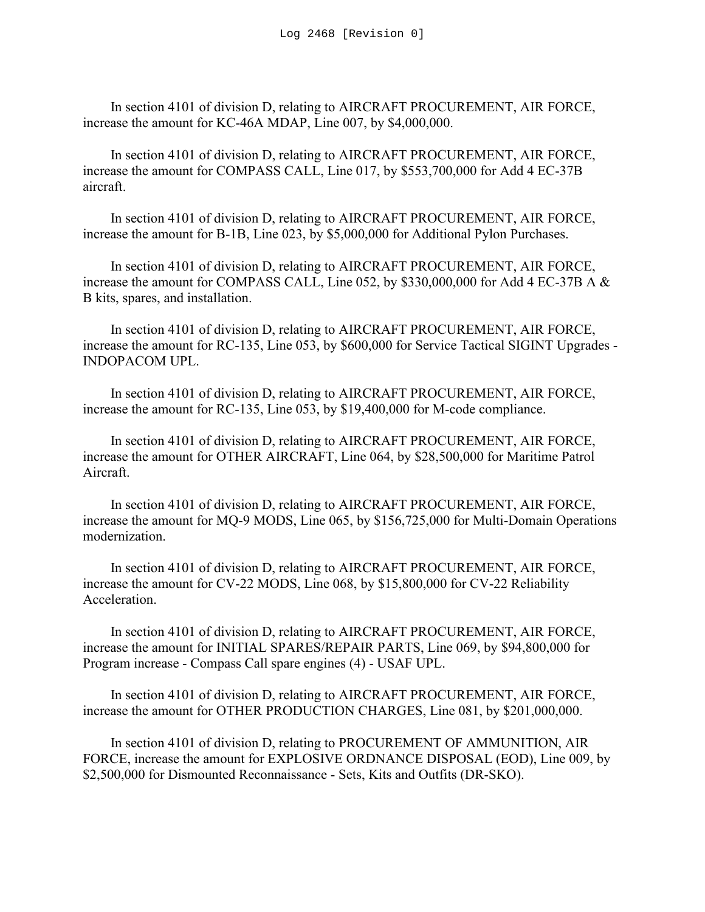In section 4101 of division D, relating to AIRCRAFT PROCUREMENT, AIR FORCE, increase the amount for KC-46A MDAP, Line 007, by $4,000,000.

In section 4101 of division D, relating to AIRCRAFT PROCUREMENT, AIR FORCE, increase the amount for COMPASS CALL, Line 017, by $553,700,000 for Add 4 EC-37B aircraft.

In section 4101 of division D, relating to AIRCRAFT PROCUREMENT, AIR FORCE, increase the amount for B-1B, Line 023, by $5,000,000 for Additional Pylon Purchases.

In section 4101 of division D, relating to AIRCRAFT PROCUREMENT, AIR FORCE, increase the amount for COMPASS CALL, Line 052, by $330,000,000 for Add 4 EC-37B A & B kits, spares, and installation.

In section 4101 of division D, relating to AIRCRAFT PROCUREMENT, AIR FORCE, increase the amount for RC-135, Line 053, by $600,000 for Service Tactical SIGINT Upgrades - INDOPACOM UPL.

In section 4101 of division D, relating to AIRCRAFT PROCUREMENT, AIR FORCE, increase the amount for RC-135, Line 053, by $19,400,000 for M-code compliance.

In section 4101 of division D, relating to AIRCRAFT PROCUREMENT, AIR FORCE, increase the amount for OTHER AIRCRAFT, Line 064, by $28,500,000 for Maritime Patrol Aircraft.

In section 4101 of division D, relating to AIRCRAFT PROCUREMENT, AIR FORCE, increase the amount for MQ-9 MODS, Line 065, by $156,725,000 for Multi-Domain Operations modernization.

In section 4101 of division D, relating to AIRCRAFT PROCUREMENT, AIR FORCE, increase the amount for CV-22 MODS, Line 068, by $15,800,000 for CV-22 Reliability Acceleration.

In section 4101 of division D, relating to AIRCRAFT PROCUREMENT, AIR FORCE, increase the amount for INITIAL SPARES/REPAIR PARTS, Line 069, by $94,800,000 for Program increase - Compass Call spare engines (4) - USAF UPL.

In section 4101 of division D, relating to AIRCRAFT PROCUREMENT, AIR FORCE, increase the amount for OTHER PRODUCTION CHARGES, Line 081, by $201,000,000.

In section 4101 of division D, relating to PROCUREMENT OF AMMUNITION, AIR FORCE, increase the amount for EXPLOSIVE ORDNANCE DISPOSAL (EOD), Line 009, by $2,500,000 for Dismounted Reconnaissance - Sets, Kits and Outfits (DR-SKO).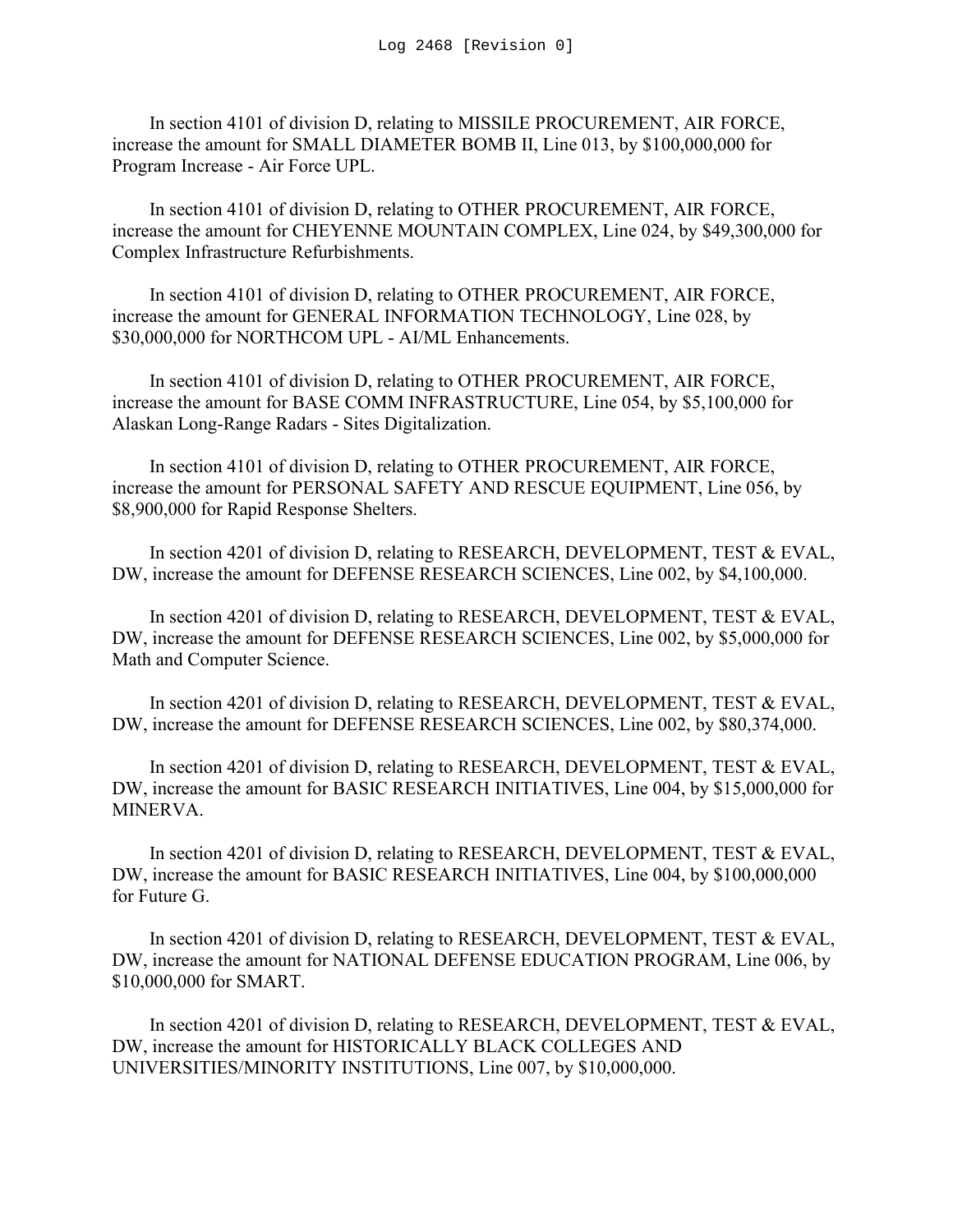In section 4101 of division D, relating to MISSILE PROCUREMENT, AIR FORCE, increase the amount for SMALL DIAMETER BOMB II, Line 013, by $100,000,000 for Program Increase - Air Force UPL.

In section 4101 of division D, relating to OTHER PROCUREMENT, AIR FORCE, increase the amount for CHEYENNE MOUNTAIN COMPLEX, Line 024, by $49,300,000 for Complex Infrastructure Refurbishments.

In section 4101 of division D, relating to OTHER PROCUREMENT, AIR FORCE, increase the amount for GENERAL INFORMATION TECHNOLOGY, Line 028, by $30,000,000 for NORTHCOM UPL - AI/ML Enhancements.

In section 4101 of division D, relating to OTHER PROCUREMENT, AIR FORCE, increase the amount for BASE COMM INFRASTRUCTURE, Line 054, by $5,100,000 for Alaskan Long-Range Radars - Sites Digitalization.

In section 4101 of division D, relating to OTHER PROCUREMENT, AIR FORCE, increase the amount for PERSONAL SAFETY AND RESCUE EQUIPMENT, Line 056, by $8,900,000 for Rapid Response Shelters.

In section 4201 of division D, relating to RESEARCH, DEVELOPMENT, TEST & EVAL, DW, increase the amount for DEFENSE RESEARCH SCIENCES, Line 002, by $4,100,000.

In section 4201 of division D, relating to RESEARCH, DEVELOPMENT, TEST & EVAL, DW, increase the amount for DEFENSE RESEARCH SCIENCES, Line 002, by $5,000,000 for Math and Computer Science.

In section 4201 of division D, relating to RESEARCH, DEVELOPMENT, TEST & EVAL, DW, increase the amount for DEFENSE RESEARCH SCIENCES, Line 002, by $80,374,000.

In section 4201 of division D, relating to RESEARCH, DEVELOPMENT, TEST & EVAL, DW, increase the amount for BASIC RESEARCH INITIATIVES, Line 004, by $15,000,000 for MINERVA.

In section 4201 of division D, relating to RESEARCH, DEVELOPMENT, TEST & EVAL, DW, increase the amount for BASIC RESEARCH INITIATIVES, Line 004, by $100,000,000 for Future G.

In section 4201 of division D, relating to RESEARCH, DEVELOPMENT, TEST & EVAL, DW, increase the amount for NATIONAL DEFENSE EDUCATION PROGRAM, Line 006, by $10,000,000 for SMART.

In section 4201 of division D, relating to RESEARCH, DEVELOPMENT, TEST & EVAL, DW, increase the amount for HISTORICALLY BLACK COLLEGES AND UNIVERSITIES/MINORITY INSTITUTIONS, Line 007, by $10,000,000.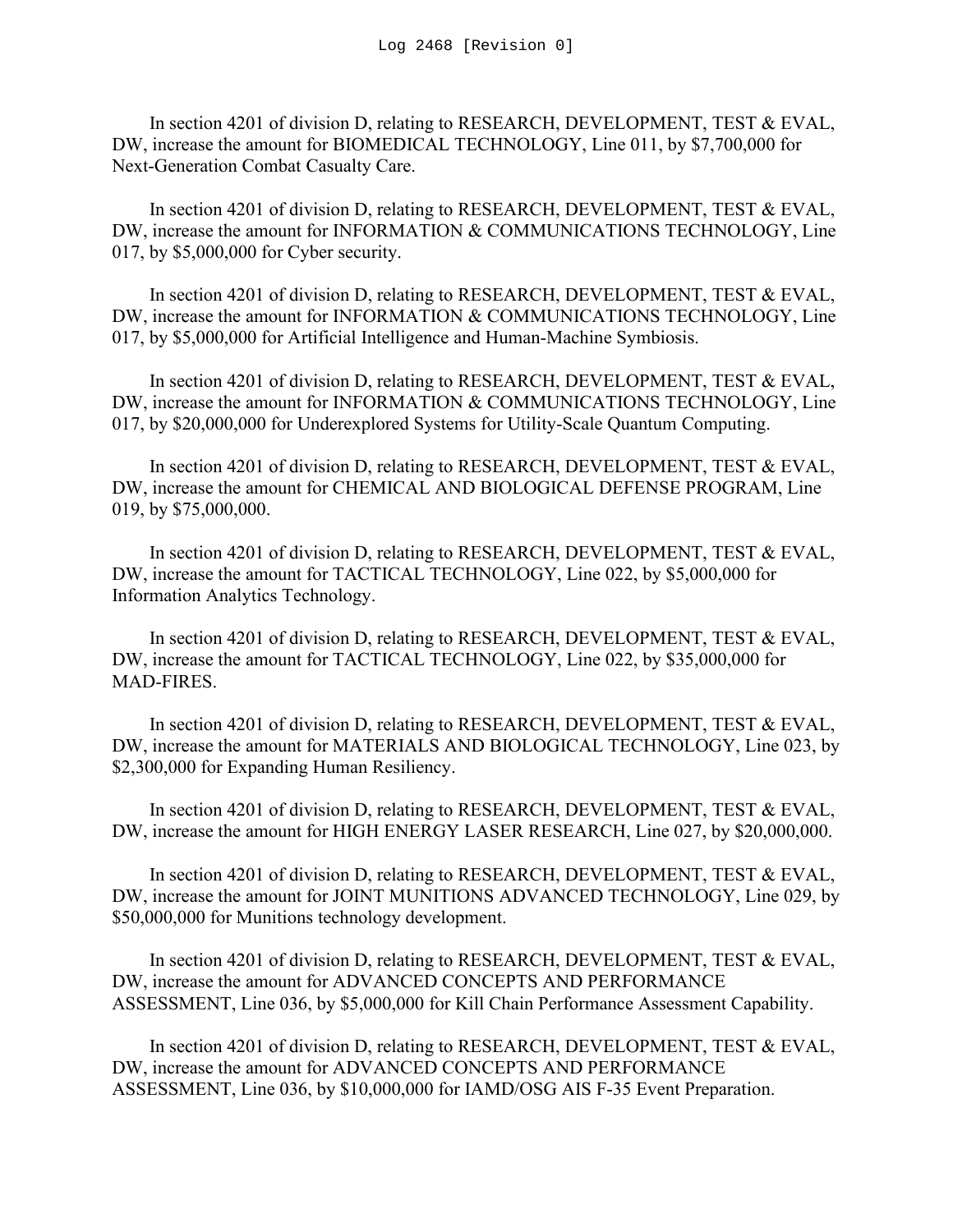In section 4201 of division D, relating to RESEARCH, DEVELOPMENT, TEST & EVAL, DW, increase the amount for BIOMEDICAL TECHNOLOGY, Line 011, by $7,700,000 for Next-Generation Combat Casualty Care.

In section 4201 of division D, relating to RESEARCH, DEVELOPMENT, TEST & EVAL, DW, increase the amount for INFORMATION & COMMUNICATIONS TECHNOLOGY, Line 017, by $5,000,000 for Cyber security.

In section 4201 of division D, relating to RESEARCH, DEVELOPMENT, TEST & EVAL, DW, increase the amount for INFORMATION & COMMUNICATIONS TECHNOLOGY, Line 017, by $5,000,000 for Artificial Intelligence and Human-Machine Symbiosis.

In section 4201 of division D, relating to RESEARCH, DEVELOPMENT, TEST & EVAL, DW, increase the amount for INFORMATION & COMMUNICATIONS TECHNOLOGY, Line 017, by $20,000,000 for Underexplored Systems for Utility-Scale Quantum Computing.

In section 4201 of division D, relating to RESEARCH, DEVELOPMENT, TEST & EVAL, DW, increase the amount for CHEMICAL AND BIOLOGICAL DEFENSE PROGRAM, Line 019, by $75,000,000.

In section 4201 of division D, relating to RESEARCH, DEVELOPMENT, TEST & EVAL, DW, increase the amount for TACTICAL TECHNOLOGY, Line 022, by $5,000,000 for Information Analytics Technology.

In section 4201 of division D, relating to RESEARCH, DEVELOPMENT, TEST & EVAL, DW, increase the amount for TACTICAL TECHNOLOGY, Line 022, by $35,000,000 for MAD-FIRES.

In section 4201 of division D, relating to RESEARCH, DEVELOPMENT, TEST & EVAL, DW, increase the amount for MATERIALS AND BIOLOGICAL TECHNOLOGY, Line 023, by $2,300,000 for Expanding Human Resiliency.

In section 4201 of division D, relating to RESEARCH, DEVELOPMENT, TEST & EVAL, DW, increase the amount for HIGH ENERGY LASER RESEARCH, Line 027, by $20,000,000.

In section 4201 of division D, relating to RESEARCH, DEVELOPMENT, TEST & EVAL, DW, increase the amount for JOINT MUNITIONS ADVANCED TECHNOLOGY, Line 029, by $50,000,000 for Munitions technology development.

In section 4201 of division D, relating to RESEARCH, DEVELOPMENT, TEST & EVAL, DW, increase the amount for ADVANCED CONCEPTS AND PERFORMANCE ASSESSMENT, Line 036, by $5,000,000 for Kill Chain Performance Assessment Capability.

In section 4201 of division D, relating to RESEARCH, DEVELOPMENT, TEST & EVAL, DW, increase the amount for ADVANCED CONCEPTS AND PERFORMANCE ASSESSMENT, Line 036, by $10,000,000 for IAMD/OSG AIS F-35 Event Preparation.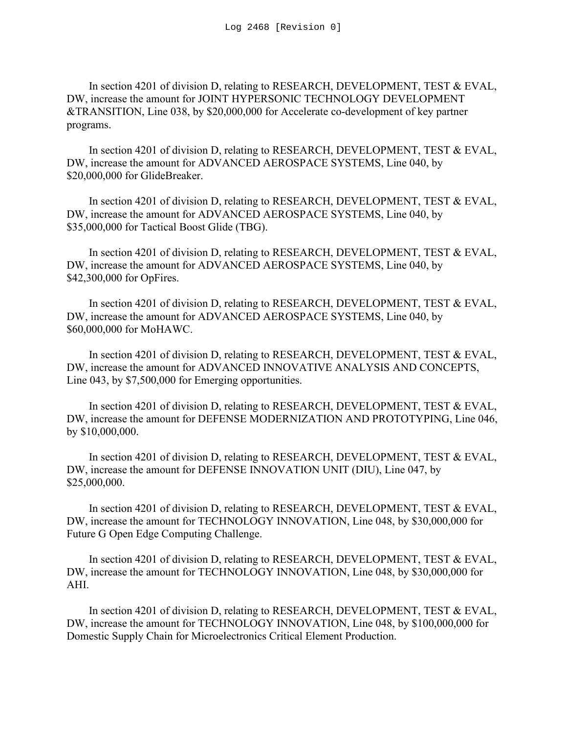In section 4201 of division D, relating to RESEARCH, DEVELOPMENT, TEST & EVAL, DW, increase the amount for JOINT HYPERSONIC TECHNOLOGY DEVELOPMENT &TRANSITION, Line 038, by $20,000,000 for Accelerate co-development of key partner programs.

In section 4201 of division D, relating to RESEARCH, DEVELOPMENT, TEST & EVAL, DW, increase the amount for ADVANCED AEROSPACE SYSTEMS, Line 040, by $20,000,000 for GlideBreaker.

In section 4201 of division D, relating to RESEARCH, DEVELOPMENT, TEST & EVAL, DW, increase the amount for ADVANCED AEROSPACE SYSTEMS, Line 040, by $35,000,000 for Tactical Boost Glide (TBG).

In section 4201 of division D, relating to RESEARCH, DEVELOPMENT, TEST & EVAL, DW, increase the amount for ADVANCED AEROSPACE SYSTEMS, Line 040, by $42,300,000 for OpFires.

In section 4201 of division D, relating to RESEARCH, DEVELOPMENT, TEST & EVAL, DW, increase the amount for ADVANCED AEROSPACE SYSTEMS, Line 040, by $60,000,000 for MoHAWC.

In section 4201 of division D, relating to RESEARCH, DEVELOPMENT, TEST & EVAL, DW, increase the amount for ADVANCED INNOVATIVE ANALYSIS AND CONCEPTS, Line 043, by $7,500,000 for Emerging opportunities.

In section 4201 of division D, relating to RESEARCH, DEVELOPMENT, TEST & EVAL, DW, increase the amount for DEFENSE MODERNIZATION AND PROTOTYPING, Line 046, by $10,000,000.

In section 4201 of division D, relating to RESEARCH, DEVELOPMENT, TEST & EVAL, DW, increase the amount for DEFENSE INNOVATION UNIT (DIU), Line 047, by $25,000,000.

In section 4201 of division D, relating to RESEARCH, DEVELOPMENT, TEST & EVAL, DW, increase the amount for TECHNOLOGY INNOVATION, Line 048, by $30,000,000 for Future G Open Edge Computing Challenge.

In section 4201 of division D, relating to RESEARCH, DEVELOPMENT, TEST & EVAL, DW, increase the amount for TECHNOLOGY INNOVATION, Line 048, by $30,000,000 for AHI.

In section 4201 of division D, relating to RESEARCH, DEVELOPMENT, TEST & EVAL, DW, increase the amount for TECHNOLOGY INNOVATION, Line 048, by $100,000,000 for Domestic Supply Chain for Microelectronics Critical Element Production.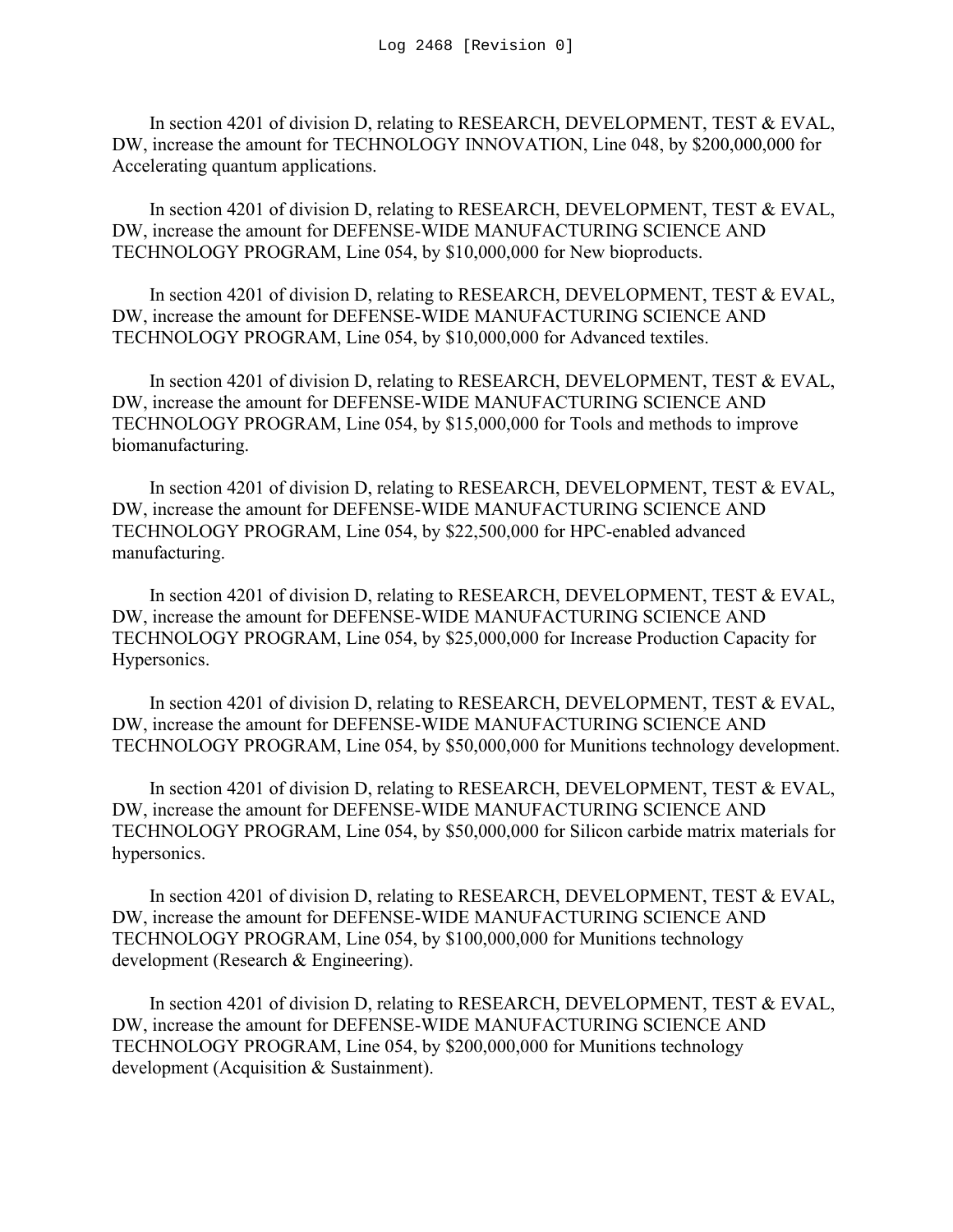In section 4201 of division D, relating to RESEARCH, DEVELOPMENT, TEST & EVAL, DW, increase the amount for TECHNOLOGY INNOVATION, Line 048, by $200,000,000 for Accelerating quantum applications.

In section 4201 of division D, relating to RESEARCH, DEVELOPMENT, TEST & EVAL, DW, increase the amount for DEFENSE-WIDE MANUFACTURING SCIENCE AND TECHNOLOGY PROGRAM, Line 054, by $10,000,000 for New bioproducts.

In section 4201 of division D, relating to RESEARCH, DEVELOPMENT, TEST & EVAL, DW, increase the amount for DEFENSE-WIDE MANUFACTURING SCIENCE AND TECHNOLOGY PROGRAM, Line 054, by $10,000,000 for Advanced textiles.

In section 4201 of division D, relating to RESEARCH, DEVELOPMENT, TEST & EVAL, DW, increase the amount for DEFENSE-WIDE MANUFACTURING SCIENCE AND TECHNOLOGY PROGRAM, Line 054, by $15,000,000 for Tools and methods to improve biomanufacturing.

In section 4201 of division D, relating to RESEARCH, DEVELOPMENT, TEST & EVAL, DW, increase the amount for DEFENSE-WIDE MANUFACTURING SCIENCE AND TECHNOLOGY PROGRAM, Line 054, by $22,500,000 for HPC-enabled advanced manufacturing.

In section 4201 of division D, relating to RESEARCH, DEVELOPMENT, TEST & EVAL, DW, increase the amount for DEFENSE-WIDE MANUFACTURING SCIENCE AND TECHNOLOGY PROGRAM, Line 054, by $25,000,000 for Increase Production Capacity for Hypersonics.

In section 4201 of division D, relating to RESEARCH, DEVELOPMENT, TEST & EVAL, DW, increase the amount for DEFENSE-WIDE MANUFACTURING SCIENCE AND TECHNOLOGY PROGRAM, Line 054, by $50,000,000 for Munitions technology development.

In section 4201 of division D, relating to RESEARCH, DEVELOPMENT, TEST & EVAL, DW, increase the amount for DEFENSE-WIDE MANUFACTURING SCIENCE AND TECHNOLOGY PROGRAM, Line 054, by $50,000,000 for Silicon carbide matrix materials for hypersonics.

In section 4201 of division D, relating to RESEARCH, DEVELOPMENT, TEST & EVAL, DW, increase the amount for DEFENSE-WIDE MANUFACTURING SCIENCE AND TECHNOLOGY PROGRAM, Line 054, by $100,000,000 for Munitions technology development (Research & Engineering).

In section 4201 of division D, relating to RESEARCH, DEVELOPMENT, TEST & EVAL, DW, increase the amount for DEFENSE-WIDE MANUFACTURING SCIENCE AND TECHNOLOGY PROGRAM, Line 054, by $200,000,000 for Munitions technology development (Acquisition & Sustainment).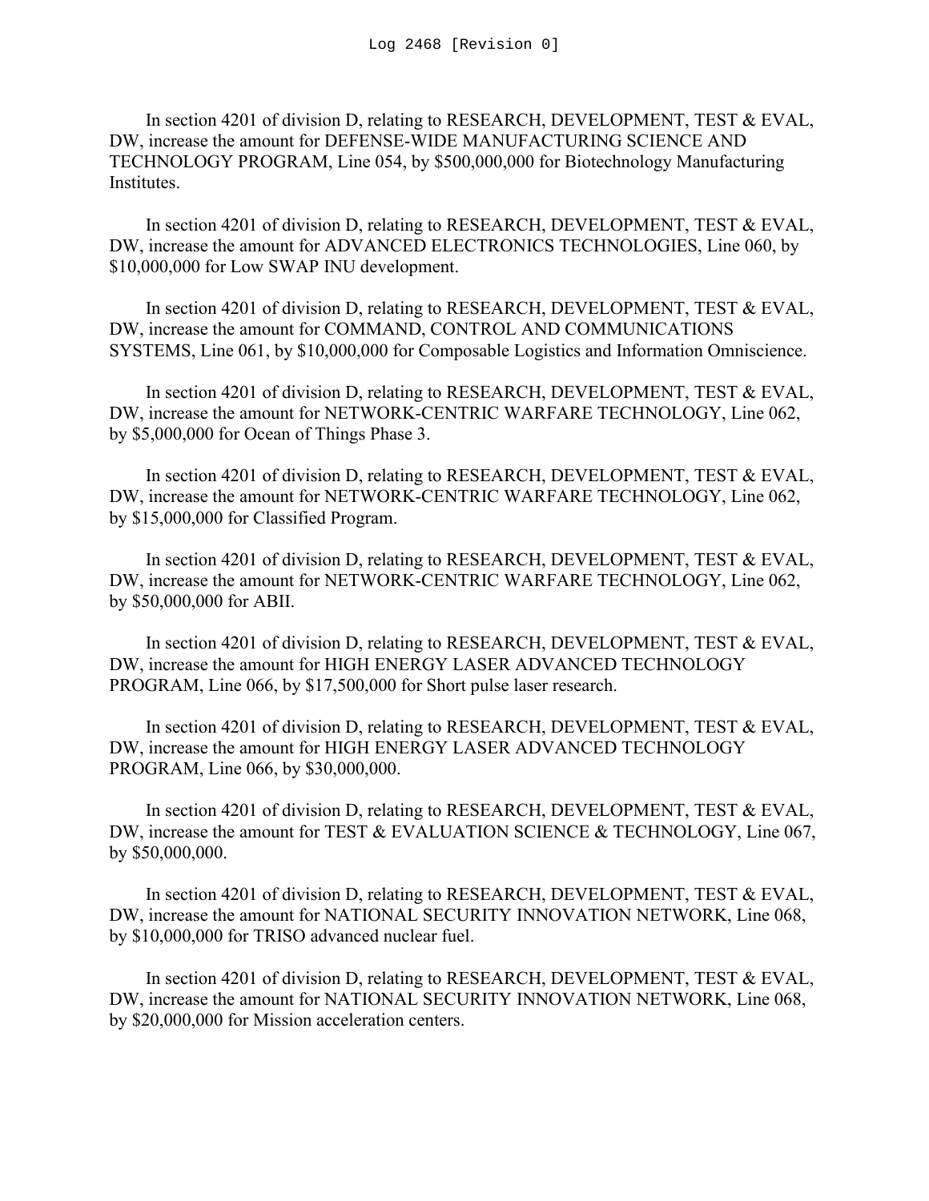In section 4201 of division D, relating to RESEARCH, DEVELOPMENT, TEST & EVAL, DW, increase the amount for DEFENSE-WIDE MANUFACTURING SCIENCE AND TECHNOLOGY PROGRAM, Line 054, by $500,000,000 for Biotechnology Manufacturing Institutes.

In section 4201 of division D, relating to RESEARCH, DEVELOPMENT, TEST & EVAL, DW, increase the amount for ADVANCED ELECTRONICS TECHNOLOGIES, Line 060, by $10,000,000 for Low SWAP INU development.

In section 4201 of division D, relating to RESEARCH, DEVELOPMENT, TEST & EVAL, DW, increase the amount for COMMAND, CONTROL AND COMMUNICATIONS SYSTEMS, Line 061, by $10,000,000 for Composable Logistics and Information Omniscience.

In section 4201 of division D, relating to RESEARCH, DEVELOPMENT, TEST & EVAL, DW, increase the amount for NETWORK-CENTRIC WARFARE TECHNOLOGY, Line 062, by $5,000,000 for Ocean of Things Phase 3.

In section 4201 of division D, relating to RESEARCH, DEVELOPMENT, TEST & EVAL, DW, increase the amount for NETWORK-CENTRIC WARFARE TECHNOLOGY, Line 062, by $15,000,000 for Classified Program.

In section 4201 of division D, relating to RESEARCH, DEVELOPMENT, TEST & EVAL, DW, increase the amount for NETWORK-CENTRIC WARFARE TECHNOLOGY, Line 062, by $50,000,000 for ABII.

In section 4201 of division D, relating to RESEARCH, DEVELOPMENT, TEST & EVAL, DW, increase the amount for HIGH ENERGY LASER ADVANCED TECHNOLOGY PROGRAM, Line 066, by $17,500,000 for Short pulse laser research.

In section 4201 of division D, relating to RESEARCH, DEVELOPMENT, TEST & EVAL, DW, increase the amount for HIGH ENERGY LASER ADVANCED TECHNOLOGY PROGRAM, Line 066, by $30,000,000.

In section 4201 of division D, relating to RESEARCH, DEVELOPMENT, TEST & EVAL, DW, increase the amount for TEST & EVALUATION SCIENCE & TECHNOLOGY, Line 067, by $50,000,000.

In section 4201 of division D, relating to RESEARCH, DEVELOPMENT, TEST & EVAL, DW, increase the amount for NATIONAL SECURITY INNOVATION NETWORK, Line 068, by $10,000,000 for TRISO advanced nuclear fuel.

In section 4201 of division D, relating to RESEARCH, DEVELOPMENT, TEST & EVAL, DW, increase the amount for NATIONAL SECURITY INNOVATION NETWORK, Line 068, by $20,000,000 for Mission acceleration centers.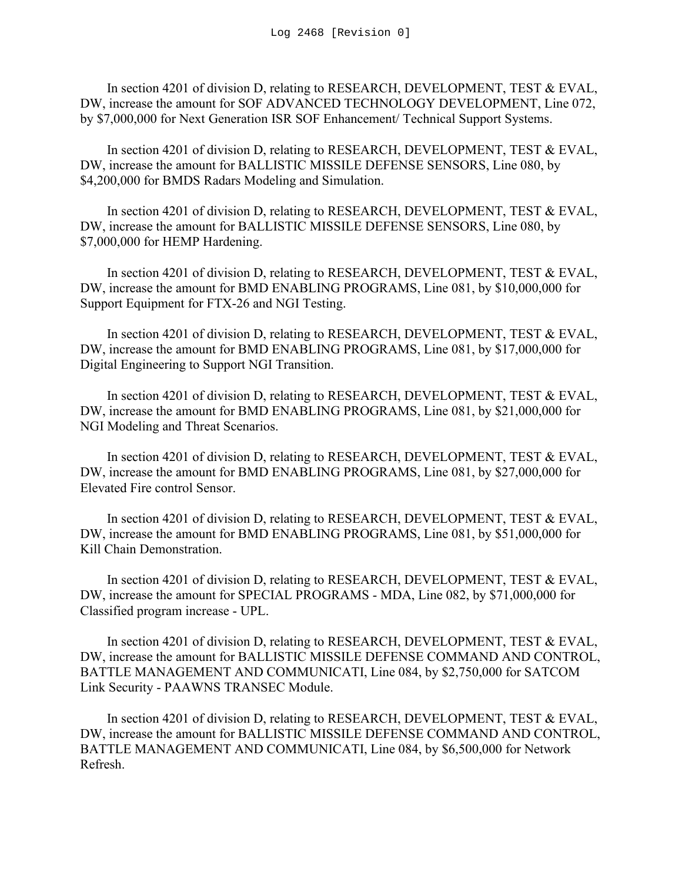In section 4201 of division D, relating to RESEARCH, DEVELOPMENT, TEST & EVAL, DW, increase the amount for SOF ADVANCED TECHNOLOGY DEVELOPMENT, Line 072, by $7,000,000 for Next Generation ISR SOF Enhancement/ Technical Support Systems.

In section 4201 of division D, relating to RESEARCH, DEVELOPMENT, TEST & EVAL, DW, increase the amount for BALLISTIC MISSILE DEFENSE SENSORS, Line 080, by $4,200,000 for BMDS Radars Modeling and Simulation.

In section 4201 of division D, relating to RESEARCH, DEVELOPMENT, TEST & EVAL, DW, increase the amount for BALLISTIC MISSILE DEFENSE SENSORS, Line 080, by $7,000,000 for HEMP Hardening.

In section 4201 of division D, relating to RESEARCH, DEVELOPMENT, TEST & EVAL, DW, increase the amount for BMD ENABLING PROGRAMS, Line 081, by $10,000,000 for Support Equipment for FTX-26 and NGI Testing.

In section 4201 of division D, relating to RESEARCH, DEVELOPMENT, TEST & EVAL, DW, increase the amount for BMD ENABLING PROGRAMS, Line 081, by $17,000,000 for Digital Engineering to Support NGI Transition.

In section 4201 of division D, relating to RESEARCH, DEVELOPMENT, TEST & EVAL, DW, increase the amount for BMD ENABLING PROGRAMS, Line 081, by $21,000,000 for NGI Modeling and Threat Scenarios.

In section 4201 of division D, relating to RESEARCH, DEVELOPMENT, TEST & EVAL, DW, increase the amount for BMD ENABLING PROGRAMS, Line 081, by $27,000,000 for Elevated Fire control Sensor.

In section 4201 of division D, relating to RESEARCH, DEVELOPMENT, TEST & EVAL, DW, increase the amount for BMD ENABLING PROGRAMS, Line 081, by $51,000,000 for Kill Chain Demonstration.

In section 4201 of division D, relating to RESEARCH, DEVELOPMENT, TEST & EVAL, DW, increase the amount for SPECIAL PROGRAMS - MDA, Line 082, by $71,000,000 for Classified program increase - UPL.

In section 4201 of division D, relating to RESEARCH, DEVELOPMENT, TEST & EVAL, DW, increase the amount for BALLISTIC MISSILE DEFENSE COMMAND AND CONTROL, BATTLE MANAGEMENT AND COMMUNICATI, Line 084, by $2,750,000 for SATCOM Link Security - PAAWNS TRANSEC Module.

In section 4201 of division D, relating to RESEARCH, DEVELOPMENT, TEST & EVAL, DW, increase the amount for BALLISTIC MISSILE DEFENSE COMMAND AND CONTROL, BATTLE MANAGEMENT AND COMMUNICATI, Line 084, by $6,500,000 for Network Refresh.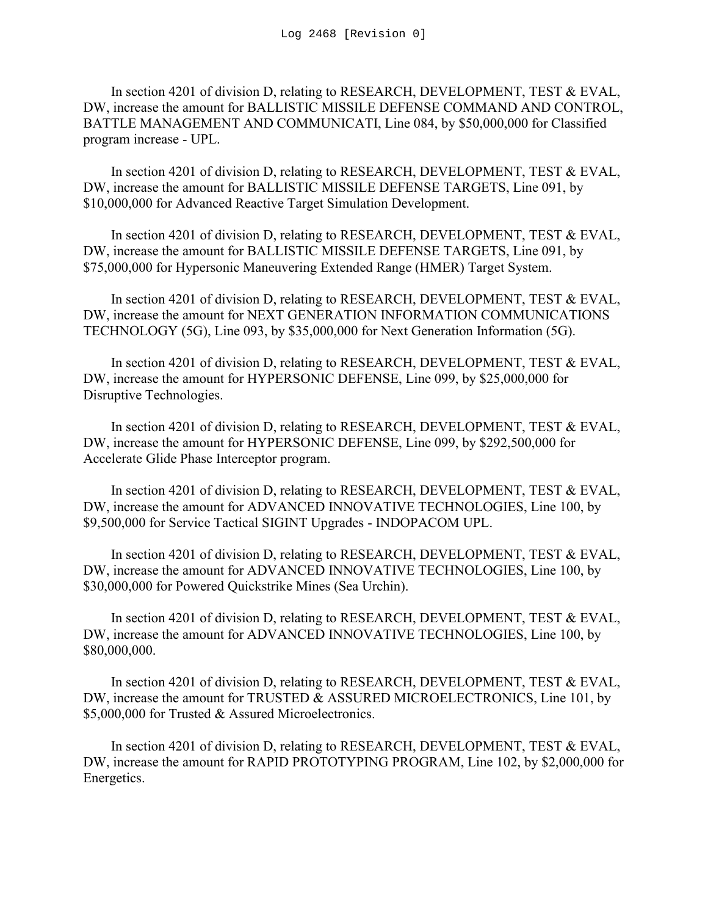In section 4201 of division D, relating to RESEARCH, DEVELOPMENT, TEST & EVAL, DW, increase the amount for BALLISTIC MISSILE DEFENSE COMMAND AND CONTROL, BATTLE MANAGEMENT AND COMMUNICATI, Line 084, by $50,000,000 for Classified program increase - UPL.

In section 4201 of division D, relating to RESEARCH, DEVELOPMENT, TEST & EVAL, DW, increase the amount for BALLISTIC MISSILE DEFENSE TARGETS, Line 091, by $10,000,000 for Advanced Reactive Target Simulation Development.

In section 4201 of division D, relating to RESEARCH, DEVELOPMENT, TEST & EVAL, DW, increase the amount for BALLISTIC MISSILE DEFENSE TARGETS, Line 091, by $75,000,000 for Hypersonic Maneuvering Extended Range (HMER) Target System.

In section 4201 of division D, relating to RESEARCH, DEVELOPMENT, TEST & EVAL, DW, increase the amount for NEXT GENERATION INFORMATION COMMUNICATIONS TECHNOLOGY (5G), Line 093, by $35,000,000 for Next Generation Information (5G).

In section 4201 of division D, relating to RESEARCH, DEVELOPMENT, TEST & EVAL, DW, increase the amount for HYPERSONIC DEFENSE, Line 099, by $25,000,000 for Disruptive Technologies.

In section 4201 of division D, relating to RESEARCH, DEVELOPMENT, TEST & EVAL, DW, increase the amount for HYPERSONIC DEFENSE, Line 099, by $292,500,000 for Accelerate Glide Phase Interceptor program.

In section 4201 of division D, relating to RESEARCH, DEVELOPMENT, TEST & EVAL, DW, increase the amount for ADVANCED INNOVATIVE TECHNOLOGIES, Line 100, by $9,500,000 for Service Tactical SIGINT Upgrades - INDOPACOM UPL.

In section 4201 of division D, relating to RESEARCH, DEVELOPMENT, TEST & EVAL, DW, increase the amount for ADVANCED INNOVATIVE TECHNOLOGIES, Line 100, by $30,000,000 for Powered Quickstrike Mines (Sea Urchin).

In section 4201 of division D, relating to RESEARCH, DEVELOPMENT, TEST & EVAL, DW, increase the amount for ADVANCED INNOVATIVE TECHNOLOGIES, Line 100, by $80,000,000.

In section 4201 of division D, relating to RESEARCH, DEVELOPMENT, TEST & EVAL, DW, increase the amount for TRUSTED & ASSURED MICROELECTRONICS, Line 101, by $5,000,000 for Trusted & Assured Microelectronics.

In section 4201 of division D, relating to RESEARCH, DEVELOPMENT, TEST & EVAL, DW, increase the amount for RAPID PROTOTYPING PROGRAM, Line 102, by $2,000,000 for Energetics.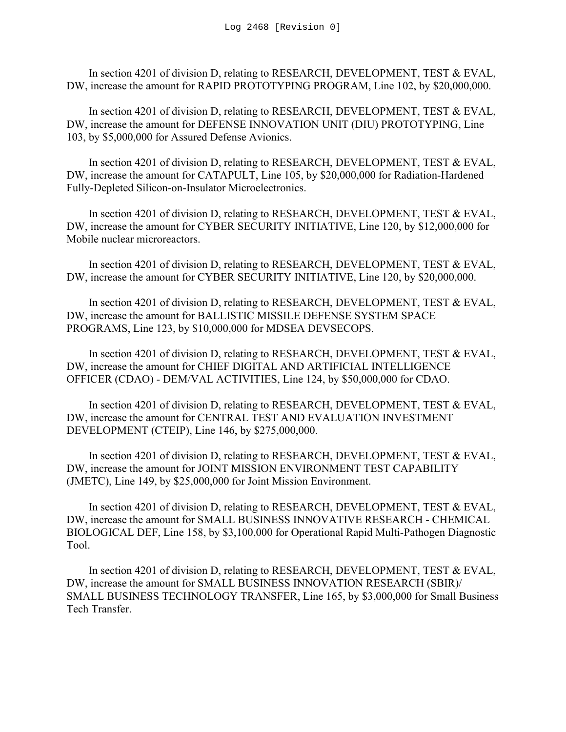In section 4201 of division D, relating to RESEARCH, DEVELOPMENT, TEST & EVAL, DW, increase the amount for RAPID PROTOTYPING PROGRAM, Line 102, by $20,000,000.

In section 4201 of division D, relating to RESEARCH, DEVELOPMENT, TEST & EVAL, DW, increase the amount for DEFENSE INNOVATION UNIT (DIU) PROTOTYPING, Line 103, by $5,000,000 for Assured Defense Avionics.

In section 4201 of division D, relating to RESEARCH, DEVELOPMENT, TEST & EVAL, DW, increase the amount for CATAPULT, Line 105, by $20,000,000 for Radiation-Hardened Fully-Depleted Silicon-on-Insulator Microelectronics.

In section 4201 of division D, relating to RESEARCH, DEVELOPMENT, TEST & EVAL, DW, increase the amount for CYBER SECURITY INITIATIVE, Line 120, by $12,000,000 for Mobile nuclear microreactors.

In section 4201 of division D, relating to RESEARCH, DEVELOPMENT, TEST & EVAL, DW, increase the amount for CYBER SECURITY INITIATIVE, Line 120, by $20,000,000.

In section 4201 of division D, relating to RESEARCH, DEVELOPMENT, TEST & EVAL, DW, increase the amount for BALLISTIC MISSILE DEFENSE SYSTEM SPACE PROGRAMS, Line 123, by $10,000,000 for MDSEA DEVSECOPS.

In section 4201 of division D, relating to RESEARCH, DEVELOPMENT, TEST & EVAL, DW, increase the amount for CHIEF DIGITAL AND ARTIFICIAL INTELLIGENCE OFFICER (CDAO) - DEM/VAL ACTIVITIES, Line 124, by $50,000,000 for CDAO.

In section 4201 of division D, relating to RESEARCH, DEVELOPMENT, TEST & EVAL, DW, increase the amount for CENTRAL TEST AND EVALUATION INVESTMENT DEVELOPMENT (CTEIP), Line 146, by $275,000,000.

In section 4201 of division D, relating to RESEARCH, DEVELOPMENT, TEST & EVAL, DW, increase the amount for JOINT MISSION ENVIRONMENT TEST CAPABILITY (JMETC), Line 149, by $25,000,000 for Joint Mission Environment.

In section 4201 of division D, relating to RESEARCH, DEVELOPMENT, TEST & EVAL, DW, increase the amount for SMALL BUSINESS INNOVATIVE RESEARCH - CHEMICAL BIOLOGICAL DEF, Line 158, by $3,100,000 for Operational Rapid Multi-Pathogen Diagnostic Tool.

In section 4201 of division D, relating to RESEARCH, DEVELOPMENT, TEST & EVAL, DW, increase the amount for SMALL BUSINESS INNOVATION RESEARCH (SBIR)/ SMALL BUSINESS TECHNOLOGY TRANSFER, Line 165, by $3,000,000 for Small Business Tech Transfer.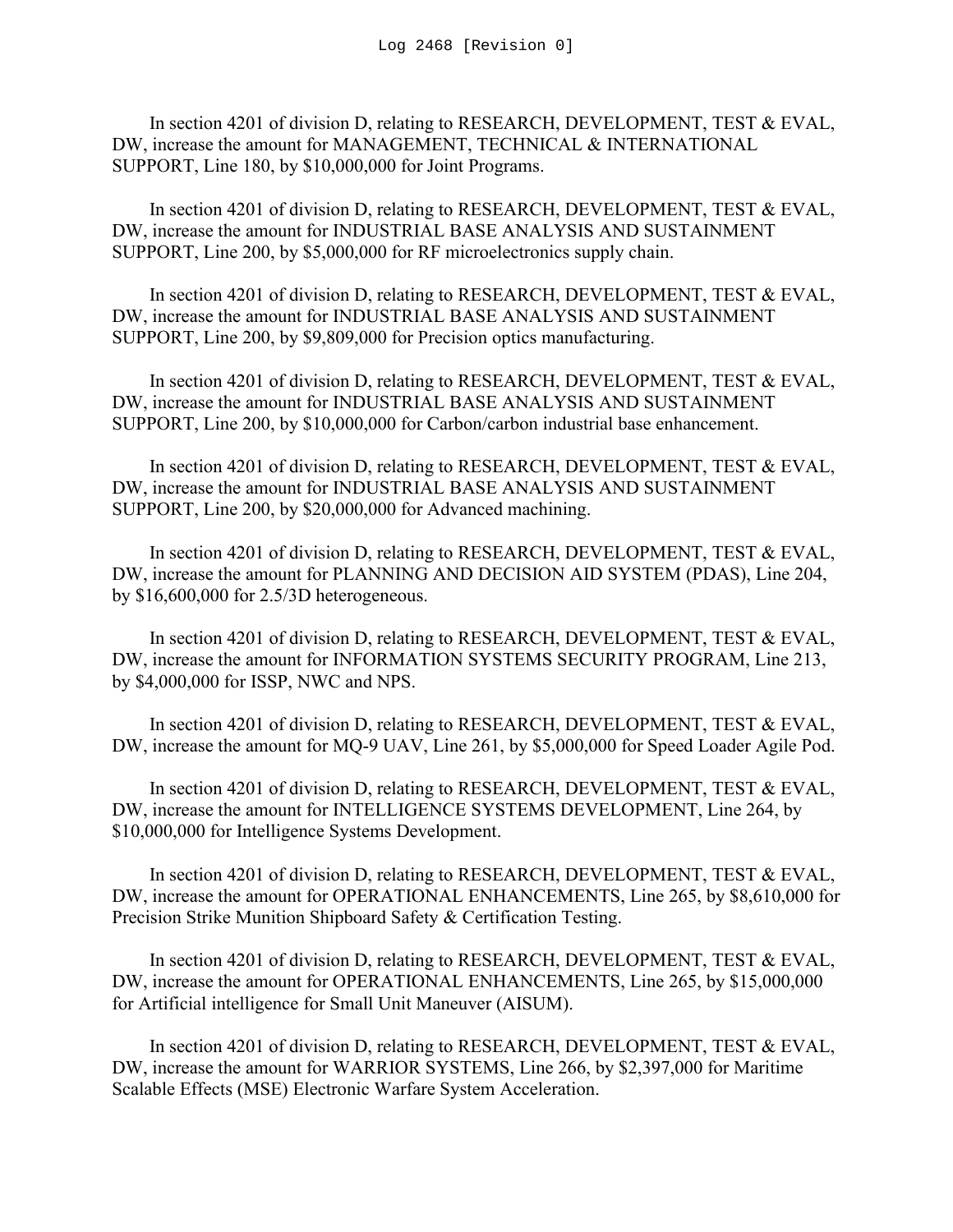In section 4201 of division D, relating to RESEARCH, DEVELOPMENT, TEST & EVAL, DW, increase the amount for MANAGEMENT, TECHNICAL & INTERNATIONAL SUPPORT, Line 180, by $10,000,000 for Joint Programs.

In section 4201 of division D, relating to RESEARCH, DEVELOPMENT, TEST & EVAL, DW, increase the amount for INDUSTRIAL BASE ANALYSIS AND SUSTAINMENT SUPPORT, Line 200, by $5,000,000 for RF microelectronics supply chain.

In section 4201 of division D, relating to RESEARCH, DEVELOPMENT, TEST & EVAL, DW, increase the amount for INDUSTRIAL BASE ANALYSIS AND SUSTAINMENT SUPPORT, Line 200, by $9,809,000 for Precision optics manufacturing.

In section 4201 of division D, relating to RESEARCH, DEVELOPMENT, TEST & EVAL, DW, increase the amount for INDUSTRIAL BASE ANALYSIS AND SUSTAINMENT SUPPORT, Line 200, by $10,000,000 for Carbon/carbon industrial base enhancement.

In section 4201 of division D, relating to RESEARCH, DEVELOPMENT, TEST & EVAL, DW, increase the amount for INDUSTRIAL BASE ANALYSIS AND SUSTAINMENT SUPPORT, Line 200, by $20,000,000 for Advanced machining.

In section 4201 of division D, relating to RESEARCH, DEVELOPMENT, TEST & EVAL, DW, increase the amount for PLANNING AND DECISION AID SYSTEM (PDAS), Line 204, by $16,600,000 for 2.5/3D heterogeneous.

In section 4201 of division D, relating to RESEARCH, DEVELOPMENT, TEST & EVAL, DW, increase the amount for INFORMATION SYSTEMS SECURITY PROGRAM, Line 213, by $4,000,000 for ISSP, NWC and NPS.

In section 4201 of division D, relating to RESEARCH, DEVELOPMENT, TEST & EVAL, DW, increase the amount for MQ-9 UAV, Line 261, by $5,000,000 for Speed Loader Agile Pod.

In section 4201 of division D, relating to RESEARCH, DEVELOPMENT, TEST & EVAL, DW, increase the amount for INTELLIGENCE SYSTEMS DEVELOPMENT, Line 264, by $10,000,000 for Intelligence Systems Development.

In section 4201 of division D, relating to RESEARCH, DEVELOPMENT, TEST & EVAL, DW, increase the amount for OPERATIONAL ENHANCEMENTS, Line 265, by $8,610,000 for Precision Strike Munition Shipboard Safety & Certification Testing.

In section 4201 of division D, relating to RESEARCH, DEVELOPMENT, TEST & EVAL, DW, increase the amount for OPERATIONAL ENHANCEMENTS, Line 265, by $15,000,000 for Artificial intelligence for Small Unit Maneuver (AISUM).

In section 4201 of division D, relating to RESEARCH, DEVELOPMENT, TEST & EVAL, DW, increase the amount for WARRIOR SYSTEMS, Line 266, by $2,397,000 for Maritime Scalable Effects (MSE) Electronic Warfare System Acceleration.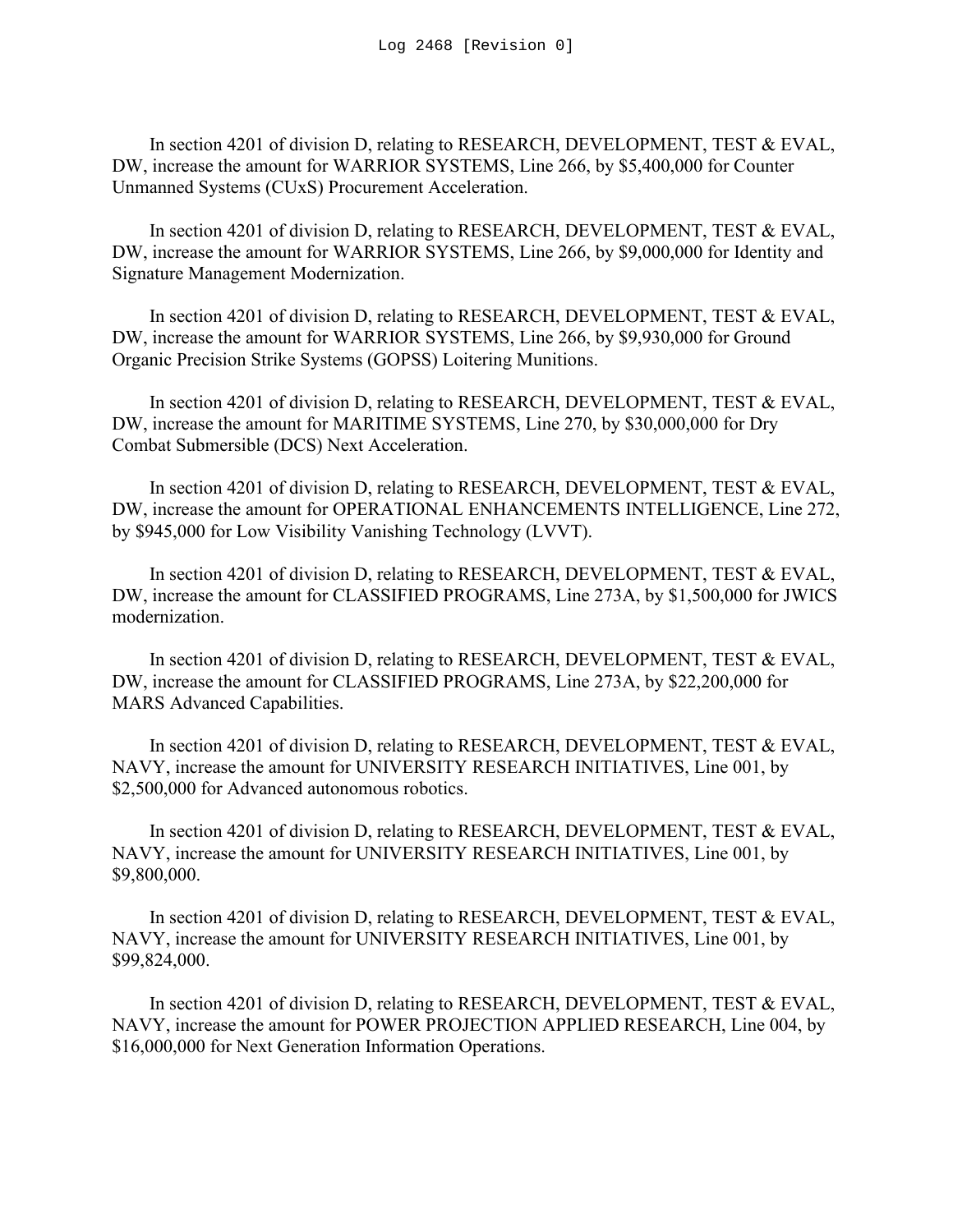In section 4201 of division D, relating to RESEARCH, DEVELOPMENT, TEST & EVAL, DW, increase the amount for WARRIOR SYSTEMS, Line 266, by $5,400,000 for Counter Unmanned Systems (CUxS) Procurement Acceleration.

In section 4201 of division D, relating to RESEARCH, DEVELOPMENT, TEST & EVAL, DW, increase the amount for WARRIOR SYSTEMS, Line 266, by $9,000,000 for Identity and Signature Management Modernization.

In section 4201 of division D, relating to RESEARCH, DEVELOPMENT, TEST & EVAL, DW, increase the amount for WARRIOR SYSTEMS, Line 266, by $9,930,000 for Ground Organic Precision Strike Systems (GOPSS) Loitering Munitions.

In section 4201 of division D, relating to RESEARCH, DEVELOPMENT, TEST & EVAL, DW, increase the amount for MARITIME SYSTEMS, Line 270, by $30,000,000 for Dry Combat Submersible (DCS) Next Acceleration.

In section 4201 of division D, relating to RESEARCH, DEVELOPMENT, TEST & EVAL, DW, increase the amount for OPERATIONAL ENHANCEMENTS INTELLIGENCE, Line 272, by $945,000 for Low Visibility Vanishing Technology (LVVT).

In section 4201 of division D, relating to RESEARCH, DEVELOPMENT, TEST & EVAL, DW, increase the amount for CLASSIFIED PROGRAMS, Line 273A, by $1,500,000 for JWICS modernization.

In section 4201 of division D, relating to RESEARCH, DEVELOPMENT, TEST & EVAL, DW, increase the amount for CLASSIFIED PROGRAMS, Line 273A, by $22,200,000 for MARS Advanced Capabilities.

In section 4201 of division D, relating to RESEARCH, DEVELOPMENT, TEST & EVAL, NAVY, increase the amount for UNIVERSITY RESEARCH INITIATIVES, Line 001, by $2,500,000 for Advanced autonomous robotics.

In section 4201 of division D, relating to RESEARCH, DEVELOPMENT, TEST & EVAL, NAVY, increase the amount for UNIVERSITY RESEARCH INITIATIVES, Line 001, by $9,800,000.

In section 4201 of division D, relating to RESEARCH, DEVELOPMENT, TEST & EVAL, NAVY, increase the amount for UNIVERSITY RESEARCH INITIATIVES, Line 001, by $99,824,000.

In section 4201 of division D, relating to RESEARCH, DEVELOPMENT, TEST & EVAL, NAVY, increase the amount for POWER PROJECTION APPLIED RESEARCH, Line 004, by $16,000,000 for Next Generation Information Operations.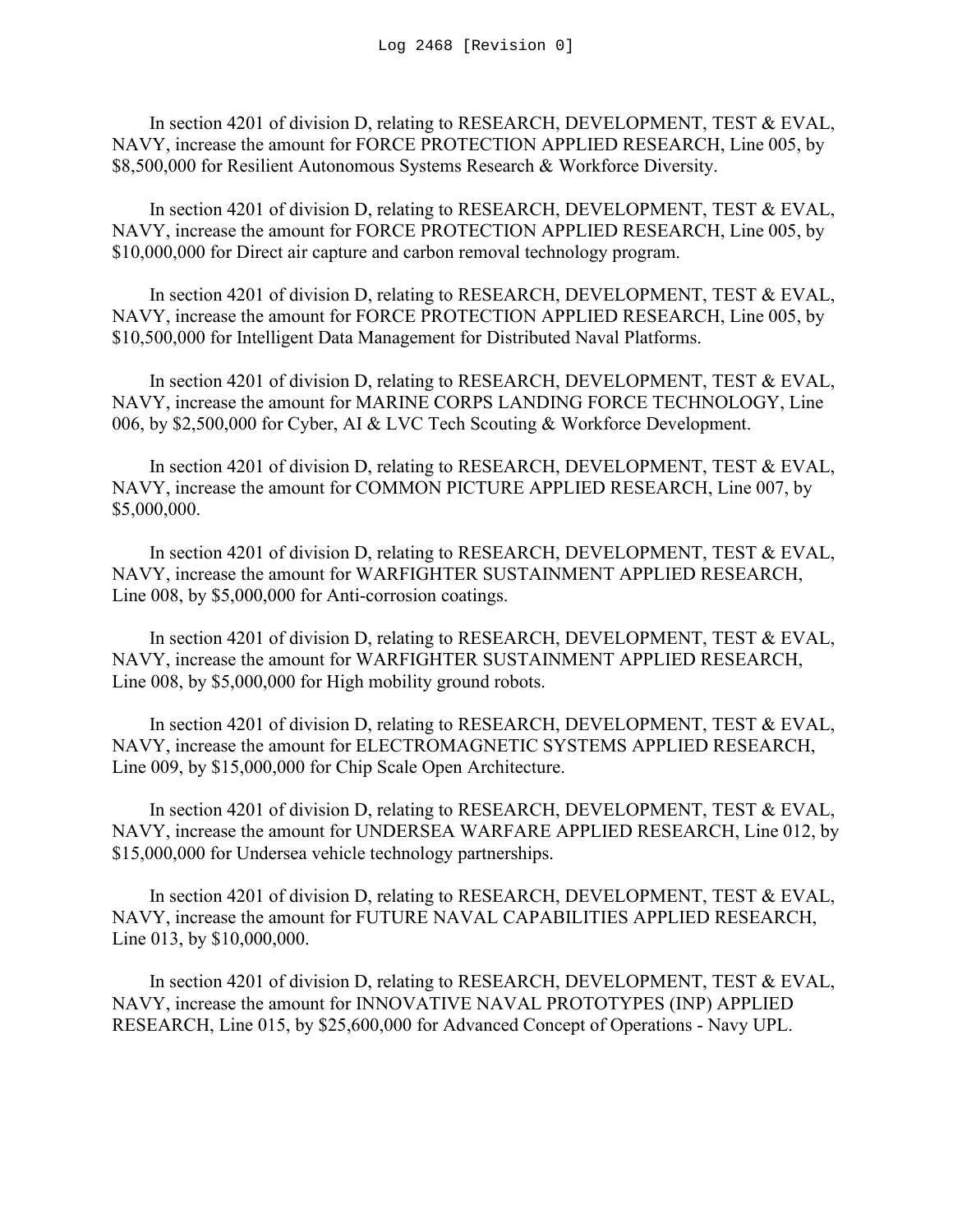In section 4201 of division D, relating to RESEARCH, DEVELOPMENT, TEST & EVAL, NAVY, increase the amount for FORCE PROTECTION APPLIED RESEARCH, Line 005, by $8,500,000 for Resilient Autonomous Systems Research & Workforce Diversity.

In section 4201 of division D, relating to RESEARCH, DEVELOPMENT, TEST & EVAL, NAVY, increase the amount for FORCE PROTECTION APPLIED RESEARCH, Line 005, by $10,000,000 for Direct air capture and carbon removal technology program.

In section 4201 of division D, relating to RESEARCH, DEVELOPMENT, TEST & EVAL, NAVY, increase the amount for FORCE PROTECTION APPLIED RESEARCH, Line 005, by $10,500,000 for Intelligent Data Management for Distributed Naval Platforms.

In section 4201 of division D, relating to RESEARCH, DEVELOPMENT, TEST & EVAL, NAVY, increase the amount for MARINE CORPS LANDING FORCE TECHNOLOGY, Line 006, by $2,500,000 for Cyber, AI & LVC Tech Scouting & Workforce Development.

In section 4201 of division D, relating to RESEARCH, DEVELOPMENT, TEST & EVAL, NAVY, increase the amount for COMMON PICTURE APPLIED RESEARCH, Line 007, by $5,000,000.

In section 4201 of division D, relating to RESEARCH, DEVELOPMENT, TEST & EVAL, NAVY, increase the amount for WARFIGHTER SUSTAINMENT APPLIED RESEARCH, Line 008, by $5,000,000 for Anti-corrosion coatings.

In section 4201 of division D, relating to RESEARCH, DEVELOPMENT, TEST & EVAL, NAVY, increase the amount for WARFIGHTER SUSTAINMENT APPLIED RESEARCH, Line 008, by $5,000,000 for High mobility ground robots.

In section 4201 of division D, relating to RESEARCH, DEVELOPMENT, TEST & EVAL, NAVY, increase the amount for ELECTROMAGNETIC SYSTEMS APPLIED RESEARCH, Line 009, by $15,000,000 for Chip Scale Open Architecture.

In section 4201 of division D, relating to RESEARCH, DEVELOPMENT, TEST & EVAL, NAVY, increase the amount for UNDERSEA WARFARE APPLIED RESEARCH, Line 012, by $15,000,000 for Undersea vehicle technology partnerships.

In section 4201 of division D, relating to RESEARCH, DEVELOPMENT, TEST & EVAL, NAVY, increase the amount for FUTURE NAVAL CAPABILITIES APPLIED RESEARCH, Line 013, by $10,000,000.

In section 4201 of division D, relating to RESEARCH, DEVELOPMENT, TEST & EVAL, NAVY, increase the amount for INNOVATIVE NAVAL PROTOTYPES (INP) APPLIED RESEARCH, Line 015, by $25,600,000 for Advanced Concept of Operations - Navy UPL.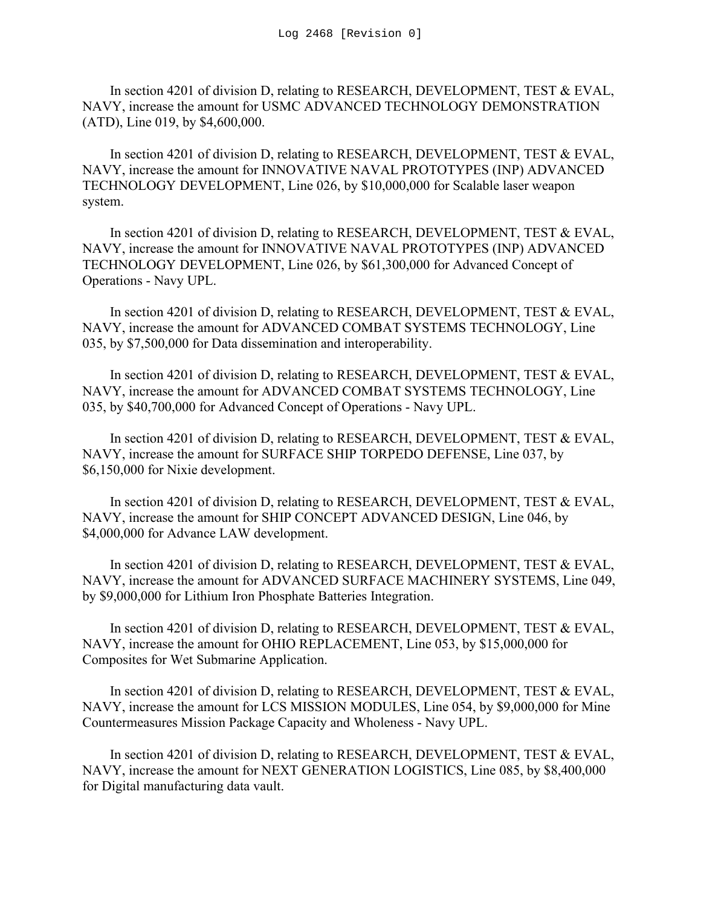In section 4201 of division D, relating to RESEARCH, DEVELOPMENT, TEST & EVAL, NAVY, increase the amount for USMC ADVANCED TECHNOLOGY DEMONSTRATION (ATD), Line 019, by $4,600,000.

In section 4201 of division D, relating to RESEARCH, DEVELOPMENT, TEST & EVAL, NAVY, increase the amount for INNOVATIVE NAVAL PROTOTYPES (INP) ADVANCED TECHNOLOGY DEVELOPMENT, Line 026, by $10,000,000 for Scalable laser weapon system.

In section 4201 of division D, relating to RESEARCH, DEVELOPMENT, TEST & EVAL, NAVY, increase the amount for INNOVATIVE NAVAL PROTOTYPES (INP) ADVANCED TECHNOLOGY DEVELOPMENT, Line 026, by $61,300,000 for Advanced Concept of Operations - Navy UPL.

In section 4201 of division D, relating to RESEARCH, DEVELOPMENT, TEST & EVAL, NAVY, increase the amount for ADVANCED COMBAT SYSTEMS TECHNOLOGY, Line 035, by $7,500,000 for Data dissemination and interoperability.

In section 4201 of division D, relating to RESEARCH, DEVELOPMENT, TEST & EVAL, NAVY, increase the amount for ADVANCED COMBAT SYSTEMS TECHNOLOGY, Line 035, by $40,700,000 for Advanced Concept of Operations - Navy UPL.

In section 4201 of division D, relating to RESEARCH, DEVELOPMENT, TEST & EVAL, NAVY, increase the amount for SURFACE SHIP TORPEDO DEFENSE, Line 037, by $6,150,000 for Nixie development.

In section 4201 of division D, relating to RESEARCH, DEVELOPMENT, TEST & EVAL, NAVY, increase the amount for SHIP CONCEPT ADVANCED DESIGN, Line 046, by $4,000,000 for Advance LAW development.

In section 4201 of division D, relating to RESEARCH, DEVELOPMENT, TEST & EVAL, NAVY, increase the amount for ADVANCED SURFACE MACHINERY SYSTEMS, Line 049, by $9,000,000 for Lithium Iron Phosphate Batteries Integration.

In section 4201 of division D, relating to RESEARCH, DEVELOPMENT, TEST & EVAL, NAVY, increase the amount for OHIO REPLACEMENT, Line 053, by $15,000,000 for Composites for Wet Submarine Application.

In section 4201 of division D, relating to RESEARCH, DEVELOPMENT, TEST & EVAL, NAVY, increase the amount for LCS MISSION MODULES, Line 054, by $9,000,000 for Mine Countermeasures Mission Package Capacity and Wholeness - Navy UPL.

In section 4201 of division D, relating to RESEARCH, DEVELOPMENT, TEST & EVAL, NAVY, increase the amount for NEXT GENERATION LOGISTICS, Line 085, by $8,400,000 for Digital manufacturing data vault.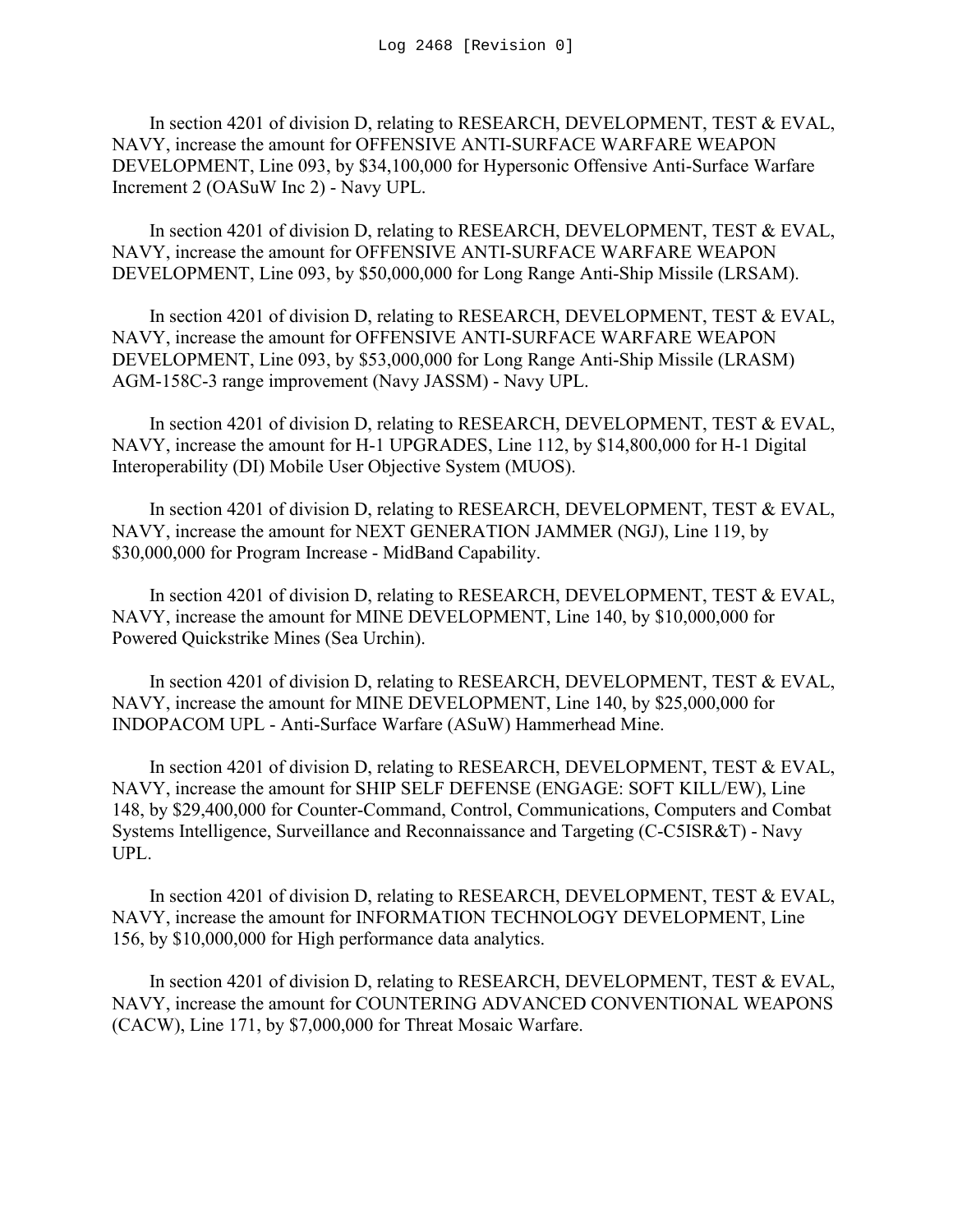In section 4201 of division D, relating to RESEARCH, DEVELOPMENT, TEST & EVAL, NAVY, increase the amount for OFFENSIVE ANTI-SURFACE WARFARE WEAPON DEVELOPMENT, Line 093, by $34,100,000 for Hypersonic Offensive Anti-Surface Warfare Increment 2 (OASuW Inc 2) - Navy UPL.

In section 4201 of division D, relating to RESEARCH, DEVELOPMENT, TEST & EVAL, NAVY, increase the amount for OFFENSIVE ANTI-SURFACE WARFARE WEAPON DEVELOPMENT, Line 093, by $50,000,000 for Long Range Anti-Ship Missile (LRSAM).

In section 4201 of division D, relating to RESEARCH, DEVELOPMENT, TEST & EVAL, NAVY, increase the amount for OFFENSIVE ANTI-SURFACE WARFARE WEAPON DEVELOPMENT, Line 093, by $53,000,000 for Long Range Anti-Ship Missile (LRASM) AGM-158C-3 range improvement (Navy JASSM) - Navy UPL.

In section 4201 of division D, relating to RESEARCH, DEVELOPMENT, TEST & EVAL, NAVY, increase the amount for H-1 UPGRADES, Line 112, by $14,800,000 for H-1 Digital Interoperability (DI) Mobile User Objective System (MUOS).

In section 4201 of division D, relating to RESEARCH, DEVELOPMENT, TEST & EVAL, NAVY, increase the amount for NEXT GENERATION JAMMER (NGJ), Line 119, by $30,000,000 for Program Increase - MidBand Capability.

In section 4201 of division D, relating to RESEARCH, DEVELOPMENT, TEST & EVAL, NAVY, increase the amount for MINE DEVELOPMENT, Line 140, by $10,000,000 for Powered Quickstrike Mines (Sea Urchin).

In section 4201 of division D, relating to RESEARCH, DEVELOPMENT, TEST & EVAL, NAVY, increase the amount for MINE DEVELOPMENT, Line 140, by $25,000,000 for INDOPACOM UPL - Anti-Surface Warfare (ASuW) Hammerhead Mine.

In section 4201 of division D, relating to RESEARCH, DEVELOPMENT, TEST & EVAL, NAVY, increase the amount for SHIP SELF DEFENSE (ENGAGE: SOFT KILL/EW), Line 148, by $29,400,000 for Counter-Command, Control, Communications, Computers and Combat Systems Intelligence, Surveillance and Reconnaissance and Targeting (C-C5ISR&T) - Navy UPL.

In section 4201 of division D, relating to RESEARCH, DEVELOPMENT, TEST & EVAL, NAVY, increase the amount for INFORMATION TECHNOLOGY DEVELOPMENT, Line 156, by $10,000,000 for High performance data analytics.

In section 4201 of division D, relating to RESEARCH, DEVELOPMENT, TEST & EVAL, NAVY, increase the amount for COUNTERING ADVANCED CONVENTIONAL WEAPONS (CACW), Line 171, by $7,000,000 for Threat Mosaic Warfare.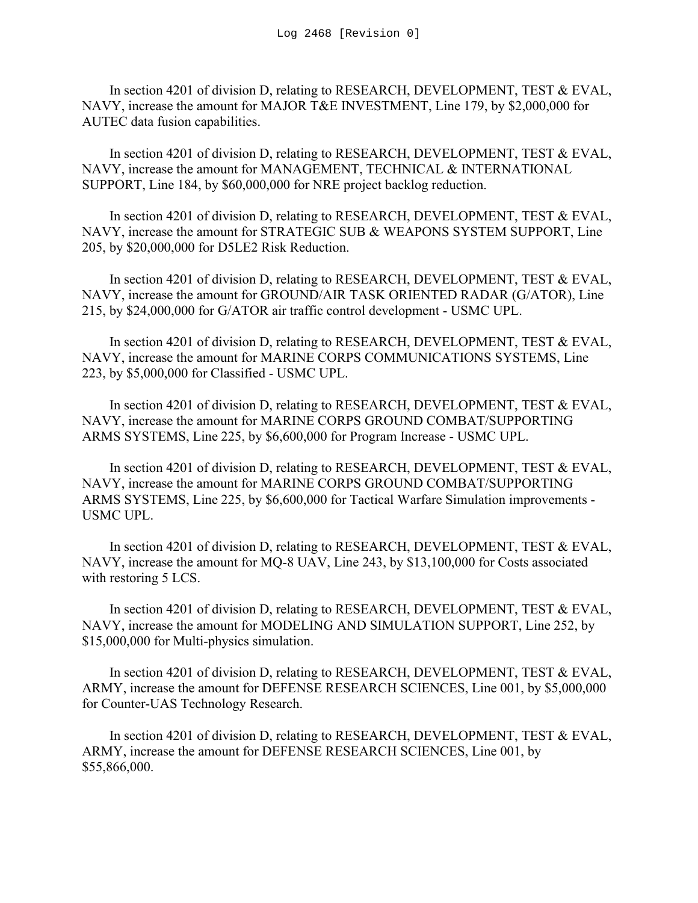In section 4201 of division D, relating to RESEARCH, DEVELOPMENT, TEST & EVAL, NAVY, increase the amount for MAJOR T&E INVESTMENT, Line 179, by $2,000,000 for AUTEC data fusion capabilities.

In section 4201 of division D, relating to RESEARCH, DEVELOPMENT, TEST & EVAL, NAVY, increase the amount for MANAGEMENT, TECHNICAL & INTERNATIONAL SUPPORT, Line 184, by $60,000,000 for NRE project backlog reduction.

In section 4201 of division D, relating to RESEARCH, DEVELOPMENT, TEST & EVAL, NAVY, increase the amount for STRATEGIC SUB & WEAPONS SYSTEM SUPPORT, Line 205, by $20,000,000 for D5LE2 Risk Reduction.

In section 4201 of division D, relating to RESEARCH, DEVELOPMENT, TEST & EVAL, NAVY, increase the amount for GROUND/AIR TASK ORIENTED RADAR (G/ATOR), Line 215, by $24,000,000 for G/ATOR air traffic control development - USMC UPL.

In section 4201 of division D, relating to RESEARCH, DEVELOPMENT, TEST & EVAL, NAVY, increase the amount for MARINE CORPS COMMUNICATIONS SYSTEMS, Line 223, by $5,000,000 for Classified - USMC UPL.

In section 4201 of division D, relating to RESEARCH, DEVELOPMENT, TEST & EVAL, NAVY, increase the amount for MARINE CORPS GROUND COMBAT/SUPPORTING ARMS SYSTEMS, Line 225, by $6,600,000 for Program Increase - USMC UPL.

In section 4201 of division D, relating to RESEARCH, DEVELOPMENT, TEST & EVAL, NAVY, increase the amount for MARINE CORPS GROUND COMBAT/SUPPORTING ARMS SYSTEMS, Line 225, by $6,600,000 for Tactical Warfare Simulation improvements - USMC UPL.

In section 4201 of division D, relating to RESEARCH, DEVELOPMENT, TEST & EVAL, NAVY, increase the amount for MQ-8 UAV, Line 243, by $13,100,000 for Costs associated with restoring 5 LCS.

In section 4201 of division D, relating to RESEARCH, DEVELOPMENT, TEST & EVAL, NAVY, increase the amount for MODELING AND SIMULATION SUPPORT, Line 252, by $15,000,000 for Multi-physics simulation.

In section 4201 of division D, relating to RESEARCH, DEVELOPMENT, TEST & EVAL, ARMY, increase the amount for DEFENSE RESEARCH SCIENCES, Line 001, by $5,000,000 for Counter-UAS Technology Research.

In section 4201 of division D, relating to RESEARCH, DEVELOPMENT, TEST & EVAL, ARMY, increase the amount for DEFENSE RESEARCH SCIENCES, Line 001, by $55,866,000.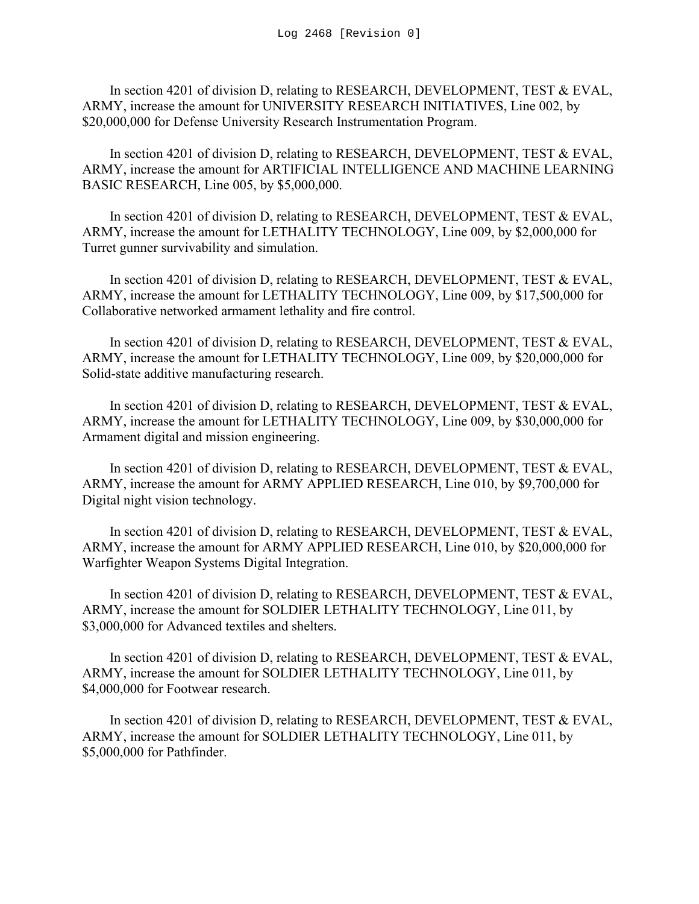In section 4201 of division D, relating to RESEARCH, DEVELOPMENT, TEST & EVAL, ARMY, increase the amount for UNIVERSITY RESEARCH INITIATIVES, Line 002, by $20,000,000 for Defense University Research Instrumentation Program.

In section 4201 of division D, relating to RESEARCH, DEVELOPMENT, TEST & EVAL, ARMY, increase the amount for ARTIFICIAL INTELLIGENCE AND MACHINE LEARNING BASIC RESEARCH, Line 005, by $5,000,000.

In section 4201 of division D, relating to RESEARCH, DEVELOPMENT, TEST & EVAL, ARMY, increase the amount for LETHALITY TECHNOLOGY, Line 009, by $2,000,000 for Turret gunner survivability and simulation.

In section 4201 of division D, relating to RESEARCH, DEVELOPMENT, TEST & EVAL, ARMY, increase the amount for LETHALITY TECHNOLOGY, Line 009, by $17,500,000 for Collaborative networked armament lethality and fire control.

In section 4201 of division D, relating to RESEARCH, DEVELOPMENT, TEST & EVAL, ARMY, increase the amount for LETHALITY TECHNOLOGY, Line 009, by $20,000,000 for Solid-state additive manufacturing research.

In section 4201 of division D, relating to RESEARCH, DEVELOPMENT, TEST & EVAL, ARMY, increase the amount for LETHALITY TECHNOLOGY, Line 009, by $30,000,000 for Armament digital and mission engineering.

In section 4201 of division D, relating to RESEARCH, DEVELOPMENT, TEST & EVAL, ARMY, increase the amount for ARMY APPLIED RESEARCH, Line 010, by $9,700,000 for Digital night vision technology.

In section 4201 of division D, relating to RESEARCH, DEVELOPMENT, TEST & EVAL, ARMY, increase the amount for ARMY APPLIED RESEARCH, Line 010, by $20,000,000 for Warfighter Weapon Systems Digital Integration.

In section 4201 of division D, relating to RESEARCH, DEVELOPMENT, TEST & EVAL, ARMY, increase the amount for SOLDIER LETHALITY TECHNOLOGY, Line 011, by $3,000,000 for Advanced textiles and shelters.

In section 4201 of division D, relating to RESEARCH, DEVELOPMENT, TEST & EVAL, ARMY, increase the amount for SOLDIER LETHALITY TECHNOLOGY, Line 011, by $4,000,000 for Footwear research.

In section 4201 of division D, relating to RESEARCH, DEVELOPMENT, TEST & EVAL, ARMY, increase the amount for SOLDIER LETHALITY TECHNOLOGY, Line 011, by $5,000,000 for Pathfinder.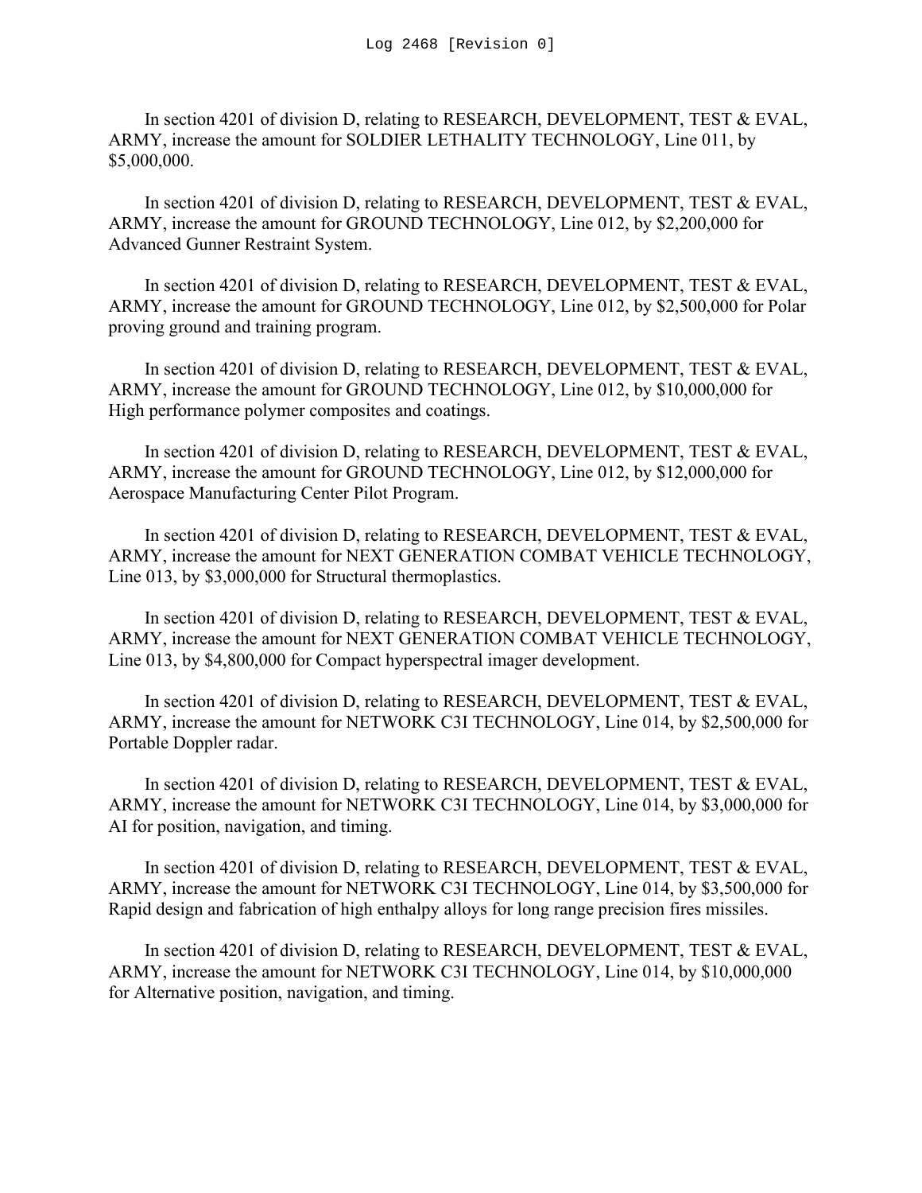In section 4201 of division D, relating to RESEARCH, DEVELOPMENT, TEST & EVAL, ARMY, increase the amount for SOLDIER LETHALITY TECHNOLOGY, Line 011, by $5,000,000.

In section 4201 of division D, relating to RESEARCH, DEVELOPMENT, TEST & EVAL, ARMY, increase the amount for GROUND TECHNOLOGY, Line 012, by $2,200,000 for Advanced Gunner Restraint System.

In section 4201 of division D, relating to RESEARCH, DEVELOPMENT, TEST & EVAL, ARMY, increase the amount for GROUND TECHNOLOGY, Line 012, by $2,500,000 for Polar proving ground and training program.

In section 4201 of division D, relating to RESEARCH, DEVELOPMENT, TEST & EVAL, ARMY, increase the amount for GROUND TECHNOLOGY, Line 012, by $10,000,000 for High performance polymer composites and coatings.

In section 4201 of division D, relating to RESEARCH, DEVELOPMENT, TEST & EVAL, ARMY, increase the amount for GROUND TECHNOLOGY, Line 012, by $12,000,000 for Aerospace Manufacturing Center Pilot Program.

In section 4201 of division D, relating to RESEARCH, DEVELOPMENT, TEST & EVAL, ARMY, increase the amount for NEXT GENERATION COMBAT VEHICLE TECHNOLOGY, Line 013, by $3,000,000 for Structural thermoplastics.

In section 4201 of division D, relating to RESEARCH, DEVELOPMENT, TEST & EVAL, ARMY, increase the amount for NEXT GENERATION COMBAT VEHICLE TECHNOLOGY, Line 013, by $4,800,000 for Compact hyperspectral imager development.

In section 4201 of division D, relating to RESEARCH, DEVELOPMENT, TEST & EVAL, ARMY, increase the amount for NETWORK C3I TECHNOLOGY, Line 014, by $2,500,000 for Portable Doppler radar.

In section 4201 of division D, relating to RESEARCH, DEVELOPMENT, TEST & EVAL, ARMY, increase the amount for NETWORK C3I TECHNOLOGY, Line 014, by $3,000,000 for AI for position, navigation, and timing.

In section 4201 of division D, relating to RESEARCH, DEVELOPMENT, TEST & EVAL, ARMY, increase the amount for NETWORK C3I TECHNOLOGY, Line 014, by $3,500,000 for Rapid design and fabrication of high enthalpy alloys for long range precision fires missiles.

In section 4201 of division D, relating to RESEARCH, DEVELOPMENT, TEST & EVAL, ARMY, increase the amount for NETWORK C3I TECHNOLOGY, Line 014, by $10,000,000 for Alternative position, navigation, and timing.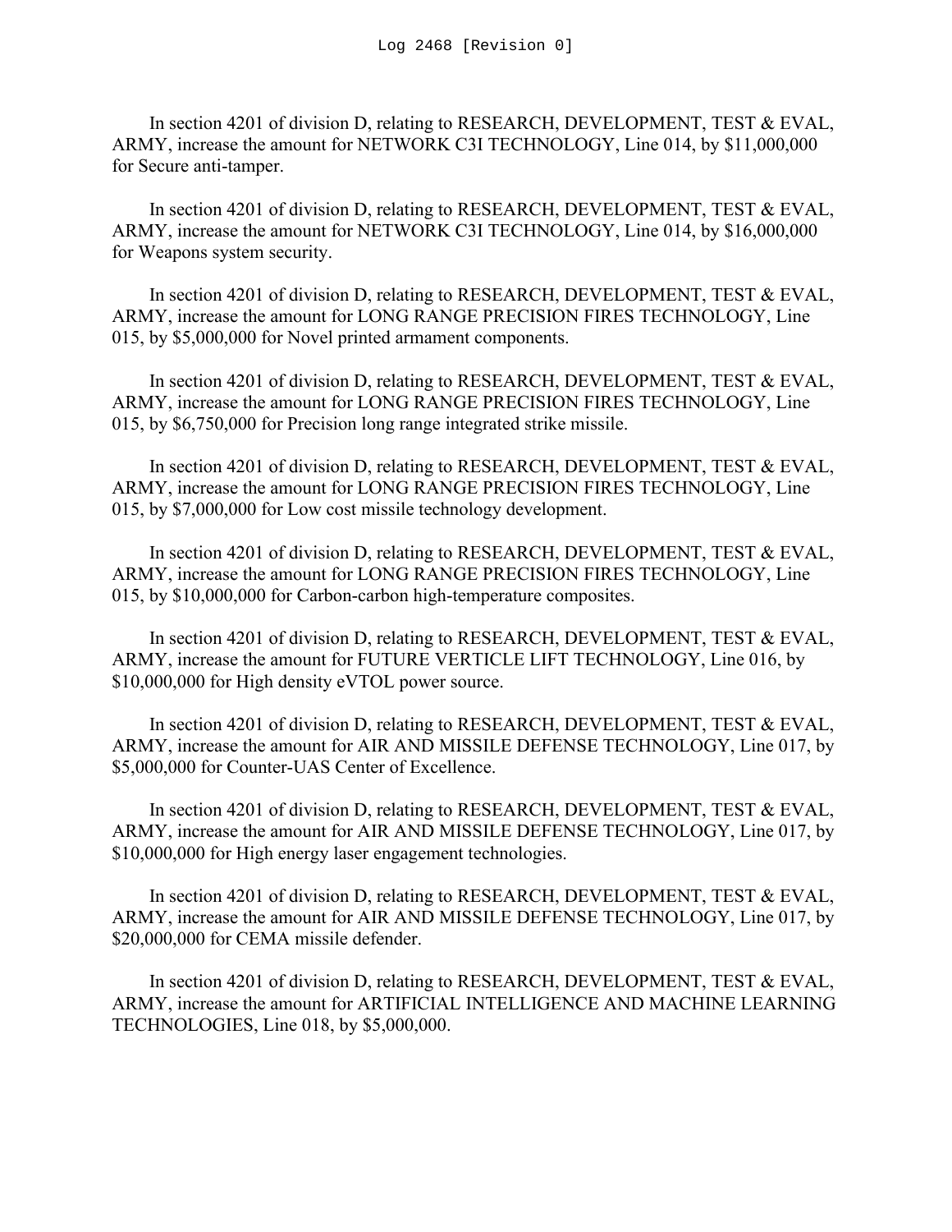In section 4201 of division D, relating to RESEARCH, DEVELOPMENT, TEST & EVAL, ARMY, increase the amount for NETWORK C3I TECHNOLOGY, Line 014, by $11,000,000 for Secure anti-tamper.

In section 4201 of division D, relating to RESEARCH, DEVELOPMENT, TEST & EVAL, ARMY, increase the amount for NETWORK C3I TECHNOLOGY, Line 014, by $16,000,000 for Weapons system security.

In section 4201 of division D, relating to RESEARCH, DEVELOPMENT, TEST & EVAL, ARMY, increase the amount for LONG RANGE PRECISION FIRES TECHNOLOGY, Line 015, by $5,000,000 for Novel printed armament components.

In section 4201 of division D, relating to RESEARCH, DEVELOPMENT, TEST & EVAL, ARMY, increase the amount for LONG RANGE PRECISION FIRES TECHNOLOGY, Line 015, by $6,750,000 for Precision long range integrated strike missile.

In section 4201 of division D, relating to RESEARCH, DEVELOPMENT, TEST & EVAL, ARMY, increase the amount for LONG RANGE PRECISION FIRES TECHNOLOGY, Line 015, by $7,000,000 for Low cost missile technology development.

In section 4201 of division D, relating to RESEARCH, DEVELOPMENT, TEST & EVAL, ARMY, increase the amount for LONG RANGE PRECISION FIRES TECHNOLOGY, Line 015, by $10,000,000 for Carbon-carbon high-temperature composites.

In section 4201 of division D, relating to RESEARCH, DEVELOPMENT, TEST & EVAL, ARMY, increase the amount for FUTURE VERTICLE LIFT TECHNOLOGY, Line 016, by $10,000,000 for High density eVTOL power source.

In section 4201 of division D, relating to RESEARCH, DEVELOPMENT, TEST & EVAL, ARMY, increase the amount for AIR AND MISSILE DEFENSE TECHNOLOGY, Line 017, by $5,000,000 for Counter-UAS Center of Excellence.

In section 4201 of division D, relating to RESEARCH, DEVELOPMENT, TEST & EVAL, ARMY, increase the amount for AIR AND MISSILE DEFENSE TECHNOLOGY, Line 017, by $10,000,000 for High energy laser engagement technologies.

In section 4201 of division D, relating to RESEARCH, DEVELOPMENT, TEST & EVAL, ARMY, increase the amount for AIR AND MISSILE DEFENSE TECHNOLOGY, Line 017, by $20,000,000 for CEMA missile defender.

In section 4201 of division D, relating to RESEARCH, DEVELOPMENT, TEST & EVAL, ARMY, increase the amount for ARTIFICIAL INTELLIGENCE AND MACHINE LEARNING TECHNOLOGIES, Line 018, by $5,000,000.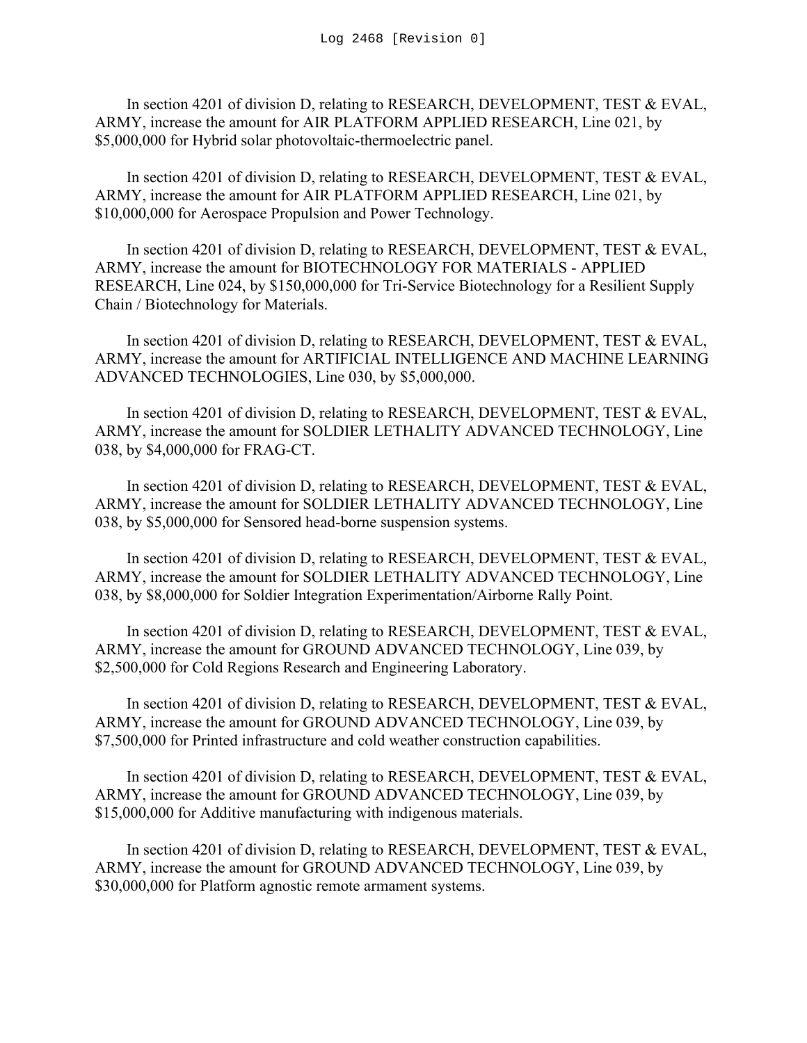In section 4201 of division D, relating to RESEARCH, DEVELOPMENT, TEST & EVAL, ARMY, increase the amount for AIR PLATFORM APPLIED RESEARCH, Line 021, by $5,000,000 for Hybrid solar photovoltaic-thermoelectric panel.

In section 4201 of division D, relating to RESEARCH, DEVELOPMENT, TEST & EVAL, ARMY, increase the amount for AIR PLATFORM APPLIED RESEARCH, Line 021, by $10,000,000 for Aerospace Propulsion and Power Technology.

In section 4201 of division D, relating to RESEARCH, DEVELOPMENT, TEST & EVAL, ARMY, increase the amount for BIOTECHNOLOGY FOR MATERIALS - APPLIED RESEARCH, Line 024, by $150,000,000 for Tri-Service Biotechnology for a Resilient Supply Chain / Biotechnology for Materials.

In section 4201 of division D, relating to RESEARCH, DEVELOPMENT, TEST & EVAL, ARMY, increase the amount for ARTIFICIAL INTELLIGENCE AND MACHINE LEARNING ADVANCED TECHNOLOGIES, Line 030, by $5,000,000.

In section 4201 of division D, relating to RESEARCH, DEVELOPMENT, TEST & EVAL, ARMY, increase the amount for SOLDIER LETHALITY ADVANCED TECHNOLOGY, Line 038, by $4,000,000 for FRAG-CT.

In section 4201 of division D, relating to RESEARCH, DEVELOPMENT, TEST & EVAL, ARMY, increase the amount for SOLDIER LETHALITY ADVANCED TECHNOLOGY, Line 038, by $5,000,000 for Sensored head-borne suspension systems.

In section 4201 of division D, relating to RESEARCH, DEVELOPMENT, TEST & EVAL, ARMY, increase the amount for SOLDIER LETHALITY ADVANCED TECHNOLOGY, Line 038, by $8,000,000 for Soldier Integration Experimentation/Airborne Rally Point.

In section 4201 of division D, relating to RESEARCH, DEVELOPMENT, TEST & EVAL, ARMY, increase the amount for GROUND ADVANCED TECHNOLOGY, Line 039, by $2,500,000 for Cold Regions Research and Engineering Laboratory.

In section 4201 of division D, relating to RESEARCH, DEVELOPMENT, TEST & EVAL, ARMY, increase the amount for GROUND ADVANCED TECHNOLOGY, Line 039, by $7,500,000 for Printed infrastructure and cold weather construction capabilities.

In section 4201 of division D, relating to RESEARCH, DEVELOPMENT, TEST & EVAL, ARMY, increase the amount for GROUND ADVANCED TECHNOLOGY, Line 039, by $15,000,000 for Additive manufacturing with indigenous materials.

In section 4201 of division D, relating to RESEARCH, DEVELOPMENT, TEST & EVAL, ARMY, increase the amount for GROUND ADVANCED TECHNOLOGY, Line 039, by $30,000,000 for Platform agnostic remote armament systems.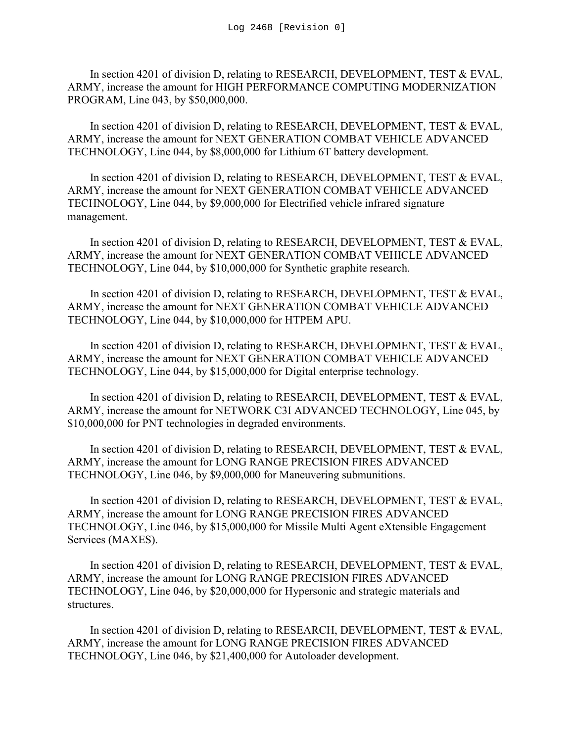In section 4201 of division D, relating to RESEARCH, DEVELOPMENT, TEST & EVAL, ARMY, increase the amount for HIGH PERFORMANCE COMPUTING MODERNIZATION PROGRAM, Line 043, by $50,000,000.

In section 4201 of division D, relating to RESEARCH, DEVELOPMENT, TEST & EVAL, ARMY, increase the amount for NEXT GENERATION COMBAT VEHICLE ADVANCED TECHNOLOGY, Line 044, by $8,000,000 for Lithium 6T battery development.

In section 4201 of division D, relating to RESEARCH, DEVELOPMENT, TEST & EVAL, ARMY, increase the amount for NEXT GENERATION COMBAT VEHICLE ADVANCED TECHNOLOGY, Line 044, by $9,000,000 for Electrified vehicle infrared signature management.

In section 4201 of division D, relating to RESEARCH, DEVELOPMENT, TEST & EVAL, ARMY, increase the amount for NEXT GENERATION COMBAT VEHICLE ADVANCED TECHNOLOGY, Line 044, by $10,000,000 for Synthetic graphite research.

In section 4201 of division D, relating to RESEARCH, DEVELOPMENT, TEST & EVAL, ARMY, increase the amount for NEXT GENERATION COMBAT VEHICLE ADVANCED TECHNOLOGY, Line 044, by $10,000,000 for HTPEM APU.

In section 4201 of division D, relating to RESEARCH, DEVELOPMENT, TEST & EVAL, ARMY, increase the amount for NEXT GENERATION COMBAT VEHICLE ADVANCED TECHNOLOGY, Line 044, by $15,000,000 for Digital enterprise technology.

In section 4201 of division D, relating to RESEARCH, DEVELOPMENT, TEST & EVAL, ARMY, increase the amount for NETWORK C3I ADVANCED TECHNOLOGY, Line 045, by $10,000,000 for PNT technologies in degraded environments.

In section 4201 of division D, relating to RESEARCH, DEVELOPMENT, TEST & EVAL, ARMY, increase the amount for LONG RANGE PRECISION FIRES ADVANCED TECHNOLOGY, Line 046, by $9,000,000 for Maneuvering submunitions.

In section 4201 of division D, relating to RESEARCH, DEVELOPMENT, TEST & EVAL, ARMY, increase the amount for LONG RANGE PRECISION FIRES ADVANCED TECHNOLOGY, Line 046, by $15,000,000 for Missile Multi Agent eXtensible Engagement Services (MAXES).

In section 4201 of division D, relating to RESEARCH, DEVELOPMENT, TEST & EVAL, ARMY, increase the amount for LONG RANGE PRECISION FIRES ADVANCED TECHNOLOGY, Line 046, by $20,000,000 for Hypersonic and strategic materials and structures.

In section 4201 of division D, relating to RESEARCH, DEVELOPMENT, TEST & EVAL, ARMY, increase the amount for LONG RANGE PRECISION FIRES ADVANCED TECHNOLOGY, Line 046, by $21,400,000 for Autoloader development.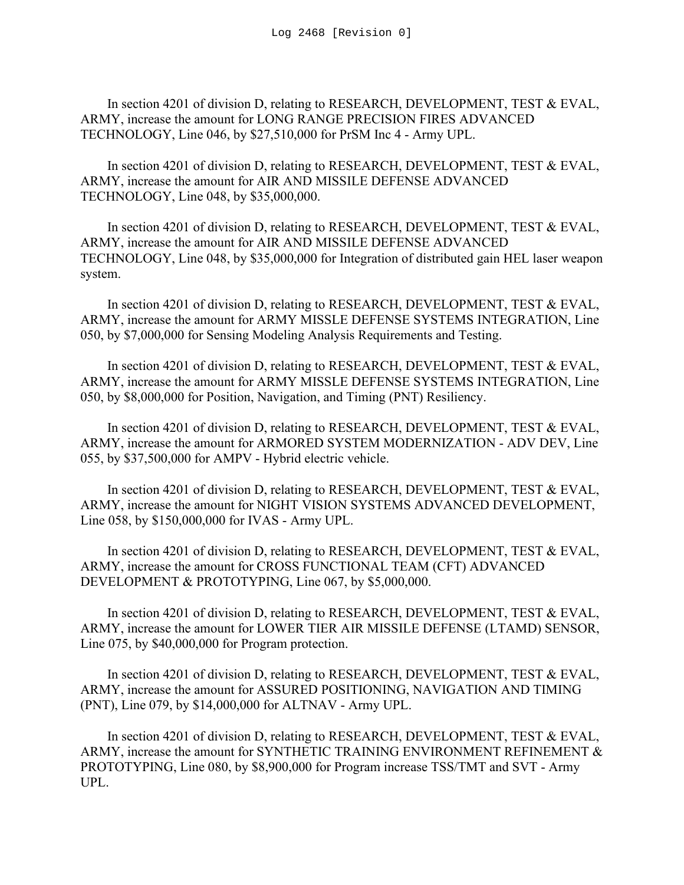In section 4201 of division D, relating to RESEARCH, DEVELOPMENT, TEST & EVAL, ARMY, increase the amount for LONG RANGE PRECISION FIRES ADVANCED TECHNOLOGY, Line 046, by $27,510,000 for PrSM Inc 4 - Army UPL.

In section 4201 of division D, relating to RESEARCH, DEVELOPMENT, TEST & EVAL, ARMY, increase the amount for AIR AND MISSILE DEFENSE ADVANCED TECHNOLOGY, Line 048, by $35,000,000.

In section 4201 of division D, relating to RESEARCH, DEVELOPMENT, TEST & EVAL, ARMY, increase the amount for AIR AND MISSILE DEFENSE ADVANCED TECHNOLOGY, Line 048, by $35,000,000 for Integration of distributed gain HEL laser weapon system.

In section 4201 of division D, relating to RESEARCH, DEVELOPMENT, TEST & EVAL, ARMY, increase the amount for ARMY MISSLE DEFENSE SYSTEMS INTEGRATION, Line 050, by $7,000,000 for Sensing Modeling Analysis Requirements and Testing.

In section 4201 of division D, relating to RESEARCH, DEVELOPMENT, TEST & EVAL, ARMY, increase the amount for ARMY MISSLE DEFENSE SYSTEMS INTEGRATION, Line 050, by $8,000,000 for Position, Navigation, and Timing (PNT) Resiliency.

In section 4201 of division D, relating to RESEARCH, DEVELOPMENT, TEST & EVAL, ARMY, increase the amount for ARMORED SYSTEM MODERNIZATION - ADV DEV, Line 055, by $37,500,000 for AMPV - Hybrid electric vehicle.

In section 4201 of division D, relating to RESEARCH, DEVELOPMENT, TEST & EVAL, ARMY, increase the amount for NIGHT VISION SYSTEMS ADVANCED DEVELOPMENT, Line 058, by $150,000,000 for IVAS - Army UPL.

In section 4201 of division D, relating to RESEARCH, DEVELOPMENT, TEST & EVAL, ARMY, increase the amount for CROSS FUNCTIONAL TEAM (CFT) ADVANCED DEVELOPMENT & PROTOTYPING, Line 067, by $5,000,000.

In section 4201 of division D, relating to RESEARCH, DEVELOPMENT, TEST & EVAL, ARMY, increase the amount for LOWER TIER AIR MISSILE DEFENSE (LTAMD) SENSOR, Line 075, by $40,000,000 for Program protection.

In section 4201 of division D, relating to RESEARCH, DEVELOPMENT, TEST & EVAL, ARMY, increase the amount for ASSURED POSITIONING, NAVIGATION AND TIMING (PNT), Line 079, by $14,000,000 for ALTNAV - Army UPL.

In section 4201 of division D, relating to RESEARCH, DEVELOPMENT, TEST & EVAL, ARMY, increase the amount for SYNTHETIC TRAINING ENVIRONMENT REFINEMENT & PROTOTYPING, Line 080, by $8,900,000 for Program increase TSS/TMT and SVT - Army UPL.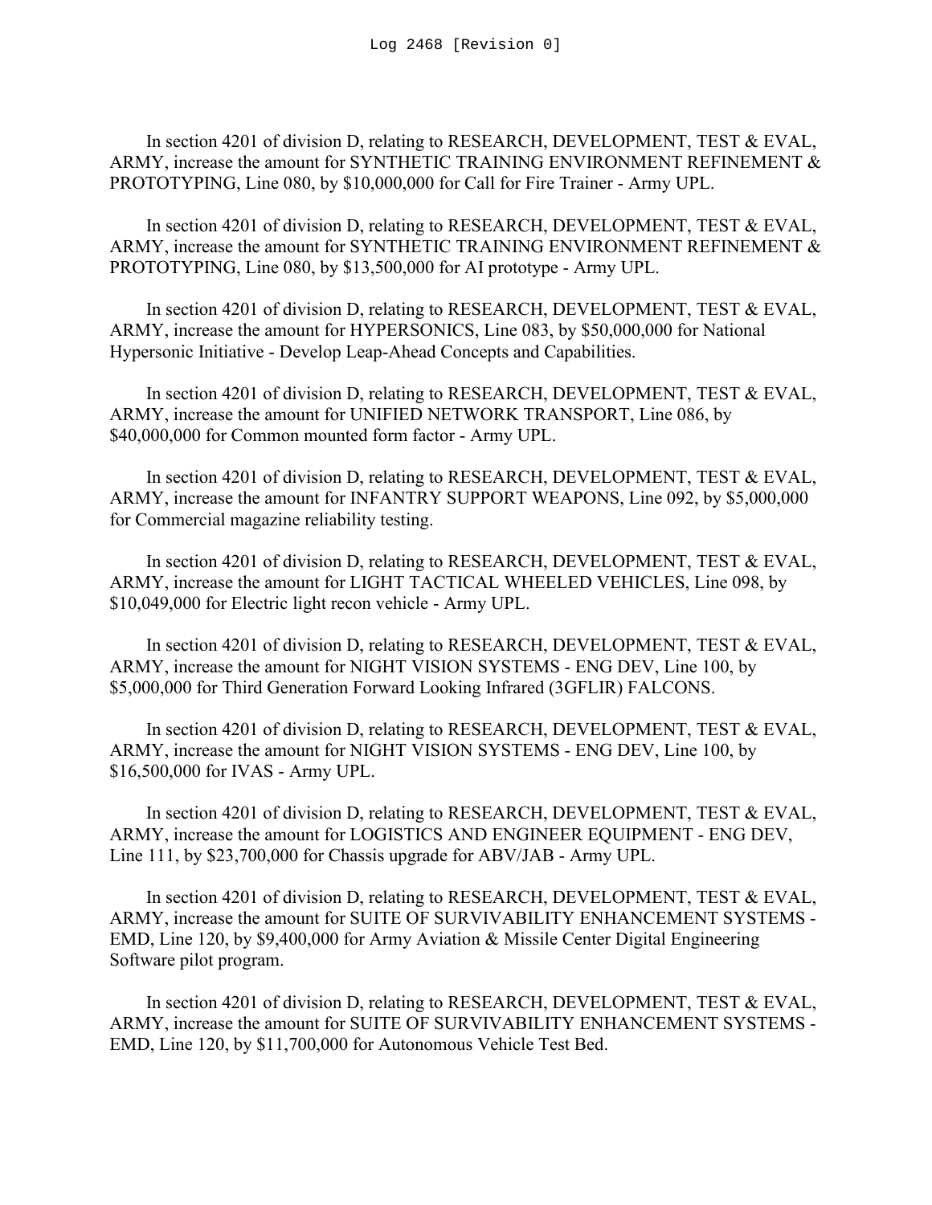In section 4201 of division D, relating to RESEARCH, DEVELOPMENT, TEST & EVAL, ARMY, increase the amount for SYNTHETIC TRAINING ENVIRONMENT REFINEMENT & PROTOTYPING, Line 080, by $10,000,000 for Call for Fire Trainer - Army UPL.

In section 4201 of division D, relating to RESEARCH, DEVELOPMENT, TEST & EVAL, ARMY, increase the amount for SYNTHETIC TRAINING ENVIRONMENT REFINEMENT & PROTOTYPING, Line 080, by $13,500,000 for AI prototype - Army UPL.

In section 4201 of division D, relating to RESEARCH, DEVELOPMENT, TEST & EVAL, ARMY, increase the amount for HYPERSONICS, Line 083, by $50,000,000 for National Hypersonic Initiative - Develop Leap-Ahead Concepts and Capabilities.

In section 4201 of division D, relating to RESEARCH, DEVELOPMENT, TEST & EVAL, ARMY, increase the amount for UNIFIED NETWORK TRANSPORT, Line 086, by $40,000,000 for Common mounted form factor - Army UPL.

In section 4201 of division D, relating to RESEARCH, DEVELOPMENT, TEST & EVAL, ARMY, increase the amount for INFANTRY SUPPORT WEAPONS, Line 092, by $5,000,000 for Commercial magazine reliability testing.

In section 4201 of division D, relating to RESEARCH, DEVELOPMENT, TEST & EVAL, ARMY, increase the amount for LIGHT TACTICAL WHEELED VEHICLES, Line 098, by $10,049,000 for Electric light recon vehicle - Army UPL.

In section 4201 of division D, relating to RESEARCH, DEVELOPMENT, TEST & EVAL, ARMY, increase the amount for NIGHT VISION SYSTEMS - ENG DEV, Line 100, by $5,000,000 for Third Generation Forward Looking Infrared (3GFLIR) FALCONS.

In section 4201 of division D, relating to RESEARCH, DEVELOPMENT, TEST & EVAL, ARMY, increase the amount for NIGHT VISION SYSTEMS - ENG DEV, Line 100, by $16,500,000 for IVAS - Army UPL.

In section 4201 of division D, relating to RESEARCH, DEVELOPMENT, TEST & EVAL, ARMY, increase the amount for LOGISTICS AND ENGINEER EQUIPMENT - ENG DEV, Line 111, by $23,700,000 for Chassis upgrade for ABV/JAB - Army UPL.

In section 4201 of division D, relating to RESEARCH, DEVELOPMENT, TEST & EVAL, ARMY, increase the amount for SUITE OF SURVIVABILITY ENHANCEMENT SYSTEMS - EMD, Line 120, by $9,400,000 for Army Aviation & Missile Center Digital Engineering Software pilot program.

In section 4201 of division D, relating to RESEARCH, DEVELOPMENT, TEST & EVAL, ARMY, increase the amount for SUITE OF SURVIVABILITY ENHANCEMENT SYSTEMS - EMD, Line 120, by $11,700,000 for Autonomous Vehicle Test Bed.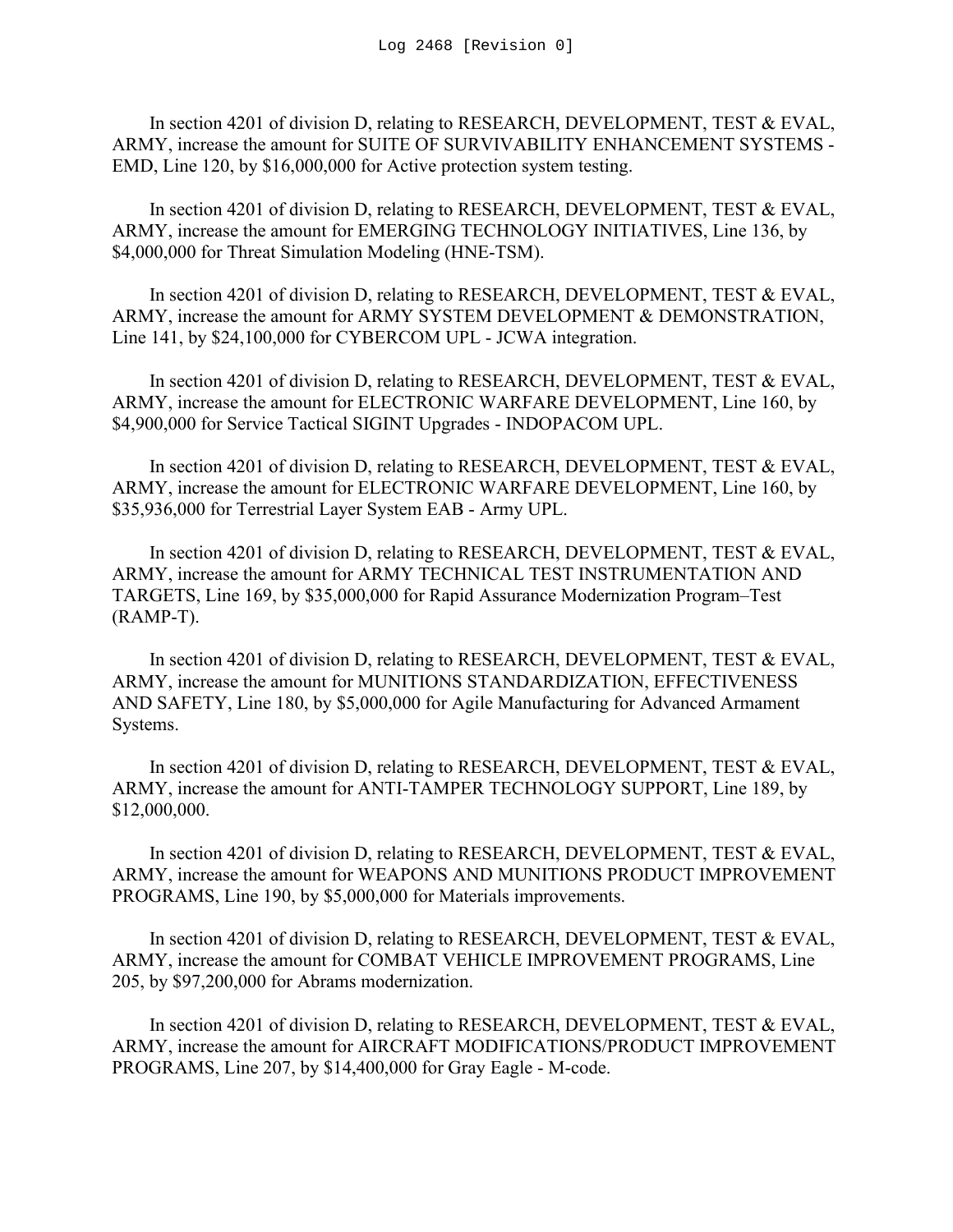In section 4201 of division D, relating to RESEARCH, DEVELOPMENT, TEST & EVAL, ARMY, increase the amount for SUITE OF SURVIVABILITY ENHANCEMENT SYSTEMS - EMD, Line 120, by $16,000,000 for Active protection system testing.

In section 4201 of division D, relating to RESEARCH, DEVELOPMENT, TEST & EVAL, ARMY, increase the amount for EMERGING TECHNOLOGY INITIATIVES, Line 136, by $4,000,000 for Threat Simulation Modeling (HNE-TSM).

In section 4201 of division D, relating to RESEARCH, DEVELOPMENT, TEST & EVAL, ARMY, increase the amount for ARMY SYSTEM DEVELOPMENT & DEMONSTRATION, Line 141, by $24,100,000 for CYBERCOM UPL - JCWA integration.

In section 4201 of division D, relating to RESEARCH, DEVELOPMENT, TEST & EVAL, ARMY, increase the amount for ELECTRONIC WARFARE DEVELOPMENT, Line 160, by $4,900,000 for Service Tactical SIGINT Upgrades - INDOPACOM UPL.

In section 4201 of division D, relating to RESEARCH, DEVELOPMENT, TEST & EVAL, ARMY, increase the amount for ELECTRONIC WARFARE DEVELOPMENT, Line 160, by $35,936,000 for Terrestrial Layer System EAB - Army UPL.

In section 4201 of division D, relating to RESEARCH, DEVELOPMENT, TEST & EVAL, ARMY, increase the amount for ARMY TECHNICAL TEST INSTRUMENTATION AND TARGETS, Line 169, by $35,000,000 for Rapid Assurance Modernization Program–Test (RAMP-T).

In section 4201 of division D, relating to RESEARCH, DEVELOPMENT, TEST & EVAL, ARMY, increase the amount for MUNITIONS STANDARDIZATION, EFFECTIVENESS AND SAFETY, Line 180, by $5,000,000 for Agile Manufacturing for Advanced Armament Systems.

In section 4201 of division D, relating to RESEARCH, DEVELOPMENT, TEST & EVAL, ARMY, increase the amount for ANTI-TAMPER TECHNOLOGY SUPPORT, Line 189, by $12,000,000.

In section 4201 of division D, relating to RESEARCH, DEVELOPMENT, TEST & EVAL, ARMY, increase the amount for WEAPONS AND MUNITIONS PRODUCT IMPROVEMENT PROGRAMS, Line 190, by $5,000,000 for Materials improvements.

In section 4201 of division D, relating to RESEARCH, DEVELOPMENT, TEST & EVAL, ARMY, increase the amount for COMBAT VEHICLE IMPROVEMENT PROGRAMS, Line 205, by $97,200,000 for Abrams modernization.

In section 4201 of division D, relating to RESEARCH, DEVELOPMENT, TEST & EVAL, ARMY, increase the amount for AIRCRAFT MODIFICATIONS/PRODUCT IMPROVEMENT PROGRAMS, Line 207, by $14,400,000 for Gray Eagle - M-code.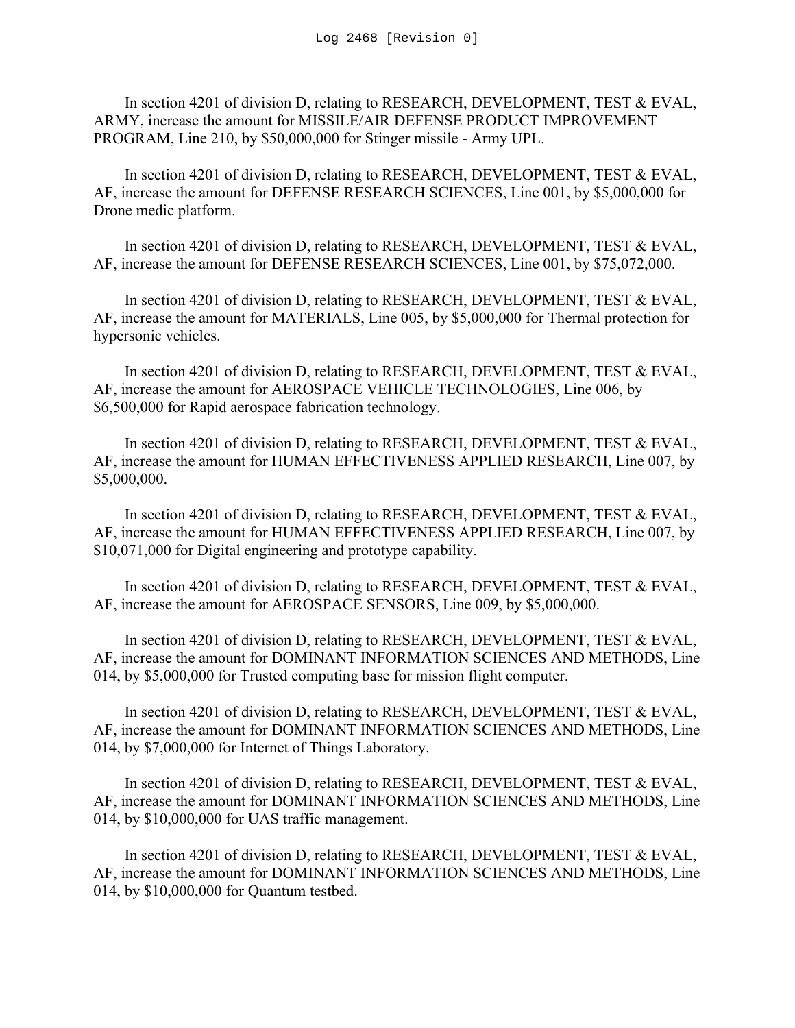In section 4201 of division D, relating to RESEARCH, DEVELOPMENT, TEST & EVAL, ARMY, increase the amount for MISSILE/AIR DEFENSE PRODUCT IMPROVEMENT PROGRAM, Line 210, by $50,000,000 for Stinger missile - Army UPL.

In section 4201 of division D, relating to RESEARCH, DEVELOPMENT, TEST & EVAL, AF, increase the amount for DEFENSE RESEARCH SCIENCES, Line 001, by $5,000,000 for Drone medic platform.

In section 4201 of division D, relating to RESEARCH, DEVELOPMENT, TEST & EVAL, AF, increase the amount for DEFENSE RESEARCH SCIENCES, Line 001, by $75,072,000.

In section 4201 of division D, relating to RESEARCH, DEVELOPMENT, TEST & EVAL, AF, increase the amount for MATERIALS, Line 005, by $5,000,000 for Thermal protection for hypersonic vehicles.

In section 4201 of division D, relating to RESEARCH, DEVELOPMENT, TEST & EVAL, AF, increase the amount for AEROSPACE VEHICLE TECHNOLOGIES, Line 006, by $6,500,000 for Rapid aerospace fabrication technology.

In section 4201 of division D, relating to RESEARCH, DEVELOPMENT, TEST & EVAL, AF, increase the amount for HUMAN EFFECTIVENESS APPLIED RESEARCH, Line 007, by $5,000,000.

In section 4201 of division D, relating to RESEARCH, DEVELOPMENT, TEST & EVAL, AF, increase the amount for HUMAN EFFECTIVENESS APPLIED RESEARCH, Line 007, by $10,071,000 for Digital engineering and prototype capability.

In section 4201 of division D, relating to RESEARCH, DEVELOPMENT, TEST & EVAL, AF, increase the amount for AEROSPACE SENSORS, Line 009, by $5,000,000.

In section 4201 of division D, relating to RESEARCH, DEVELOPMENT, TEST & EVAL, AF, increase the amount for DOMINANT INFORMATION SCIENCES AND METHODS, Line 014, by $5,000,000 for Trusted computing base for mission flight computer.

In section 4201 of division D, relating to RESEARCH, DEVELOPMENT, TEST & EVAL, AF, increase the amount for DOMINANT INFORMATION SCIENCES AND METHODS, Line 014, by $7,000,000 for Internet of Things Laboratory.

In section 4201 of division D, relating to RESEARCH, DEVELOPMENT, TEST & EVAL, AF, increase the amount for DOMINANT INFORMATION SCIENCES AND METHODS, Line 014, by $10,000,000 for UAS traffic management.

In section 4201 of division D, relating to RESEARCH, DEVELOPMENT, TEST & EVAL, AF, increase the amount for DOMINANT INFORMATION SCIENCES AND METHODS, Line 014, by $10,000,000 for Quantum testbed.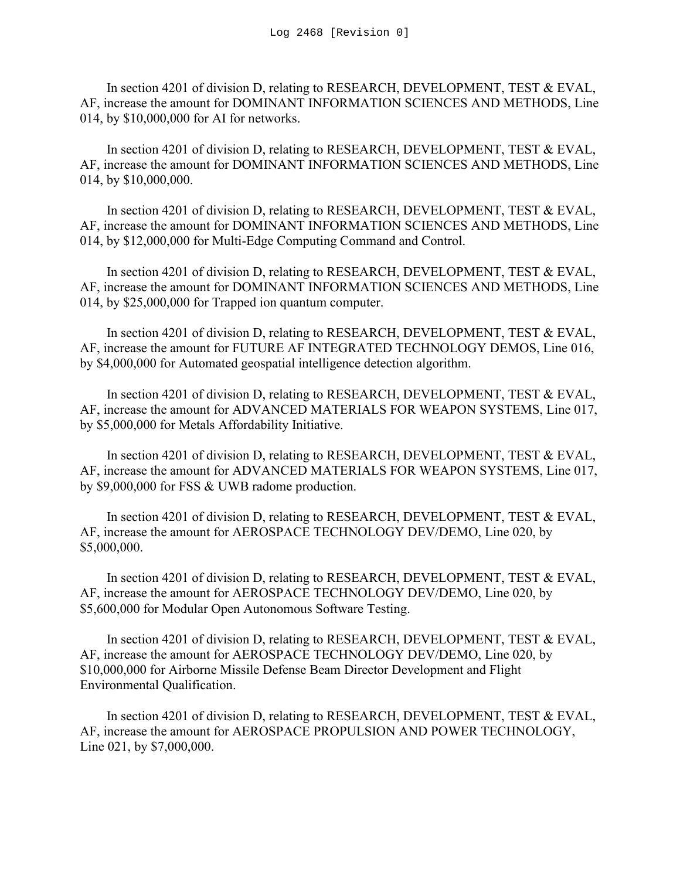In section 4201 of division D, relating to RESEARCH, DEVELOPMENT, TEST & EVAL, AF, increase the amount for DOMINANT INFORMATION SCIENCES AND METHODS, Line 014, by $10,000,000 for AI for networks.

In section 4201 of division D, relating to RESEARCH, DEVELOPMENT, TEST & EVAL, AF, increase the amount for DOMINANT INFORMATION SCIENCES AND METHODS, Line 014, by $10,000,000.

In section 4201 of division D, relating to RESEARCH, DEVELOPMENT, TEST & EVAL, AF, increase the amount for DOMINANT INFORMATION SCIENCES AND METHODS, Line 014, by $12,000,000 for Multi-Edge Computing Command and Control.

In section 4201 of division D, relating to RESEARCH, DEVELOPMENT, TEST & EVAL, AF, increase the amount for DOMINANT INFORMATION SCIENCES AND METHODS, Line 014, by $25,000,000 for Trapped ion quantum computer.

In section 4201 of division D, relating to RESEARCH, DEVELOPMENT, TEST & EVAL, AF, increase the amount for FUTURE AF INTEGRATED TECHNOLOGY DEMOS, Line 016, by $4,000,000 for Automated geospatial intelligence detection algorithm.

In section 4201 of division D, relating to RESEARCH, DEVELOPMENT, TEST & EVAL, AF, increase the amount for ADVANCED MATERIALS FOR WEAPON SYSTEMS, Line 017, by $5,000,000 for Metals Affordability Initiative.

In section 4201 of division D, relating to RESEARCH, DEVELOPMENT, TEST & EVAL, AF, increase the amount for ADVANCED MATERIALS FOR WEAPON SYSTEMS, Line 017, by $9,000,000 for FSS & UWB radome production.

In section 4201 of division D, relating to RESEARCH, DEVELOPMENT, TEST & EVAL, AF, increase the amount for AEROSPACE TECHNOLOGY DEV/DEMO, Line 020, by $5,000,000.

In section 4201 of division D, relating to RESEARCH, DEVELOPMENT, TEST & EVAL, AF, increase the amount for AEROSPACE TECHNOLOGY DEV/DEMO, Line 020, by $5,600,000 for Modular Open Autonomous Software Testing.

In section 4201 of division D, relating to RESEARCH, DEVELOPMENT, TEST & EVAL, AF, increase the amount for AEROSPACE TECHNOLOGY DEV/DEMO, Line 020, by $10,000,000 for Airborne Missile Defense Beam Director Development and Flight Environmental Qualification.

In section 4201 of division D, relating to RESEARCH, DEVELOPMENT, TEST & EVAL, AF, increase the amount for AEROSPACE PROPULSION AND POWER TECHNOLOGY, Line 021, by $7,000,000.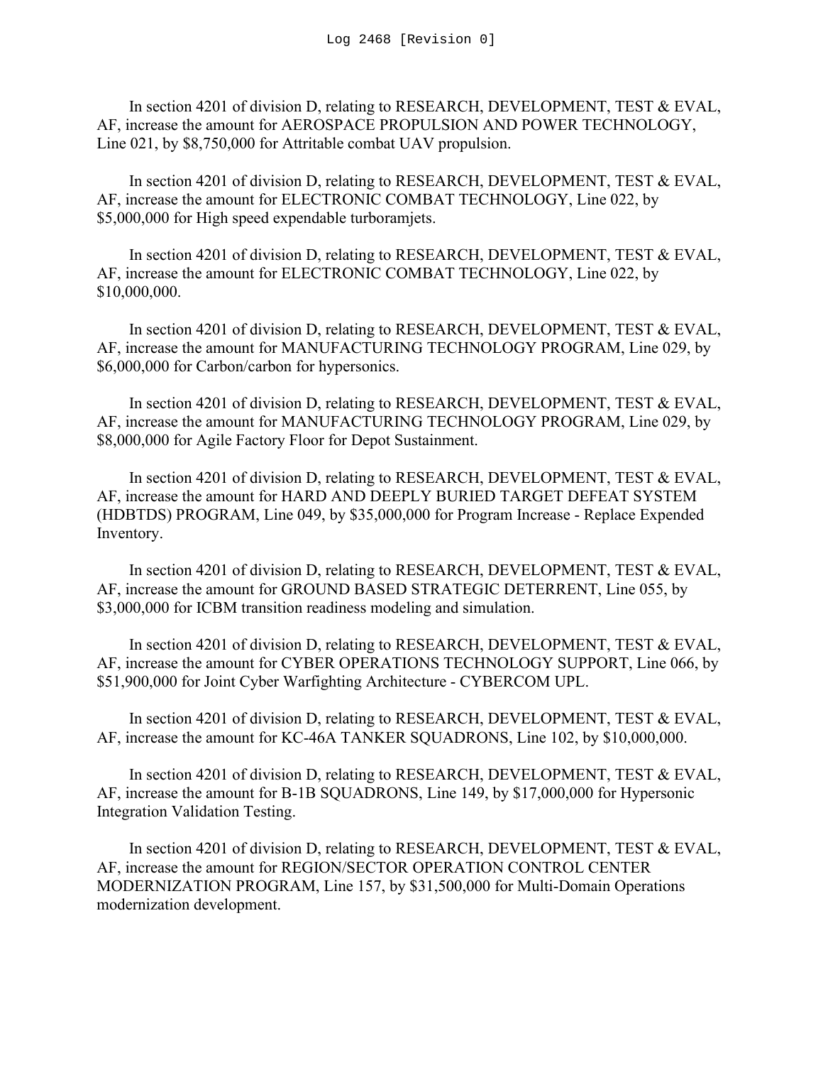In section 4201 of division D, relating to RESEARCH, DEVELOPMENT, TEST & EVAL, AF, increase the amount for AEROSPACE PROPULSION AND POWER TECHNOLOGY, Line 021, by $8,750,000 for Attritable combat UAV propulsion.

In section 4201 of division D, relating to RESEARCH, DEVELOPMENT, TEST & EVAL, AF, increase the amount for ELECTRONIC COMBAT TECHNOLOGY, Line 022, by $5,000,000 for High speed expendable turboramjets.

In section 4201 of division D, relating to RESEARCH, DEVELOPMENT, TEST & EVAL, AF, increase the amount for ELECTRONIC COMBAT TECHNOLOGY, Line 022, by $10,000,000.

In section 4201 of division D, relating to RESEARCH, DEVELOPMENT, TEST & EVAL, AF, increase the amount for MANUFACTURING TECHNOLOGY PROGRAM, Line 029, by $6,000,000 for Carbon/carbon for hypersonics.

In section 4201 of division D, relating to RESEARCH, DEVELOPMENT, TEST & EVAL, AF, increase the amount for MANUFACTURING TECHNOLOGY PROGRAM, Line 029, by $8,000,000 for Agile Factory Floor for Depot Sustainment.

In section 4201 of division D, relating to RESEARCH, DEVELOPMENT, TEST & EVAL, AF, increase the amount for HARD AND DEEPLY BURIED TARGET DEFEAT SYSTEM (HDBTDS) PROGRAM, Line 049, by $35,000,000 for Program Increase - Replace Expended Inventory.

In section 4201 of division D, relating to RESEARCH, DEVELOPMENT, TEST & EVAL, AF, increase the amount for GROUND BASED STRATEGIC DETERRENT, Line 055, by $3,000,000 for ICBM transition readiness modeling and simulation.

In section 4201 of division D, relating to RESEARCH, DEVELOPMENT, TEST & EVAL, AF, increase the amount for CYBER OPERATIONS TECHNOLOGY SUPPORT, Line 066, by $51,900,000 for Joint Cyber Warfighting Architecture - CYBERCOM UPL.

In section 4201 of division D, relating to RESEARCH, DEVELOPMENT, TEST & EVAL, AF, increase the amount for KC-46A TANKER SQUADRONS, Line 102, by $10,000,000.

In section 4201 of division D, relating to RESEARCH, DEVELOPMENT, TEST & EVAL, AF, increase the amount for B-1B SQUADRONS, Line 149, by $17,000,000 for Hypersonic Integration Validation Testing.

In section 4201 of division D, relating to RESEARCH, DEVELOPMENT, TEST & EVAL, AF, increase the amount for REGION/SECTOR OPERATION CONTROL CENTER MODERNIZATION PROGRAM, Line 157, by $31,500,000 for Multi-Domain Operations modernization development.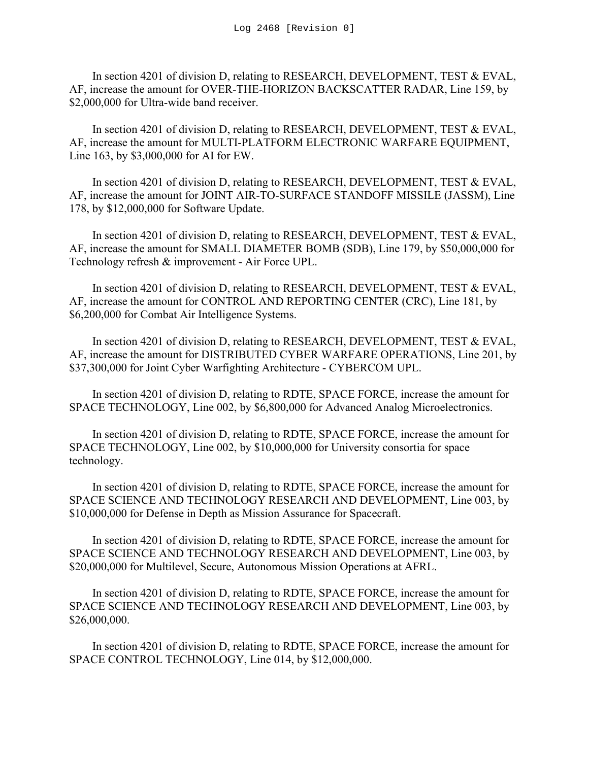In section 4201 of division D, relating to RESEARCH, DEVELOPMENT, TEST & EVAL, AF, increase the amount for OVER-THE-HORIZON BACKSCATTER RADAR, Line 159, by $2,000,000 for Ultra-wide band receiver.

In section 4201 of division D, relating to RESEARCH, DEVELOPMENT, TEST & EVAL, AF, increase the amount for MULTI-PLATFORM ELECTRONIC WARFARE EQUIPMENT, Line 163, by $3,000,000 for AI for EW.

In section 4201 of division D, relating to RESEARCH, DEVELOPMENT, TEST & EVAL, AF, increase the amount for JOINT AIR-TO-SURFACE STANDOFF MISSILE (JASSM), Line 178, by $12,000,000 for Software Update.

In section 4201 of division D, relating to RESEARCH, DEVELOPMENT, TEST & EVAL, AF, increase the amount for SMALL DIAMETER BOMB (SDB), Line 179, by $50,000,000 for Technology refresh & improvement - Air Force UPL.

In section 4201 of division D, relating to RESEARCH, DEVELOPMENT, TEST & EVAL, AF, increase the amount for CONTROL AND REPORTING CENTER (CRC), Line 181, by $6,200,000 for Combat Air Intelligence Systems.

In section 4201 of division D, relating to RESEARCH, DEVELOPMENT, TEST & EVAL, AF, increase the amount for DISTRIBUTED CYBER WARFARE OPERATIONS, Line 201, by $37,300,000 for Joint Cyber Warfighting Architecture - CYBERCOM UPL.

In section 4201 of division D, relating to RDTE, SPACE FORCE, increase the amount for SPACE TECHNOLOGY, Line 002, by $6,800,000 for Advanced Analog Microelectronics.

In section 4201 of division D, relating to RDTE, SPACE FORCE, increase the amount for SPACE TECHNOLOGY, Line 002, by $10,000,000 for University consortia for space technology.

In section 4201 of division D, relating to RDTE, SPACE FORCE, increase the amount for SPACE SCIENCE AND TECHNOLOGY RESEARCH AND DEVELOPMENT, Line 003, by $10,000,000 for Defense in Depth as Mission Assurance for Spacecraft.

In section 4201 of division D, relating to RDTE, SPACE FORCE, increase the amount for SPACE SCIENCE AND TECHNOLOGY RESEARCH AND DEVELOPMENT, Line 003, by $20,000,000 for Multilevel, Secure, Autonomous Mission Operations at AFRL.

In section 4201 of division D, relating to RDTE, SPACE FORCE, increase the amount for SPACE SCIENCE AND TECHNOLOGY RESEARCH AND DEVELOPMENT, Line 003, by $26,000,000.

In section 4201 of division D, relating to RDTE, SPACE FORCE, increase the amount for SPACE CONTROL TECHNOLOGY, Line 014, by $12,000,000.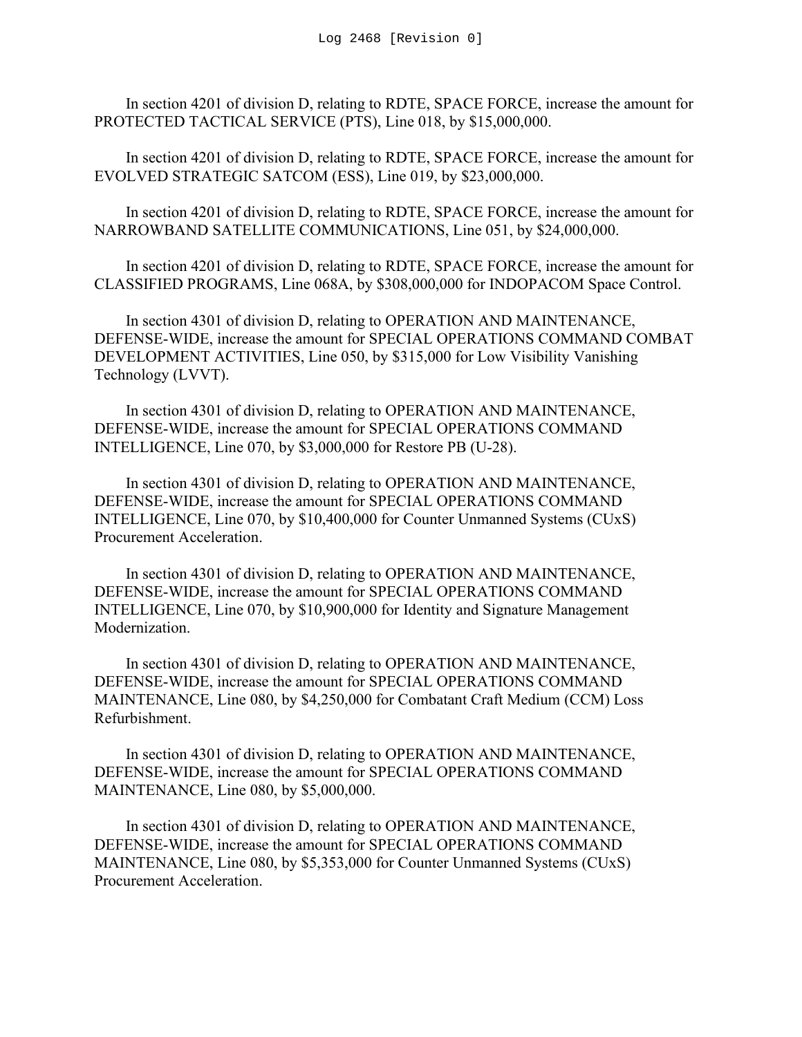In section 4201 of division D, relating to RDTE, SPACE FORCE, increase the amount for PROTECTED TACTICAL SERVICE (PTS), Line 018, by $15,000,000.

In section 4201 of division D, relating to RDTE, SPACE FORCE, increase the amount for EVOLVED STRATEGIC SATCOM (ESS), Line 019, by $23,000,000.

In section 4201 of division D, relating to RDTE, SPACE FORCE, increase the amount for NARROWBAND SATELLITE COMMUNICATIONS, Line 051, by $24,000,000.

In section 4201 of division D, relating to RDTE, SPACE FORCE, increase the amount for CLASSIFIED PROGRAMS, Line 068A, by $308,000,000 for INDOPACOM Space Control.

In section 4301 of division D, relating to OPERATION AND MAINTENANCE, DEFENSE-WIDE, increase the amount for SPECIAL OPERATIONS COMMAND COMBAT DEVELOPMENT ACTIVITIES, Line 050, by $315,000 for Low Visibility Vanishing Technology (LVVT).

In section 4301 of division D, relating to OPERATION AND MAINTENANCE, DEFENSE-WIDE, increase the amount for SPECIAL OPERATIONS COMMAND INTELLIGENCE, Line 070, by $3,000,000 for Restore PB (U-28).

In section 4301 of division D, relating to OPERATION AND MAINTENANCE, DEFENSE-WIDE, increase the amount for SPECIAL OPERATIONS COMMAND INTELLIGENCE, Line 070, by $10,400,000 for Counter Unmanned Systems (CUxS) Procurement Acceleration.

In section 4301 of division D, relating to OPERATION AND MAINTENANCE, DEFENSE-WIDE, increase the amount for SPECIAL OPERATIONS COMMAND INTELLIGENCE, Line 070, by $10,900,000 for Identity and Signature Management Modernization.

In section 4301 of division D, relating to OPERATION AND MAINTENANCE, DEFENSE-WIDE, increase the amount for SPECIAL OPERATIONS COMMAND MAINTENANCE, Line 080, by $4,250,000 for Combatant Craft Medium (CCM) Loss Refurbishment.

In section 4301 of division D, relating to OPERATION AND MAINTENANCE, DEFENSE-WIDE, increase the amount for SPECIAL OPERATIONS COMMAND MAINTENANCE, Line 080, by $5,000,000.

In section 4301 of division D, relating to OPERATION AND MAINTENANCE, DEFENSE-WIDE, increase the amount for SPECIAL OPERATIONS COMMAND MAINTENANCE, Line 080, by $5,353,000 for Counter Unmanned Systems (CUxS) Procurement Acceleration.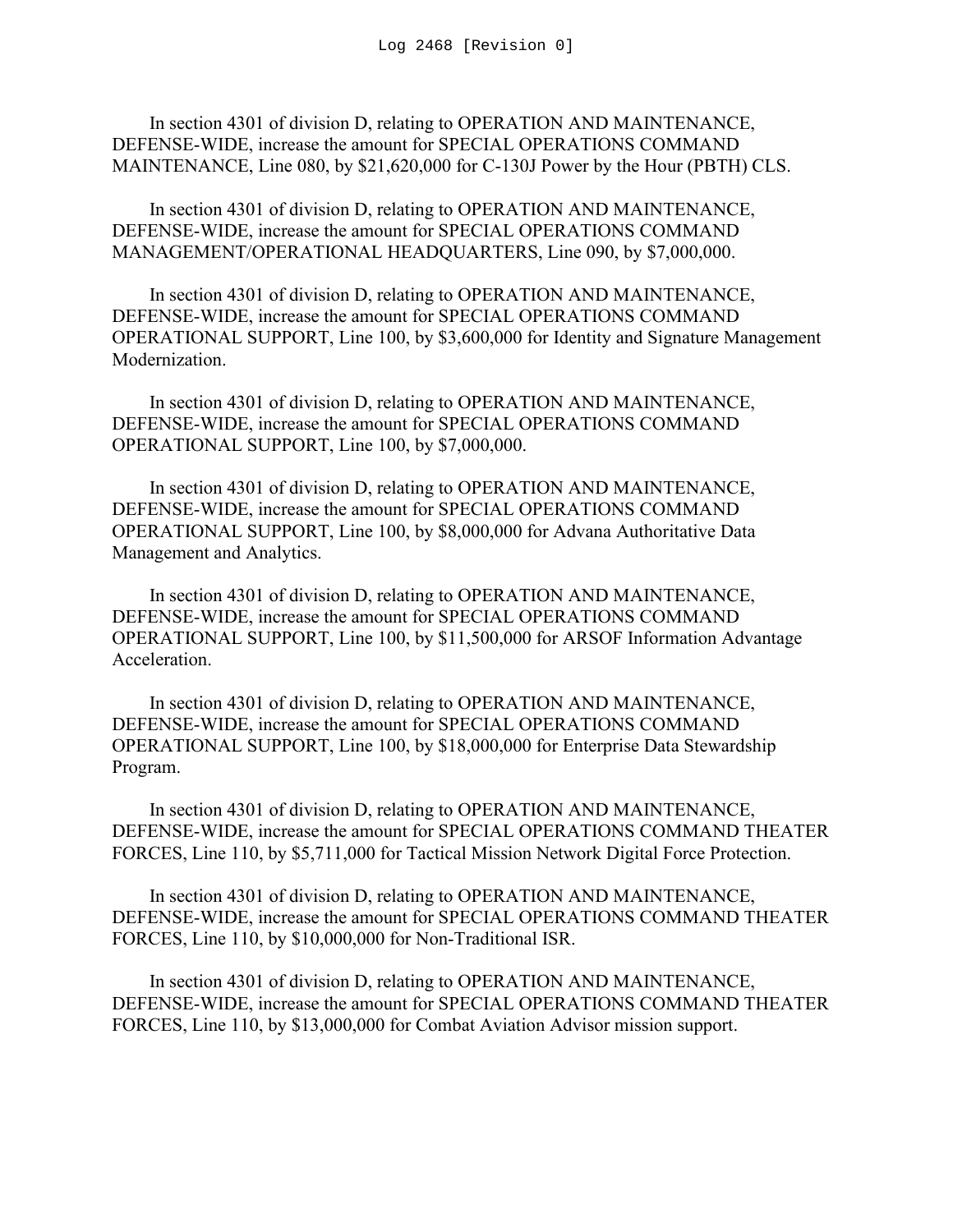In section 4301 of division D, relating to OPERATION AND MAINTENANCE, DEFENSE-WIDE, increase the amount for SPECIAL OPERATIONS COMMAND MAINTENANCE, Line 080, by $21,620,000 for C-130J Power by the Hour (PBTH) CLS.

In section 4301 of division D, relating to OPERATION AND MAINTENANCE, DEFENSE-WIDE, increase the amount for SPECIAL OPERATIONS COMMAND MANAGEMENT/OPERATIONAL HEADQUARTERS, Line 090, by $7,000,000.

In section 4301 of division D, relating to OPERATION AND MAINTENANCE, DEFENSE-WIDE, increase the amount for SPECIAL OPERATIONS COMMAND OPERATIONAL SUPPORT, Line 100, by $3,600,000 for Identity and Signature Management Modernization.

In section 4301 of division D, relating to OPERATION AND MAINTENANCE, DEFENSE-WIDE, increase the amount for SPECIAL OPERATIONS COMMAND OPERATIONAL SUPPORT, Line 100, by $7,000,000.

In section 4301 of division D, relating to OPERATION AND MAINTENANCE, DEFENSE-WIDE, increase the amount for SPECIAL OPERATIONS COMMAND OPERATIONAL SUPPORT, Line 100, by $8,000,000 for Advana Authoritative Data Management and Analytics.

In section 4301 of division D, relating to OPERATION AND MAINTENANCE, DEFENSE-WIDE, increase the amount for SPECIAL OPERATIONS COMMAND OPERATIONAL SUPPORT, Line 100, by $11,500,000 for ARSOF Information Advantage Acceleration.

In section 4301 of division D, relating to OPERATION AND MAINTENANCE, DEFENSE-WIDE, increase the amount for SPECIAL OPERATIONS COMMAND OPERATIONAL SUPPORT, Line 100, by $18,000,000 for Enterprise Data Stewardship Program.

In section 4301 of division D, relating to OPERATION AND MAINTENANCE, DEFENSE-WIDE, increase the amount for SPECIAL OPERATIONS COMMAND THEATER FORCES, Line 110, by $5,711,000 for Tactical Mission Network Digital Force Protection.

In section 4301 of division D, relating to OPERATION AND MAINTENANCE, DEFENSE-WIDE, increase the amount for SPECIAL OPERATIONS COMMAND THEATER FORCES, Line 110, by $10,000,000 for Non-Traditional ISR.

In section 4301 of division D, relating to OPERATION AND MAINTENANCE, DEFENSE-WIDE, increase the amount for SPECIAL OPERATIONS COMMAND THEATER FORCES, Line 110, by $13,000,000 for Combat Aviation Advisor mission support.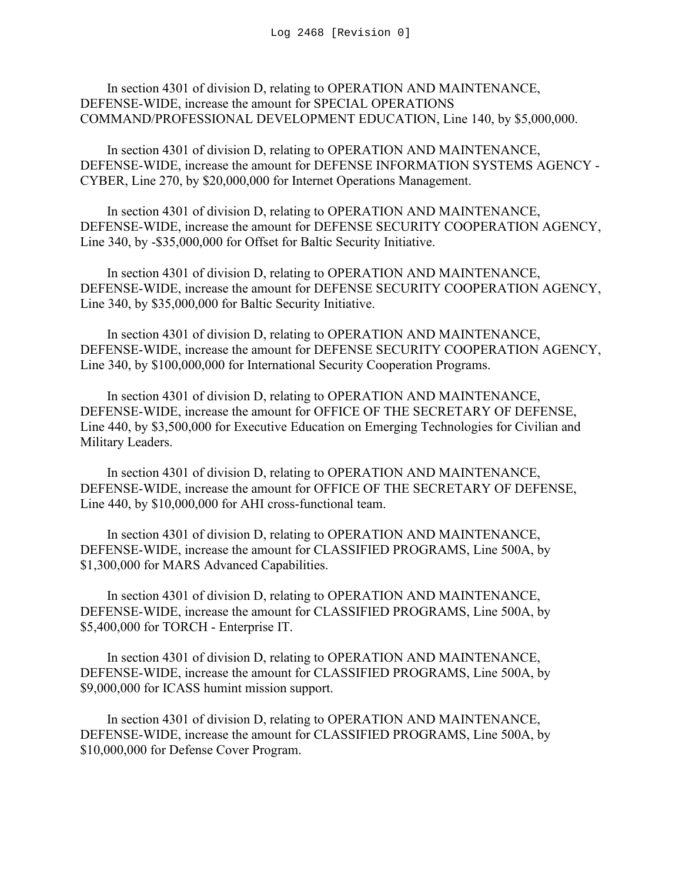In section 4301 of division D, relating to OPERATION AND MAINTENANCE, DEFENSE-WIDE, increase the amount for SPECIAL OPERATIONS COMMAND/PROFESSIONAL DEVELOPMENT EDUCATION, Line 140, by $5,000,000.

In section 4301 of division D, relating to OPERATION AND MAINTENANCE, DEFENSE-WIDE, increase the amount for DEFENSE INFORMATION SYSTEMS AGENCY - CYBER, Line 270, by $20,000,000 for Internet Operations Management.

In section 4301 of division D, relating to OPERATION AND MAINTENANCE, DEFENSE-WIDE, increase the amount for DEFENSE SECURITY COOPERATION AGENCY, Line 340, by -$35,000,000 for Offset for Baltic Security Initiative.

In section 4301 of division D, relating to OPERATION AND MAINTENANCE, DEFENSE-WIDE, increase the amount for DEFENSE SECURITY COOPERATION AGENCY, Line 340, by $35,000,000 for Baltic Security Initiative.

In section 4301 of division D, relating to OPERATION AND MAINTENANCE, DEFENSE-WIDE, increase the amount for DEFENSE SECURITY COOPERATION AGENCY, Line 340, by $100,000,000 for International Security Cooperation Programs.

In section 4301 of division D, relating to OPERATION AND MAINTENANCE, DEFENSE-WIDE, increase the amount for OFFICE OF THE SECRETARY OF DEFENSE, Line 440, by $3,500,000 for Executive Education on Emerging Technologies for Civilian and Military Leaders.

In section 4301 of division D, relating to OPERATION AND MAINTENANCE, DEFENSE-WIDE, increase the amount for OFFICE OF THE SECRETARY OF DEFENSE, Line 440, by $10,000,000 for AHI cross-functional team.

In section 4301 of division D, relating to OPERATION AND MAINTENANCE, DEFENSE-WIDE, increase the amount for CLASSIFIED PROGRAMS, Line 500A, by $1,300,000 for MARS Advanced Capabilities.

In section 4301 of division D, relating to OPERATION AND MAINTENANCE, DEFENSE-WIDE, increase the amount for CLASSIFIED PROGRAMS, Line 500A, by $5,400,000 for TORCH - Enterprise IT.

In section 4301 of division D, relating to OPERATION AND MAINTENANCE, DEFENSE-WIDE, increase the amount for CLASSIFIED PROGRAMS, Line 500A, by $9,000,000 for ICASS humint mission support.

In section 4301 of division D, relating to OPERATION AND MAINTENANCE, DEFENSE-WIDE, increase the amount for CLASSIFIED PROGRAMS, Line 500A, by $10,000,000 for Defense Cover Program.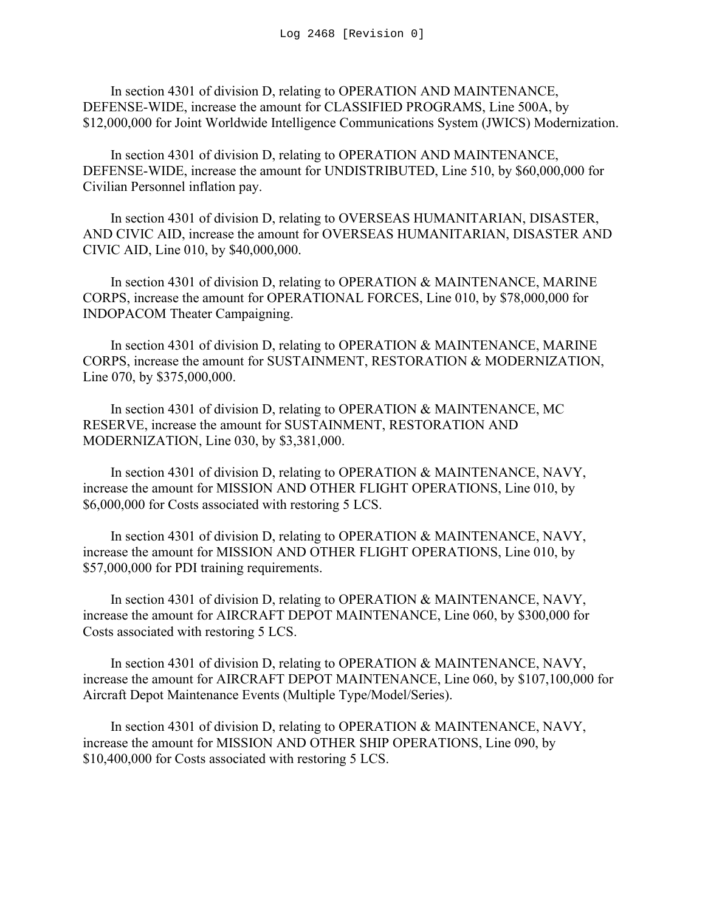In section 4301 of division D, relating to OPERATION AND MAINTENANCE, DEFENSE-WIDE, increase the amount for CLASSIFIED PROGRAMS, Line 500A, by $12,000,000 for Joint Worldwide Intelligence Communications System (JWICS) Modernization.

In section 4301 of division D, relating to OPERATION AND MAINTENANCE, DEFENSE-WIDE, increase the amount for UNDISTRIBUTED, Line 510, by $60,000,000 for Civilian Personnel inflation pay.

In section 4301 of division D, relating to OVERSEAS HUMANITARIAN, DISASTER, AND CIVIC AID, increase the amount for OVERSEAS HUMANITARIAN, DISASTER AND CIVIC AID, Line 010, by $40,000,000.

In section 4301 of division D, relating to OPERATION & MAINTENANCE, MARINE CORPS, increase the amount for OPERATIONAL FORCES, Line 010, by $78,000,000 for INDOPACOM Theater Campaigning.

In section 4301 of division D, relating to OPERATION & MAINTENANCE, MARINE CORPS, increase the amount for SUSTAINMENT, RESTORATION & MODERNIZATION, Line 070, by $375,000,000.

In section 4301 of division D, relating to OPERATION & MAINTENANCE, MC RESERVE, increase the amount for SUSTAINMENT, RESTORATION AND MODERNIZATION, Line 030, by $3,381,000.

In section 4301 of division D, relating to OPERATION & MAINTENANCE, NAVY, increase the amount for MISSION AND OTHER FLIGHT OPERATIONS, Line 010, by $6,000,000 for Costs associated with restoring 5 LCS.

In section 4301 of division D, relating to OPERATION & MAINTENANCE, NAVY, increase the amount for MISSION AND OTHER FLIGHT OPERATIONS, Line 010, by $57,000,000 for PDI training requirements.

In section 4301 of division D, relating to OPERATION & MAINTENANCE, NAVY, increase the amount for AIRCRAFT DEPOT MAINTENANCE, Line 060, by $300,000 for Costs associated with restoring 5 LCS.

In section 4301 of division D, relating to OPERATION & MAINTENANCE, NAVY, increase the amount for AIRCRAFT DEPOT MAINTENANCE, Line 060, by $107,100,000 for Aircraft Depot Maintenance Events (Multiple Type/Model/Series).

In section 4301 of division D, relating to OPERATION & MAINTENANCE, NAVY, increase the amount for MISSION AND OTHER SHIP OPERATIONS, Line 090, by $10,400,000 for Costs associated with restoring 5 LCS.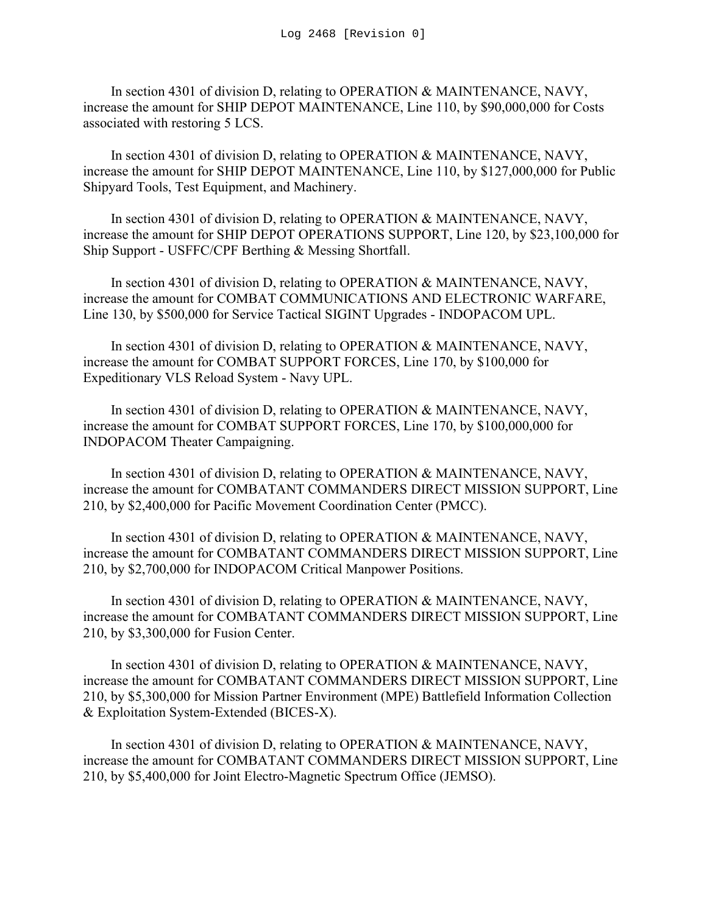In section 4301 of division D, relating to OPERATION & MAINTENANCE, NAVY, increase the amount for SHIP DEPOT MAINTENANCE, Line 110, by $90,000,000 for Costs associated with restoring 5 LCS.

In section 4301 of division D, relating to OPERATION & MAINTENANCE, NAVY, increase the amount for SHIP DEPOT MAINTENANCE, Line 110, by $127,000,000 for Public Shipyard Tools, Test Equipment, and Machinery.

In section 4301 of division D, relating to OPERATION & MAINTENANCE, NAVY, increase the amount for SHIP DEPOT OPERATIONS SUPPORT, Line 120, by $23,100,000 for Ship Support - USFFC/CPF Berthing & Messing Shortfall.

In section 4301 of division D, relating to OPERATION & MAINTENANCE, NAVY, increase the amount for COMBAT COMMUNICATIONS AND ELECTRONIC WARFARE, Line 130, by $500,000 for Service Tactical SIGINT Upgrades - INDOPACOM UPL.

In section 4301 of division D, relating to OPERATION & MAINTENANCE, NAVY, increase the amount for COMBAT SUPPORT FORCES, Line 170, by $100,000 for Expeditionary VLS Reload System - Navy UPL.

In section 4301 of division D, relating to OPERATION & MAINTENANCE, NAVY, increase the amount for COMBAT SUPPORT FORCES, Line 170, by $100,000,000 for INDOPACOM Theater Campaigning.

In section 4301 of division D, relating to OPERATION & MAINTENANCE, NAVY, increase the amount for COMBATANT COMMANDERS DIRECT MISSION SUPPORT, Line 210, by $2,400,000 for Pacific Movement Coordination Center (PMCC).

In section 4301 of division D, relating to OPERATION & MAINTENANCE, NAVY, increase the amount for COMBATANT COMMANDERS DIRECT MISSION SUPPORT, Line 210, by $2,700,000 for INDOPACOM Critical Manpower Positions.

In section 4301 of division D, relating to OPERATION & MAINTENANCE, NAVY, increase the amount for COMBATANT COMMANDERS DIRECT MISSION SUPPORT, Line 210, by $3,300,000 for Fusion Center.

In section 4301 of division D, relating to OPERATION & MAINTENANCE, NAVY, increase the amount for COMBATANT COMMANDERS DIRECT MISSION SUPPORT, Line 210, by $5,300,000 for Mission Partner Environment (MPE) Battlefield Information Collection & Exploitation System-Extended (BICES-X).

In section 4301 of division D, relating to OPERATION & MAINTENANCE, NAVY, increase the amount for COMBATANT COMMANDERS DIRECT MISSION SUPPORT, Line 210, by $5,400,000 for Joint Electro-Magnetic Spectrum Office (JEMSO).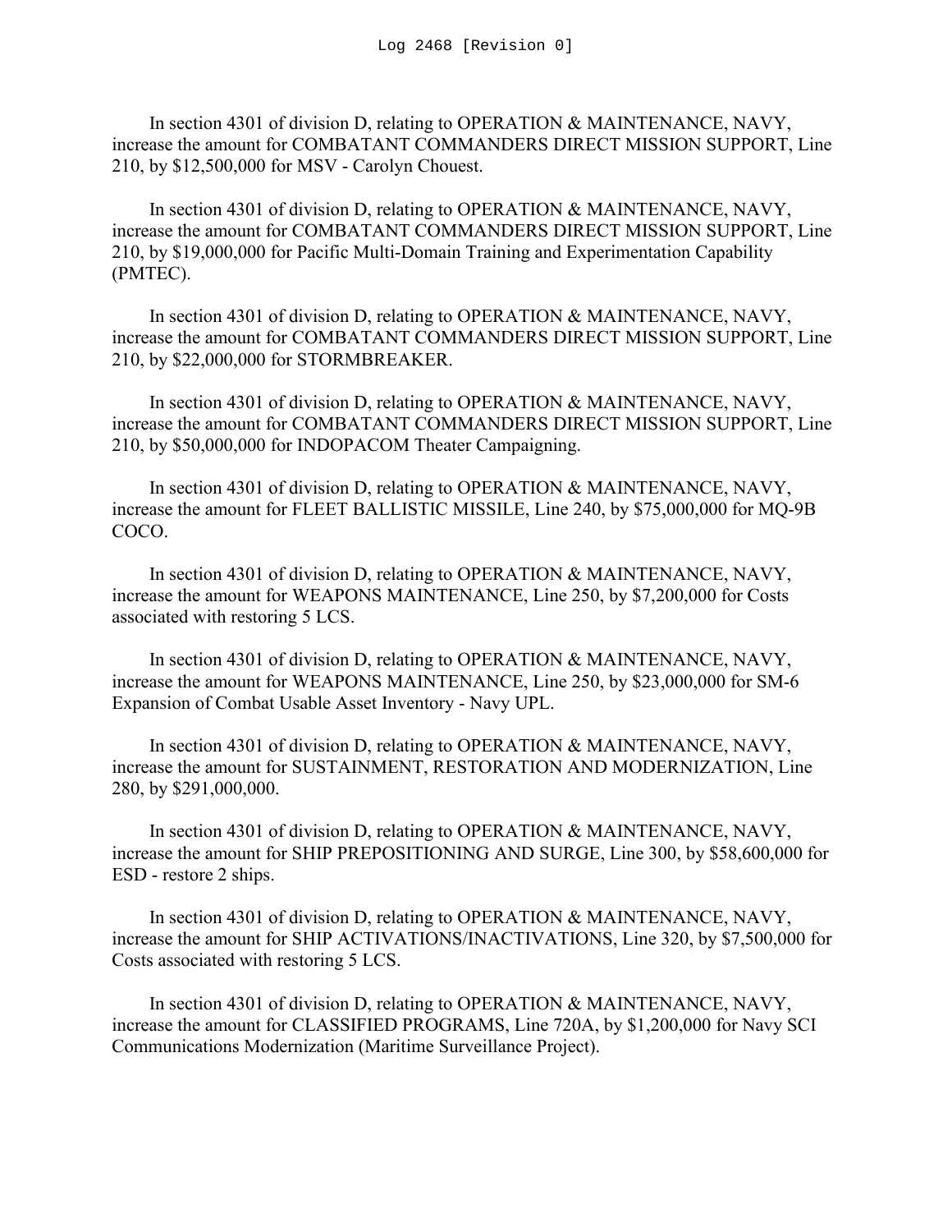In section 4301 of division D, relating to OPERATION & MAINTENANCE, NAVY, increase the amount for COMBATANT COMMANDERS DIRECT MISSION SUPPORT, Line 210, by $12,500,000 for MSV - Carolyn Chouest.

In section 4301 of division D, relating to OPERATION & MAINTENANCE, NAVY, increase the amount for COMBATANT COMMANDERS DIRECT MISSION SUPPORT, Line 210, by $19,000,000 for Pacific Multi-Domain Training and Experimentation Capability (PMTEC).

In section 4301 of division D, relating to OPERATION & MAINTENANCE, NAVY, increase the amount for COMBATANT COMMANDERS DIRECT MISSION SUPPORT, Line 210, by $22,000,000 for STORMBREAKER.

In section 4301 of division D, relating to OPERATION & MAINTENANCE, NAVY, increase the amount for COMBATANT COMMANDERS DIRECT MISSION SUPPORT, Line 210, by $50,000,000 for INDOPACOM Theater Campaigning.

In section 4301 of division D, relating to OPERATION & MAINTENANCE, NAVY, increase the amount for FLEET BALLISTIC MISSILE, Line 240, by $75,000,000 for MQ-9B COCO.

In section 4301 of division D, relating to OPERATION & MAINTENANCE, NAVY, increase the amount for WEAPONS MAINTENANCE, Line 250, by $7,200,000 for Costs associated with restoring 5 LCS.

In section 4301 of division D, relating to OPERATION & MAINTENANCE, NAVY, increase the amount for WEAPONS MAINTENANCE, Line 250, by $23,000,000 for SM-6 Expansion of Combat Usable Asset Inventory - Navy UPL.

In section 4301 of division D, relating to OPERATION & MAINTENANCE, NAVY, increase the amount for SUSTAINMENT, RESTORATION AND MODERNIZATION, Line 280, by $291,000,000.

In section 4301 of division D, relating to OPERATION & MAINTENANCE, NAVY, increase the amount for SHIP PREPOSITIONING AND SURGE, Line 300, by $58,600,000 for ESD - restore 2 ships.

In section 4301 of division D, relating to OPERATION & MAINTENANCE, NAVY, increase the amount for SHIP ACTIVATIONS/INACTIVATIONS, Line 320, by $7,500,000 for Costs associated with restoring 5 LCS.

In section 4301 of division D, relating to OPERATION & MAINTENANCE, NAVY, increase the amount for CLASSIFIED PROGRAMS, Line 720A, by $1,200,000 for Navy SCI Communications Modernization (Maritime Surveillance Project).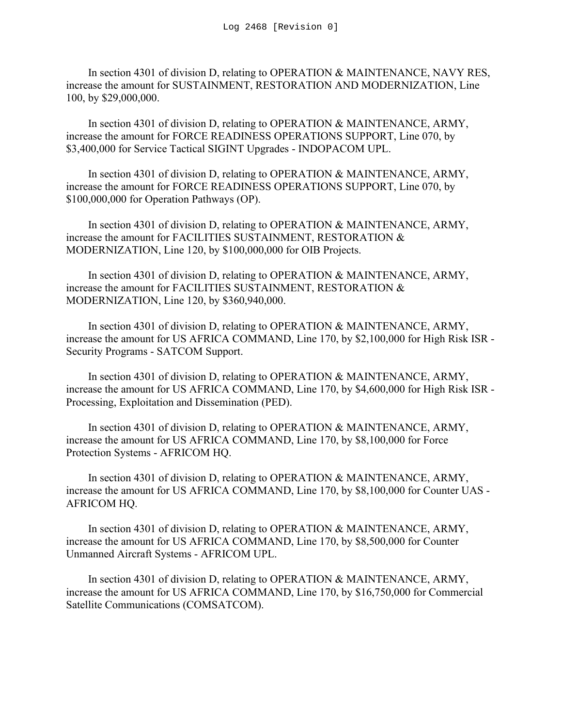In section 4301 of division D, relating to OPERATION & MAINTENANCE, NAVY RES, increase the amount for SUSTAINMENT, RESTORATION AND MODERNIZATION, Line 100, by $29,000,000.

In section 4301 of division D, relating to OPERATION & MAINTENANCE, ARMY, increase the amount for FORCE READINESS OPERATIONS SUPPORT, Line 070, by $3,400,000 for Service Tactical SIGINT Upgrades - INDOPACOM UPL.

In section 4301 of division D, relating to OPERATION & MAINTENANCE, ARMY, increase the amount for FORCE READINESS OPERATIONS SUPPORT, Line 070, by $100,000,000 for Operation Pathways (OP).

In section 4301 of division D, relating to OPERATION & MAINTENANCE, ARMY, increase the amount for FACILITIES SUSTAINMENT, RESTORATION & MODERNIZATION, Line 120, by $100,000,000 for OIB Projects.

In section 4301 of division D, relating to OPERATION & MAINTENANCE, ARMY, increase the amount for FACILITIES SUSTAINMENT, RESTORATION & MODERNIZATION, Line 120, by $360,940,000.

In section 4301 of division D, relating to OPERATION & MAINTENANCE, ARMY, increase the amount for US AFRICA COMMAND, Line 170, by $2,100,000 for High Risk ISR - Security Programs - SATCOM Support.

In section 4301 of division D, relating to OPERATION & MAINTENANCE, ARMY, increase the amount for US AFRICA COMMAND, Line 170, by $4,600,000 for High Risk ISR - Processing, Exploitation and Dissemination (PED).

In section 4301 of division D, relating to OPERATION & MAINTENANCE, ARMY, increase the amount for US AFRICA COMMAND, Line 170, by $8,100,000 for Force Protection Systems - AFRICOM HQ.

In section 4301 of division D, relating to OPERATION & MAINTENANCE, ARMY, increase the amount for US AFRICA COMMAND, Line 170, by $8,100,000 for Counter UAS - AFRICOM HQ.

In section 4301 of division D, relating to OPERATION & MAINTENANCE, ARMY, increase the amount for US AFRICA COMMAND, Line 170, by $8,500,000 for Counter Unmanned Aircraft Systems - AFRICOM UPL.

In section 4301 of division D, relating to OPERATION & MAINTENANCE, ARMY, increase the amount for US AFRICA COMMAND, Line 170, by $16,750,000 for Commercial Satellite Communications (COMSATCOM).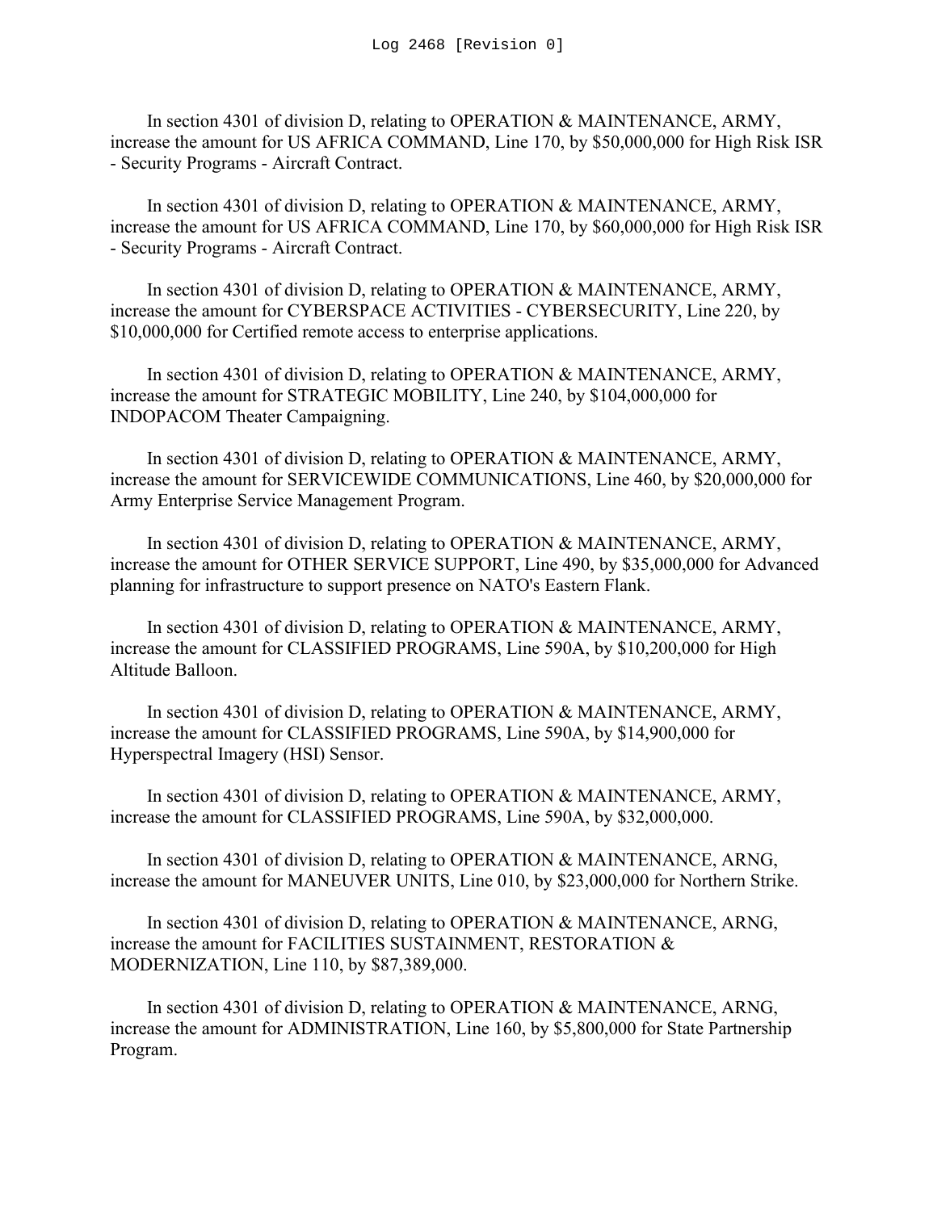In section 4301 of division D, relating to OPERATION & MAINTENANCE, ARMY, increase the amount for US AFRICA COMMAND, Line 170, by $50,000,000 for High Risk ISR - Security Programs - Aircraft Contract.

In section 4301 of division D, relating to OPERATION & MAINTENANCE, ARMY, increase the amount for US AFRICA COMMAND, Line 170, by $60,000,000 for High Risk ISR - Security Programs - Aircraft Contract.

In section 4301 of division D, relating to OPERATION & MAINTENANCE, ARMY, increase the amount for CYBERSPACE ACTIVITIES - CYBERSECURITY, Line 220, by $10,000,000 for Certified remote access to enterprise applications.

In section 4301 of division D, relating to OPERATION & MAINTENANCE, ARMY, increase the amount for STRATEGIC MOBILITY, Line 240, by $104,000,000 for INDOPACOM Theater Campaigning.

In section 4301 of division D, relating to OPERATION & MAINTENANCE, ARMY, increase the amount for SERVICEWIDE COMMUNICATIONS, Line 460, by $20,000,000 for Army Enterprise Service Management Program.

In section 4301 of division D, relating to OPERATION & MAINTENANCE, ARMY, increase the amount for OTHER SERVICE SUPPORT, Line 490, by $35,000,000 for Advanced planning for infrastructure to support presence on NATO's Eastern Flank.

In section 4301 of division D, relating to OPERATION & MAINTENANCE, ARMY, increase the amount for CLASSIFIED PROGRAMS, Line 590A, by $10,200,000 for High Altitude Balloon.

In section 4301 of division D, relating to OPERATION & MAINTENANCE, ARMY, increase the amount for CLASSIFIED PROGRAMS, Line 590A, by $14,900,000 for Hyperspectral Imagery (HSI) Sensor.

In section 4301 of division D, relating to OPERATION & MAINTENANCE, ARMY, increase the amount for CLASSIFIED PROGRAMS, Line 590A, by $32,000,000.

In section 4301 of division D, relating to OPERATION & MAINTENANCE, ARNG, increase the amount for MANEUVER UNITS, Line 010, by $23,000,000 for Northern Strike.

In section 4301 of division D, relating to OPERATION & MAINTENANCE, ARNG, increase the amount for FACILITIES SUSTAINMENT, RESTORATION & MODERNIZATION, Line 110, by $87,389,000.

In section 4301 of division D, relating to OPERATION & MAINTENANCE, ARNG, increase the amount for ADMINISTRATION, Line 160, by $5,800,000 for State Partnership Program.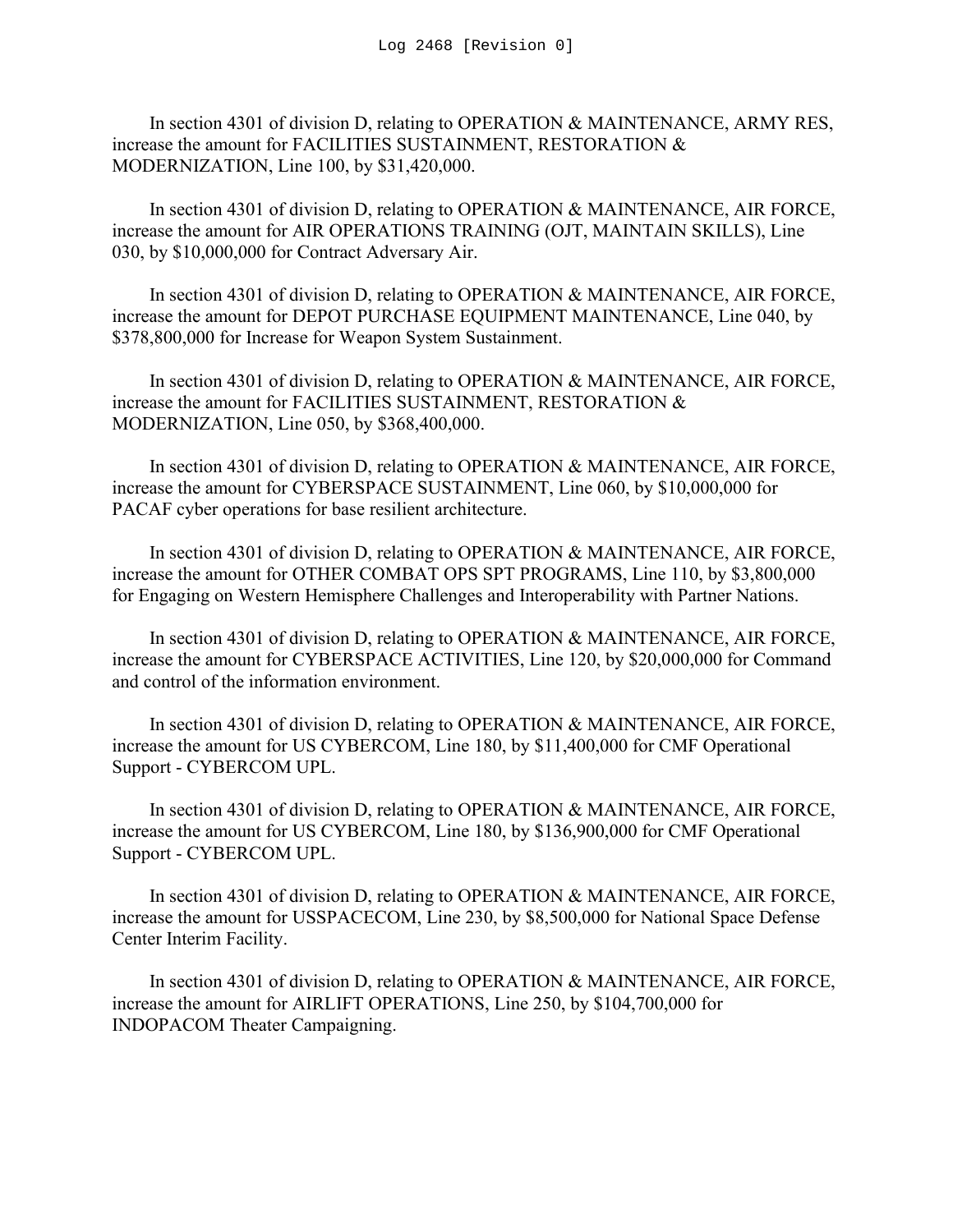In section 4301 of division D, relating to OPERATION & MAINTENANCE, ARMY RES, increase the amount for FACILITIES SUSTAINMENT, RESTORATION & MODERNIZATION, Line 100, by $31,420,000.

In section 4301 of division D, relating to OPERATION & MAINTENANCE, AIR FORCE, increase the amount for AIR OPERATIONS TRAINING (OJT, MAINTAIN SKILLS), Line 030, by $10,000,000 for Contract Adversary Air.

In section 4301 of division D, relating to OPERATION & MAINTENANCE, AIR FORCE, increase the amount for DEPOT PURCHASE EQUIPMENT MAINTENANCE, Line 040, by $378,800,000 for Increase for Weapon System Sustainment.

In section 4301 of division D, relating to OPERATION & MAINTENANCE, AIR FORCE, increase the amount for FACILITIES SUSTAINMENT, RESTORATION & MODERNIZATION, Line 050, by $368,400,000.

In section 4301 of division D, relating to OPERATION & MAINTENANCE, AIR FORCE, increase the amount for CYBERSPACE SUSTAINMENT, Line 060, by $10,000,000 for PACAF cyber operations for base resilient architecture.

In section 4301 of division D, relating to OPERATION & MAINTENANCE, AIR FORCE, increase the amount for OTHER COMBAT OPS SPT PROGRAMS, Line 110, by $3,800,000 for Engaging on Western Hemisphere Challenges and Interoperability with Partner Nations.

In section 4301 of division D, relating to OPERATION & MAINTENANCE, AIR FORCE, increase the amount for CYBERSPACE ACTIVITIES, Line 120, by $20,000,000 for Command and control of the information environment.

In section 4301 of division D, relating to OPERATION & MAINTENANCE, AIR FORCE, increase the amount for US CYBERCOM, Line 180, by $11,400,000 for CMF Operational Support - CYBERCOM UPL.

In section 4301 of division D, relating to OPERATION & MAINTENANCE, AIR FORCE, increase the amount for US CYBERCOM, Line 180, by $136,900,000 for CMF Operational Support - CYBERCOM UPL.

In section 4301 of division D, relating to OPERATION & MAINTENANCE, AIR FORCE, increase the amount for USSPACECOM, Line 230, by $8,500,000 for National Space Defense Center Interim Facility.

In section 4301 of division D, relating to OPERATION & MAINTENANCE, AIR FORCE, increase the amount for AIRLIFT OPERATIONS, Line 250, by $104,700,000 for INDOPACOM Theater Campaigning.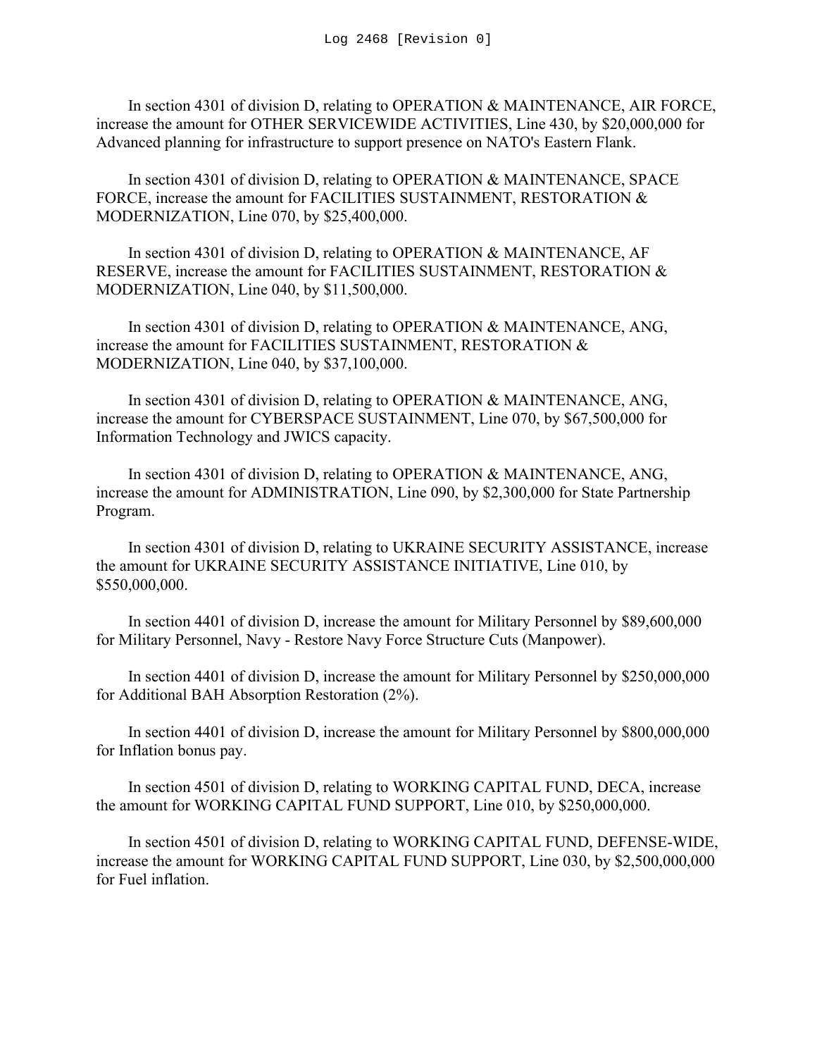In section 4301 of division D, relating to OPERATION & MAINTENANCE, AIR FORCE, increase the amount for OTHER SERVICEWIDE ACTIVITIES, Line 430, by $20,000,000 for Advanced planning for infrastructure to support presence on NATO's Eastern Flank.

In section 4301 of division D, relating to OPERATION & MAINTENANCE, SPACE FORCE, increase the amount for FACILITIES SUSTAINMENT, RESTORATION & MODERNIZATION, Line 070, by $25,400,000.

In section 4301 of division D, relating to OPERATION & MAINTENANCE, AF RESERVE, increase the amount for FACILITIES SUSTAINMENT, RESTORATION & MODERNIZATION, Line 040, by $11,500,000.

In section 4301 of division D, relating to OPERATION & MAINTENANCE, ANG, increase the amount for FACILITIES SUSTAINMENT, RESTORATION & MODERNIZATION, Line 040, by $37,100,000.

In section 4301 of division D, relating to OPERATION & MAINTENANCE, ANG, increase the amount for CYBERSPACE SUSTAINMENT, Line 070, by $67,500,000 for Information Technology and JWICS capacity.

In section 4301 of division D, relating to OPERATION & MAINTENANCE, ANG, increase the amount for ADMINISTRATION, Line 090, by $2,300,000 for State Partnership Program.

In section 4301 of division D, relating to UKRAINE SECURITY ASSISTANCE, increase the amount for UKRAINE SECURITY ASSISTANCE INITIATIVE, Line 010, by $550,000,000.

In section 4401 of division D, increase the amount for Military Personnel by $89,600,000 for Military Personnel, Navy - Restore Navy Force Structure Cuts (Manpower).

In section 4401 of division D, increase the amount for Military Personnel by $250,000,000 for Additional BAH Absorption Restoration (2%).

In section 4401 of division D, increase the amount for Military Personnel by $800,000,000 for Inflation bonus pay.

In section 4501 of division D, relating to WORKING CAPITAL FUND, DECA, increase the amount for WORKING CAPITAL FUND SUPPORT, Line 010, by $250,000,000.

In section 4501 of division D, relating to WORKING CAPITAL FUND, DEFENSE-WIDE, increase the amount for WORKING CAPITAL FUND SUPPORT, Line 030, by $2,500,000,000 for Fuel inflation.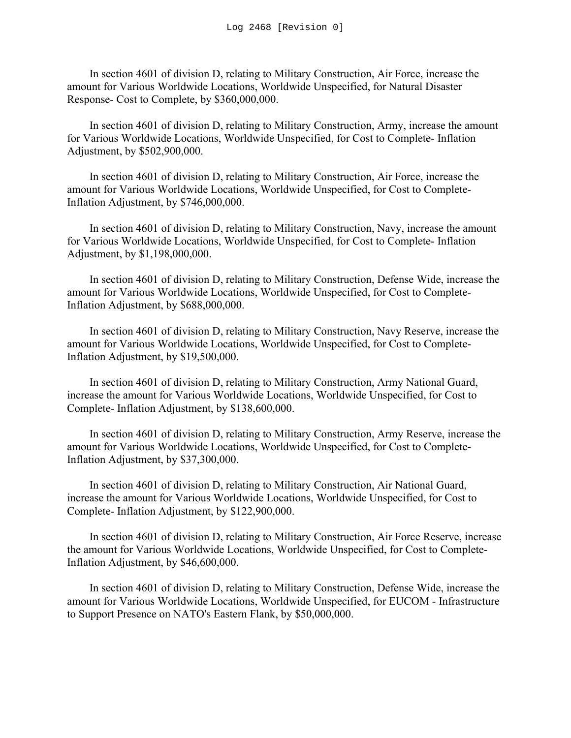In section 4601 of division D, relating to Military Construction, Air Force, increase the amount for Various Worldwide Locations, Worldwide Unspecified, for Natural Disaster Response- Cost to Complete, by $360,000,000.

In section 4601 of division D, relating to Military Construction, Army, increase the amount for Various Worldwide Locations, Worldwide Unspecified, for Cost to Complete- Inflation Adjustment, by $502,900,000.

In section 4601 of division D, relating to Military Construction, Air Force, increase the amount for Various Worldwide Locations, Worldwide Unspecified, for Cost to Complete- Inflation Adjustment, by $746,000,000.

In section 4601 of division D, relating to Military Construction, Navy, increase the amount for Various Worldwide Locations, Worldwide Unspecified, for Cost to Complete- Inflation Adjustment, by $1,198,000,000.

In section 4601 of division D, relating to Military Construction, Defense Wide, increase the amount for Various Worldwide Locations, Worldwide Unspecified, for Cost to Complete- Inflation Adjustment, by $688,000,000.

In section 4601 of division D, relating to Military Construction, Navy Reserve, increase the amount for Various Worldwide Locations, Worldwide Unspecified, for Cost to Complete- Inflation Adjustment, by $19,500,000.

In section 4601 of division D, relating to Military Construction, Army National Guard, increase the amount for Various Worldwide Locations, Worldwide Unspecified, for Cost to Complete- Inflation Adjustment, by $138,600,000.

In section 4601 of division D, relating to Military Construction, Army Reserve, increase the amount for Various Worldwide Locations, Worldwide Unspecified, for Cost to Complete- Inflation Adjustment, by $37,300,000.

In section 4601 of division D, relating to Military Construction, Air National Guard, increase the amount for Various Worldwide Locations, Worldwide Unspecified, for Cost to Complete- Inflation Adjustment, by $122,900,000.

In section 4601 of division D, relating to Military Construction, Air Force Reserve, increase the amount for Various Worldwide Locations, Worldwide Unspecified, for Cost to Complete- Inflation Adjustment, by $46,600,000.

In section 4601 of division D, relating to Military Construction, Defense Wide, increase the amount for Various Worldwide Locations, Worldwide Unspecified, for EUCOM - Infrastructure to Support Presence on NATO's Eastern Flank, by $50,000,000.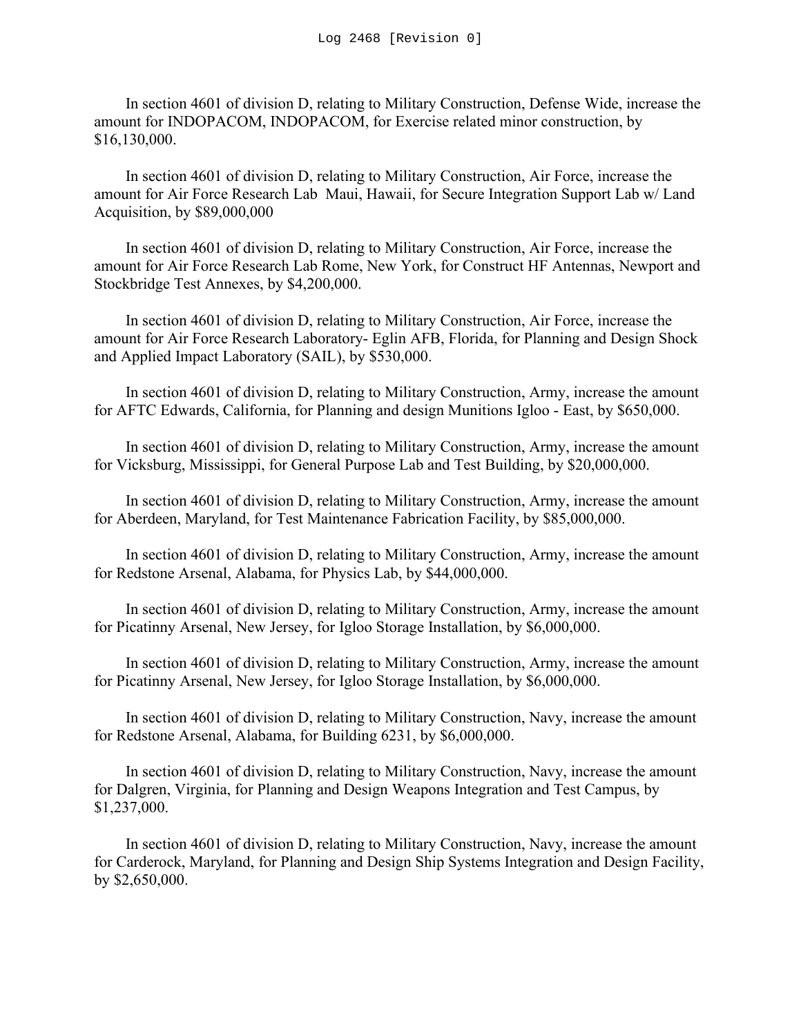In section 4601 of division D, relating to Military Construction, Defense Wide, increase the amount for INDOPACOM, INDOPACOM, for Exercise related minor construction, by $16,130,000.

In section 4601 of division D, relating to Military Construction, Air Force, increase the amount for Air Force Research Lab Maui, Hawaii, for Secure Integration Support Lab w/ Land Acquisition, by $89,000,000

In section 4601 of division D, relating to Military Construction, Air Force, increase the amount for Air Force Research Lab Rome, New York, for Construct HF Antennas, Newport and Stockbridge Test Annexes, by $4,200,000.

In section 4601 of division D, relating to Military Construction, Air Force, increase the amount for Air Force Research Laboratory- Eglin AFB, Florida, for Planning and Design Shock and Applied Impact Laboratory (SAIL), by $530,000.

In section 4601 of division D, relating to Military Construction, Army, increase the amount for AFTC Edwards, California, for Planning and design Munitions Igloo - East, by $650,000.

In section 4601 of division D, relating to Military Construction, Army, increase the amount for Vicksburg, Mississippi, for General Purpose Lab and Test Building, by $20,000,000.

In section 4601 of division D, relating to Military Construction, Army, increase the amount for Aberdeen, Maryland, for Test Maintenance Fabrication Facility, by $85,000,000.

In section 4601 of division D, relating to Military Construction, Army, increase the amount for Redstone Arsenal, Alabama, for Physics Lab, by $44,000,000.

In section 4601 of division D, relating to Military Construction, Army, increase the amount for Picatinny Arsenal, New Jersey, for Igloo Storage Installation, by $6,000,000.

In section 4601 of division D, relating to Military Construction, Army, increase the amount for Picatinny Arsenal, New Jersey, for Igloo Storage Installation, by $6,000,000.

In section 4601 of division D, relating to Military Construction, Navy, increase the amount for Redstone Arsenal, Alabama, for Building 6231, by $6,000,000.

In section 4601 of division D, relating to Military Construction, Navy, increase the amount for Dalgren, Virginia, for Planning and Design Weapons Integration and Test Campus, by $1,237,000.

In section 4601 of division D, relating to Military Construction, Navy, increase the amount for Carderock, Maryland, for Planning and Design Ship Systems Integration and Design Facility, by $2,650,000.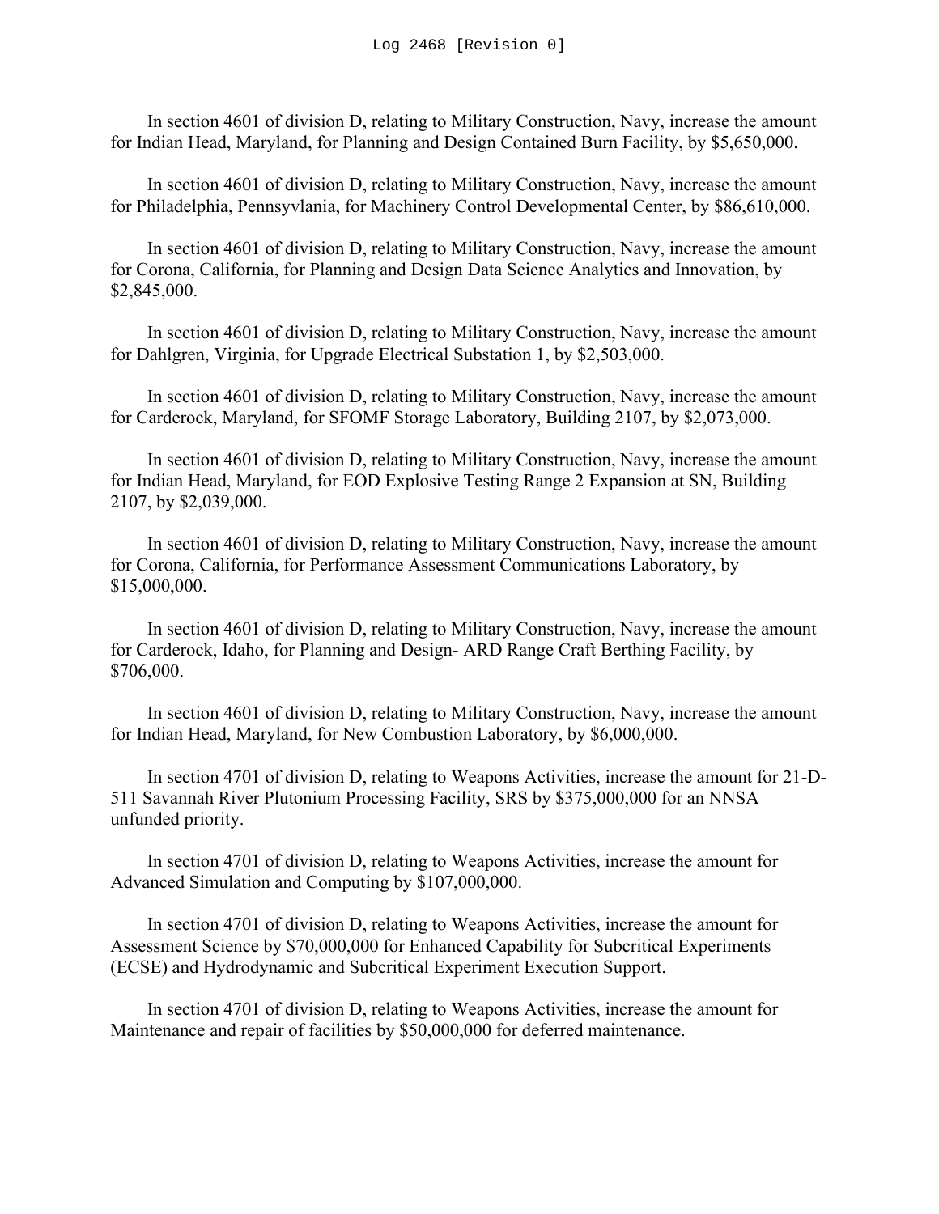In section 4601 of division D, relating to Military Construction, Navy, increase the amount for Indian Head, Maryland, for Planning and Design Contained Burn Facility, by $5,650,000.

In section 4601 of division D, relating to Military Construction, Navy, increase the amount for Philadelphia, Pennsyvlania, for Machinery Control Developmental Center, by $86,610,000.

In section 4601 of division D, relating to Military Construction, Navy, increase the amount for Corona, California, for Planning and Design Data Science Analytics and Innovation, by $2,845,000.

In section 4601 of division D, relating to Military Construction, Navy, increase the amount for Dahlgren, Virginia, for Upgrade Electrical Substation 1, by $2,503,000.

In section 4601 of division D, relating to Military Construction, Navy, increase the amount for Carderock, Maryland, for SFOMF Storage Laboratory, Building 2107, by $2,073,000.

In section 4601 of division D, relating to Military Construction, Navy, increase the amount for Indian Head, Maryland, for EOD Explosive Testing Range 2 Expansion at SN, Building 2107, by $2,039,000.

In section 4601 of division D, relating to Military Construction, Navy, increase the amount for Corona, California, for Performance Assessment Communications Laboratory, by $15,000,000.

In section 4601 of division D, relating to Military Construction, Navy, increase the amount for Carderock, Idaho, for Planning and Design- ARD Range Craft Berthing Facility, by $706,000.

In section 4601 of division D, relating to Military Construction, Navy, increase the amount for Indian Head, Maryland, for New Combustion Laboratory, by $6,000,000.

In section 4701 of division D, relating to Weapons Activities, increase the amount for 21-D-511 Savannah River Plutonium Processing Facility, SRS by $375,000,000 for an NNSA unfunded priority.

In section 4701 of division D, relating to Weapons Activities, increase the amount for Advanced Simulation and Computing by $107,000,000.

In section 4701 of division D, relating to Weapons Activities, increase the amount for Assessment Science by $70,000,000 for Enhanced Capability for Subcritical Experiments (ECSE) and Hydrodynamic and Subcritical Experiment Execution Support.

In section 4701 of division D, relating to Weapons Activities, increase the amount for Maintenance and repair of facilities by $50,000,000 for deferred maintenance.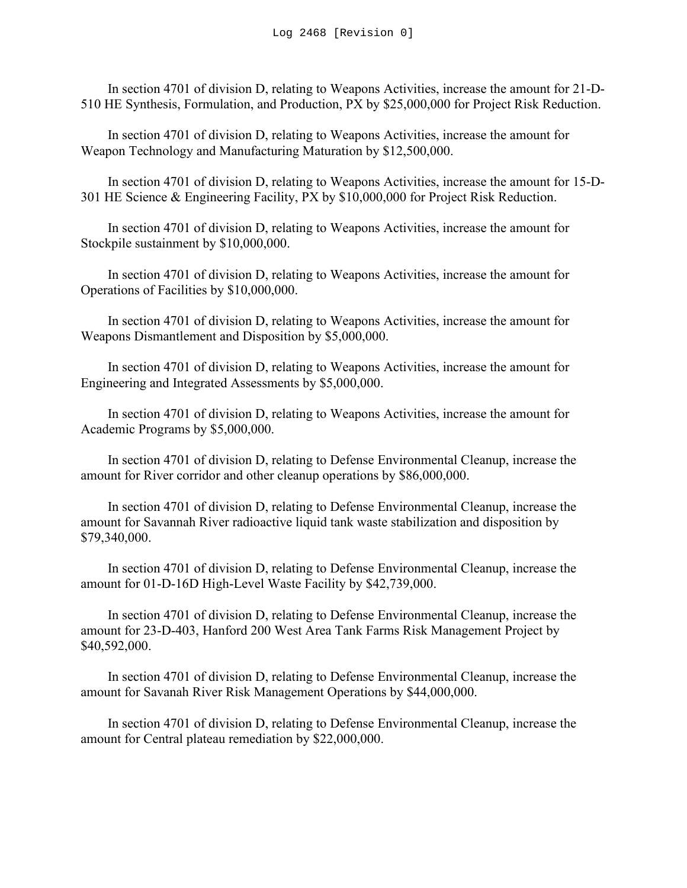In section 4701 of division D, relating to Weapons Activities, increase the amount for 21-D-510 HE Synthesis, Formulation, and Production, PX by $25,000,000 for Project Risk Reduction.

In section 4701 of division D, relating to Weapons Activities, increase the amount for Weapon Technology and Manufacturing Maturation by $12,500,000.

In section 4701 of division D, relating to Weapons Activities, increase the amount for 15-D-301 HE Science & Engineering Facility, PX by $10,000,000 for Project Risk Reduction.

In section 4701 of division D, relating to Weapons Activities, increase the amount for Stockpile sustainment by $10,000,000.

In section 4701 of division D, relating to Weapons Activities, increase the amount for Operations of Facilities by $10,000,000.

In section 4701 of division D, relating to Weapons Activities, increase the amount for Weapons Dismantlement and Disposition by $5,000,000.

In section 4701 of division D, relating to Weapons Activities, increase the amount for Engineering and Integrated Assessments by $5,000,000.

In section 4701 of division D, relating to Weapons Activities, increase the amount for Academic Programs by $5,000,000.

In section 4701 of division D, relating to Defense Environmental Cleanup, increase the amount for River corridor and other cleanup operations by $86,000,000.

In section 4701 of division D, relating to Defense Environmental Cleanup, increase the amount for Savannah River radioactive liquid tank waste stabilization and disposition by $79,340,000.

In section 4701 of division D, relating to Defense Environmental Cleanup, increase the amount for 01-D-16D High-Level Waste Facility by $42,739,000.

In section 4701 of division D, relating to Defense Environmental Cleanup, increase the amount for 23-D-403, Hanford 200 West Area Tank Farms Risk Management Project by $40,592,000.

In section 4701 of division D, relating to Defense Environmental Cleanup, increase the amount for Savanah River Risk Management Operations by $44,000,000.

In section 4701 of division D, relating to Defense Environmental Cleanup, increase the amount for Central plateau remediation by $22,000,000.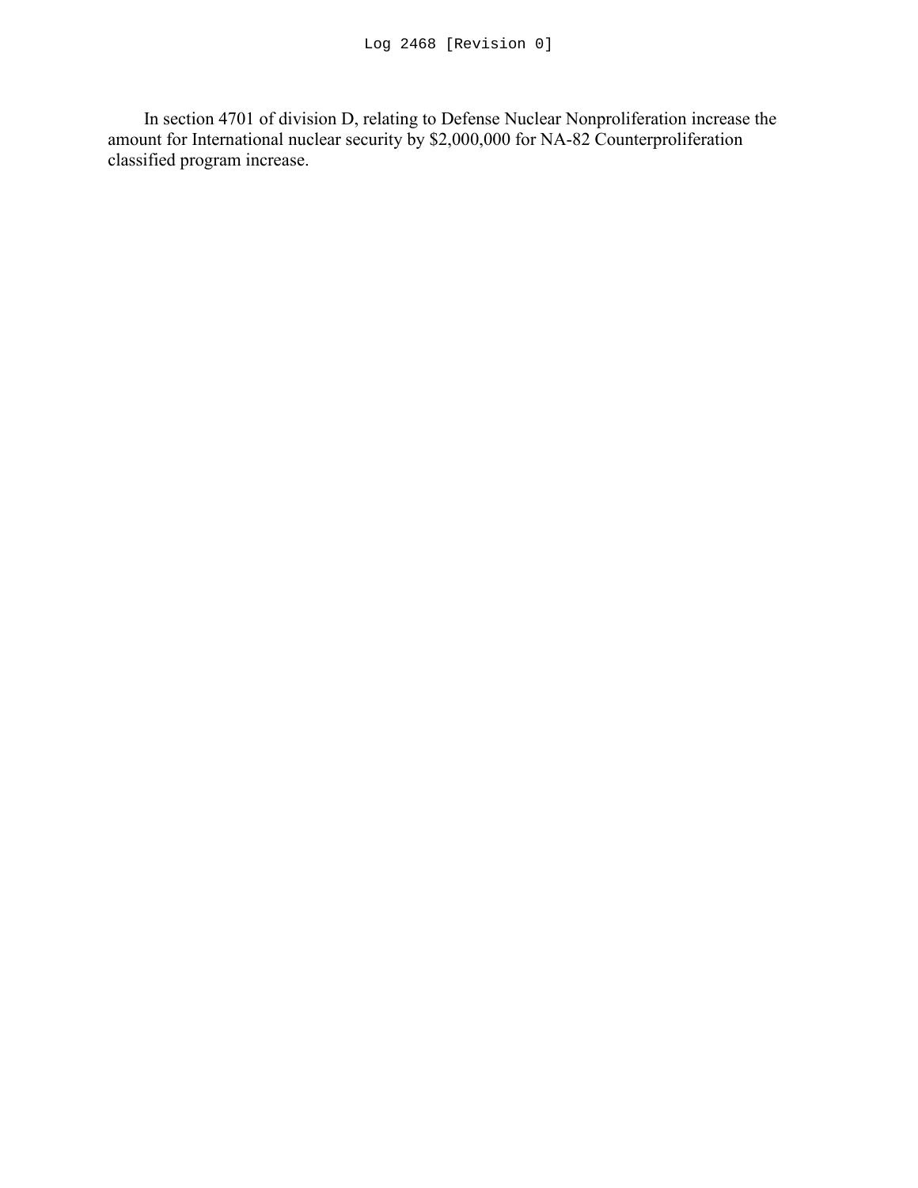Log 2468 [Revision 0]

In section 4701 of division D, relating to Defense Nuclear Nonproliferation increase the amount for International nuclear security by $2,000,000 for NA-82 Counterproliferation classified program increase.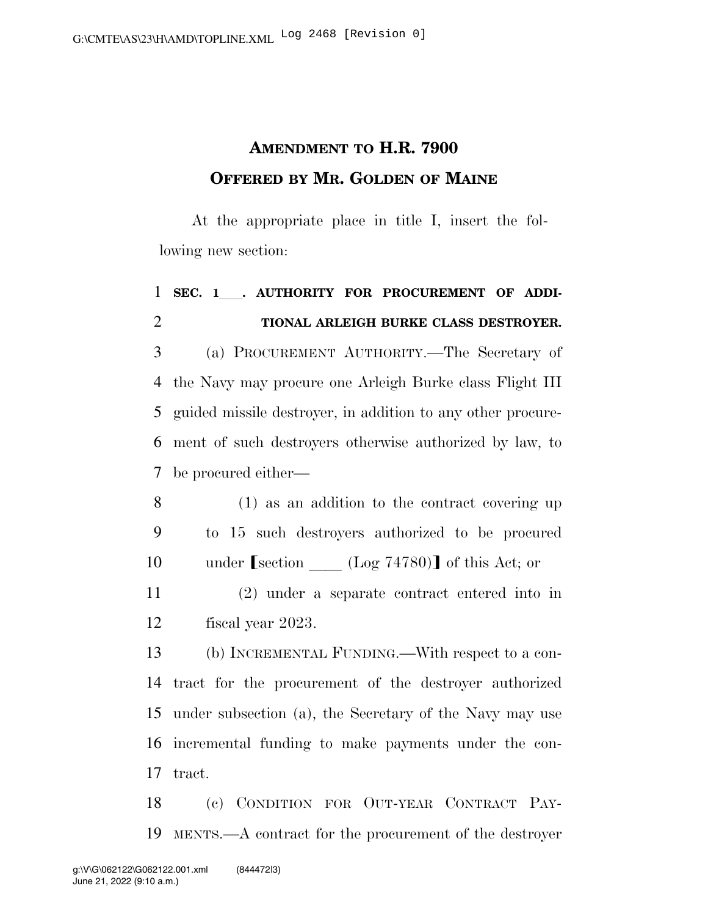# AMENDMENT TO H.R. 7900

## OFFERED BY MR. GOLDEN OF MAINE

At the appropriate place in title I, insert the following new section:

**SEC. 1___. AUTHORITY FOR PROCUREMENT OF ADDITIONAL ARLEIGH BURKE CLASS DESTROYER.**

(a) PROCUREMENT AUTHORITY.—The Secretary of the Navy may procure one Arleigh Burke class Flight III guided missile destroyer, in addition to any other procurement of such destroyers otherwise authorized by law, to be procured either—

(1) as an addition to the contract covering up to 15 such destroyers authorized to be procured under [section ____ (Log 74780)] of this Act; or

(2) under a separate contract entered into in fiscal year 2023.

(b) INCREMENTAL FUNDING.—With respect to a contract for the procurement of the destroyer authorized under subsection (a), the Secretary of the Navy may use incremental funding to make payments under the contract.

(c) CONDITION FOR OUT-YEAR CONTRACT PAYMENTS.—A contract for the procurement of the destroyer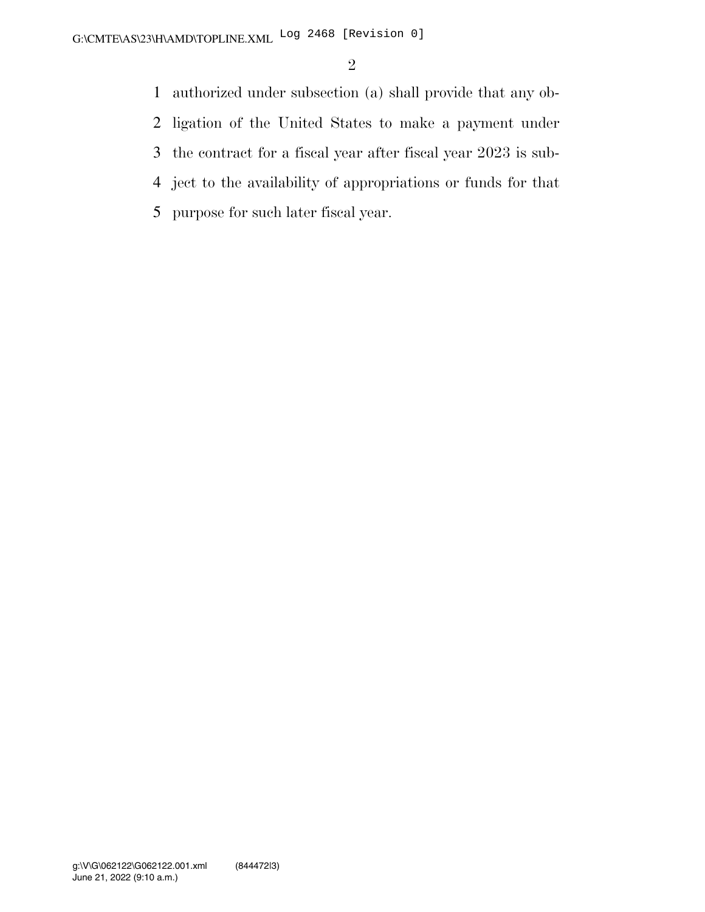authorized under subsection (a) shall provide that any obligation of the United States to make a payment under the contract for a fiscal year after fiscal year 2023 is subject to the availability of appropriations or funds for that purpose for such later fiscal year.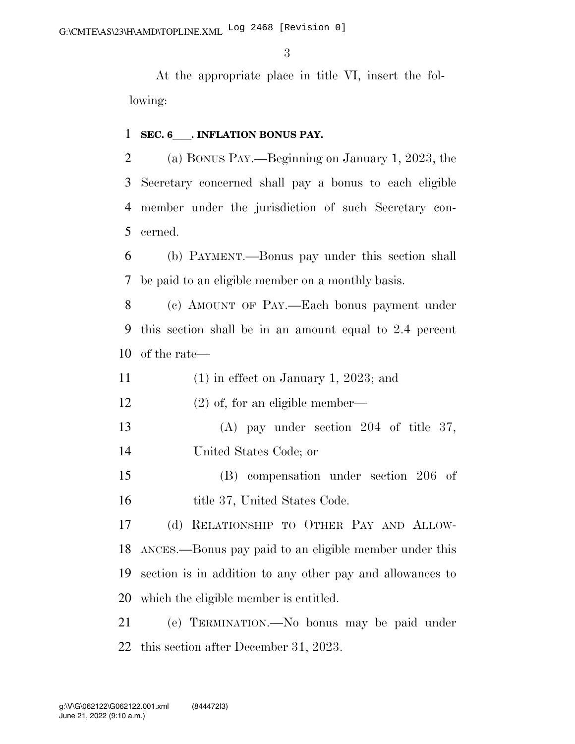At the appropriate place in title VI, insert the following:

**SEC. 6___. INFLATION BONUS PAY.**

(a) BONUS PAY.—Beginning on January 1, 2023, the Secretary concerned shall pay a bonus to each eligible member under the jurisdiction of such Secretary concerned.

(b) PAYMENT.—Bonus pay under this section shall be paid to an eligible member on a monthly basis.

(c) AMOUNT OF PAY.—Each bonus payment under this section shall be in an amount equal to 2.4 percent of the rate—

(1) in effect on January 1, 2023; and

(2) of, for an eligible member—

(A) pay under section 204 of title 37, United States Code; or

(B) compensation under section 206 of title 37, United States Code.

(d) RELATIONSHIP TO OTHER PAY AND ALLOWANCES.—Bonus pay paid to an eligible member under this section is in addition to any other pay and allowances to which the eligible member is entitled.

(e) TERMINATION.—No bonus may be paid under this section after December 31, 2023.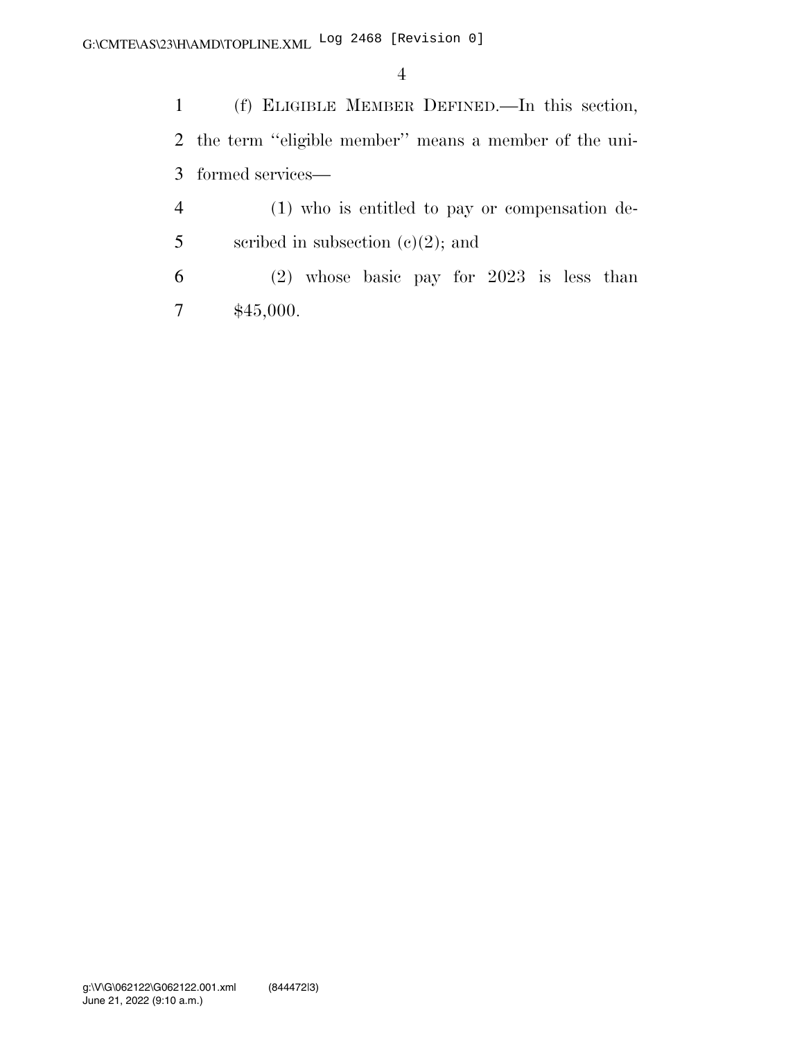(f) ELIGIBLE MEMBER DEFINED.—In this section, the term "eligible member" means a member of the uniformed services—

(1) who is entitled to pay or compensation described in subsection (c)(2); and

(2) whose basic pay for 2023 is less than $45,000.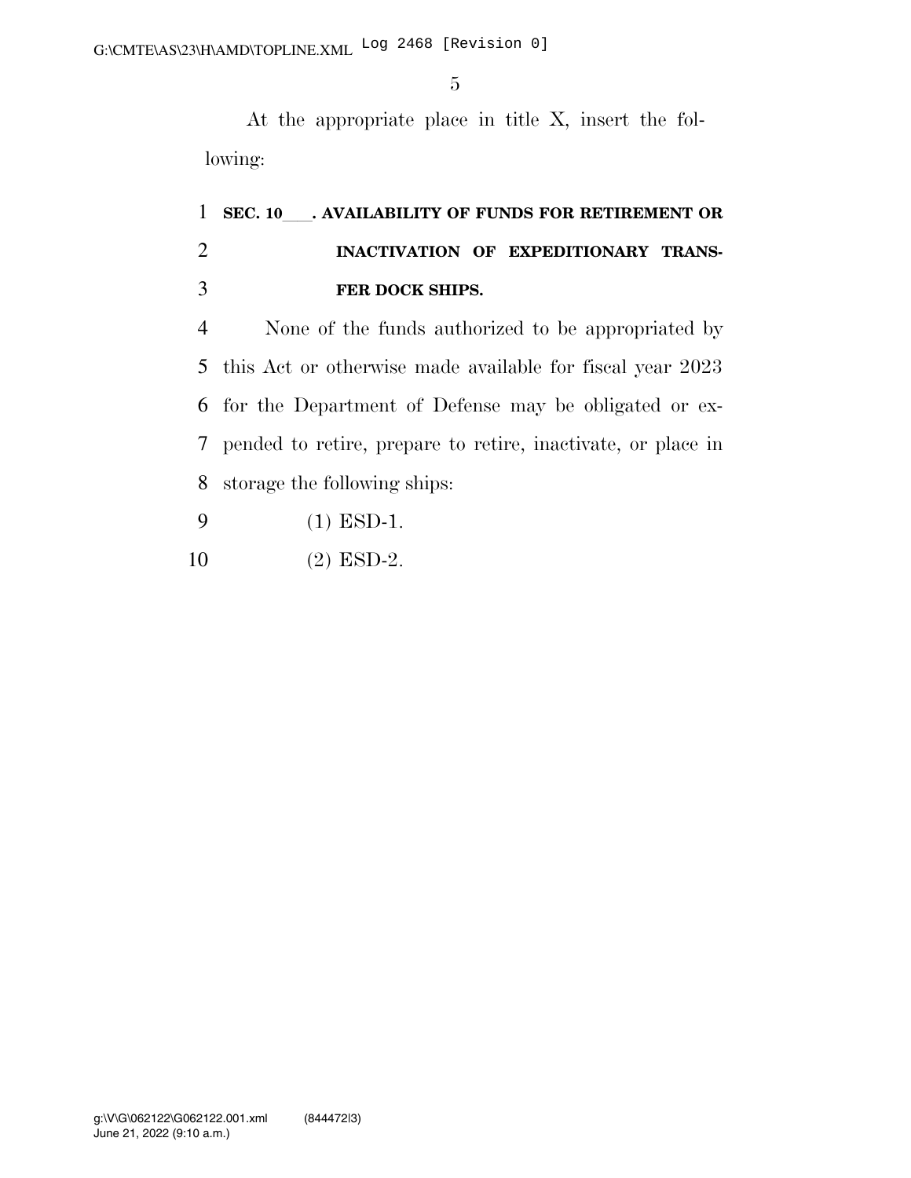At the appropriate place in title X, insert the following:

**SEC. 10___. AVAILABILITY OF FUNDS FOR RETIREMENT OR INACTIVATION OF EXPEDITIONARY TRANSFER DOCK SHIPS.**

None of the funds authorized to be appropriated by this Act or otherwise made available for fiscal year 2023 for the Department of Defense may be obligated or expended to retire, prepare to retire, inactivate, or place in storage the following ships:

(1) ESD-1.

(2) ESD-2.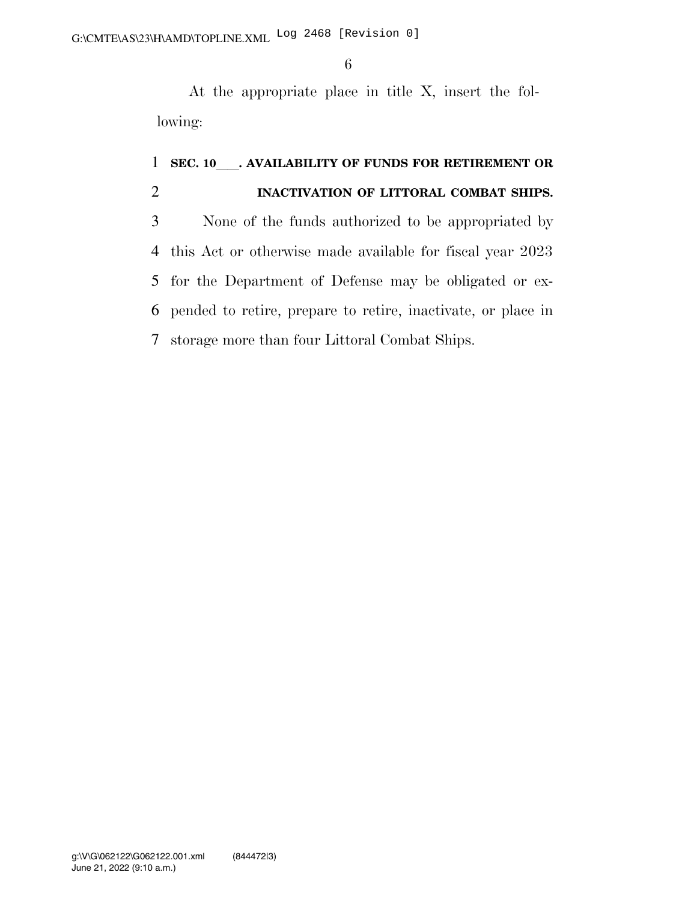At the appropriate place in title X, insert the following:

**SEC. 10___. AVAILABILITY OF FUNDS FOR RETIREMENT OR INACTIVATION OF LITTORAL COMBAT SHIPS.**

None of the funds authorized to be appropriated by this Act or otherwise made available for fiscal year 2023 for the Department of Defense may be obligated or expended to retire, prepare to retire, inactivate, or place in storage more than four Littoral Combat Ships.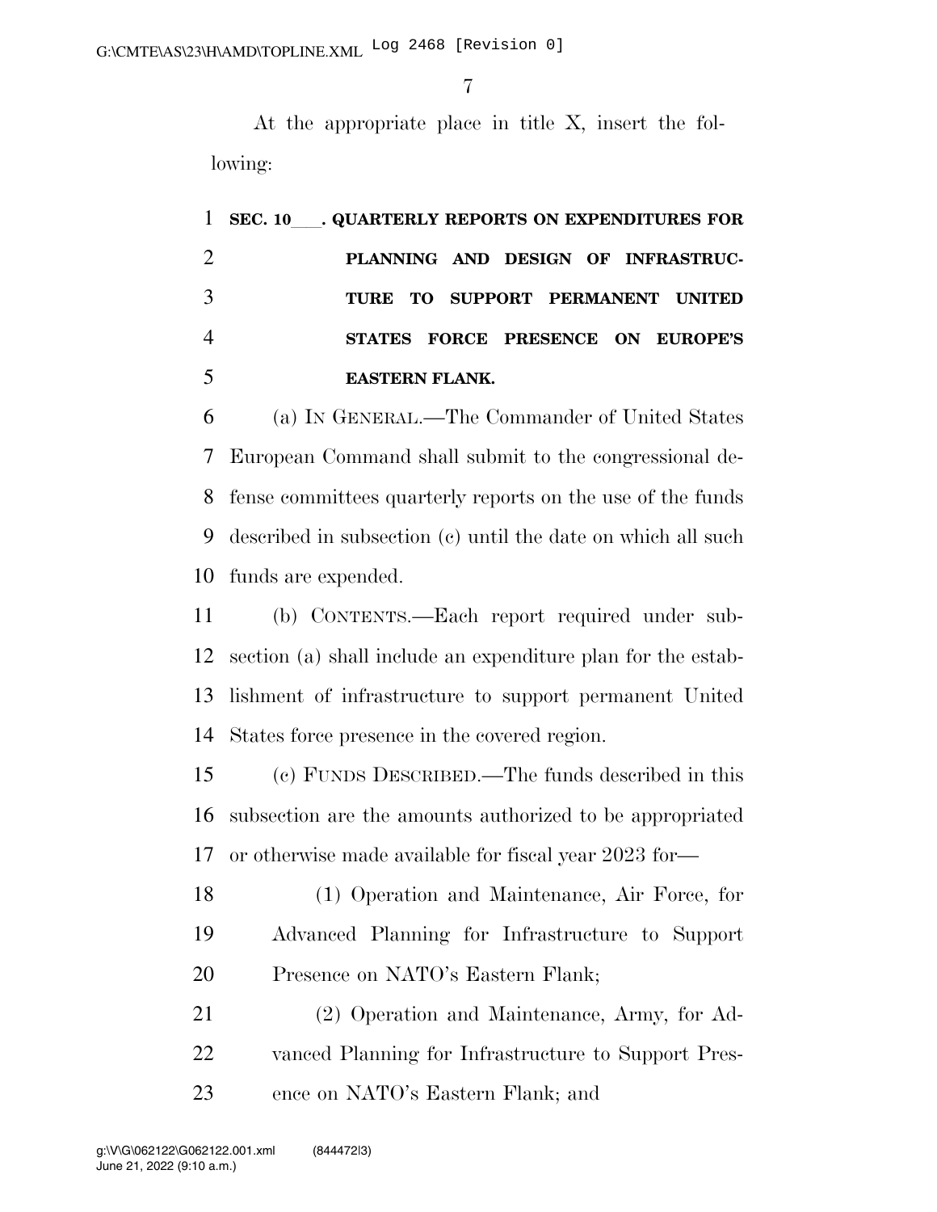At the appropriate place in title X, insert the following:

**SEC. 10___. QUARTERLY REPORTS ON EXPENDITURES FOR PLANNING AND DESIGN OF INFRASTRUCTURE TO SUPPORT PERMANENT UNITED STATES FORCE PRESENCE ON EUROPE'S EASTERN FLANK.**

(a) IN GENERAL.—The Commander of United States European Command shall submit to the congressional defense committees quarterly reports on the use of the funds described in subsection (c) until the date on which all such funds are expended.

(b) CONTENTS.—Each report required under subsection (a) shall include an expenditure plan for the establishment of infrastructure to support permanent United States force presence in the covered region.

(c) FUNDS DESCRIBED.—The funds described in this subsection are the amounts authorized to be appropriated or otherwise made available for fiscal year 2023 for—

(1) Operation and Maintenance, Air Force, for Advanced Planning for Infrastructure to Support Presence on NATO's Eastern Flank;

(2) Operation and Maintenance, Army, for Advanced Planning for Infrastructure to Support Presence on NATO's Eastern Flank; and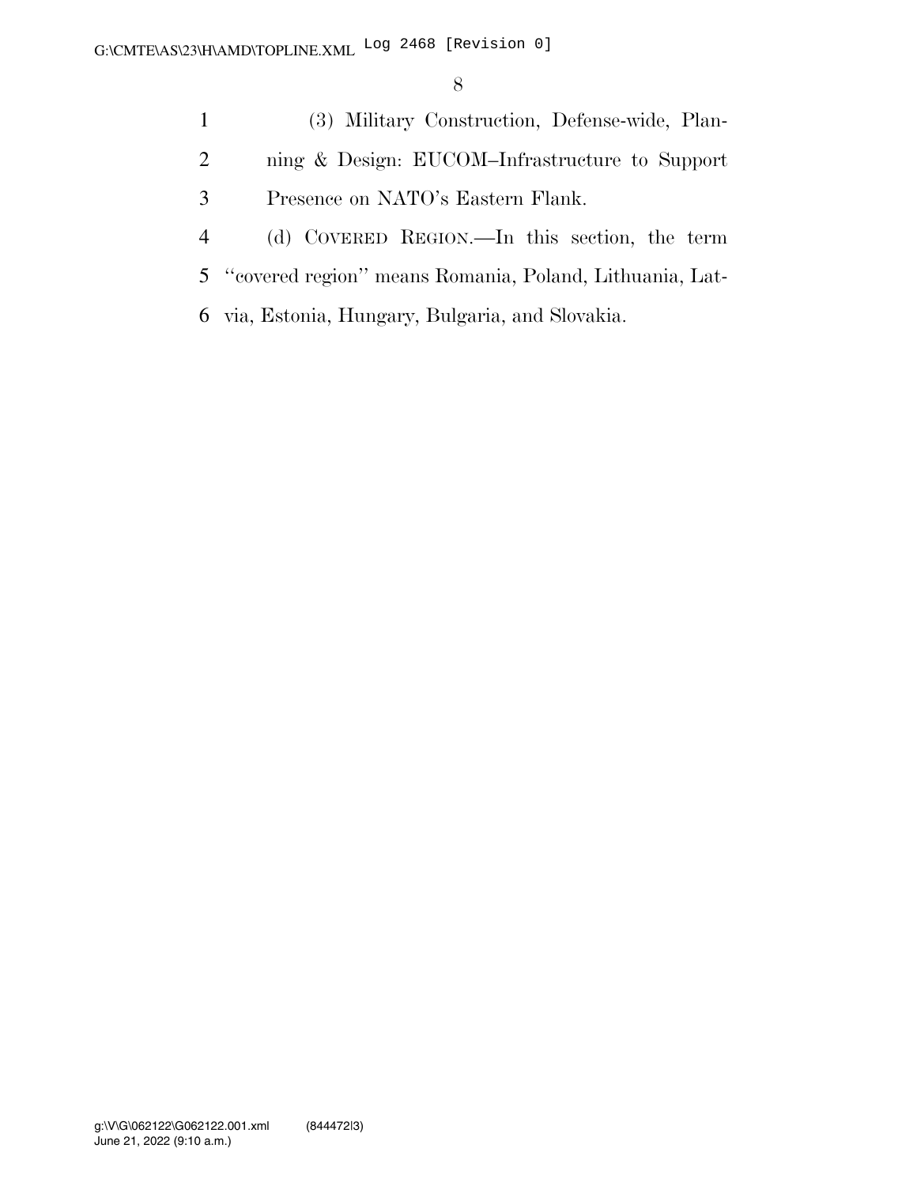(3) Military Construction, Defense-wide, Planning & Design: EUCOM–Infrastructure to Support Presence on NATO's Eastern Flank.

(d) COVERED REGION.—In this section, the term "covered region" means Romania, Poland, Lithuania, Latvia, Estonia, Hungary, Bulgaria, and Slovakia.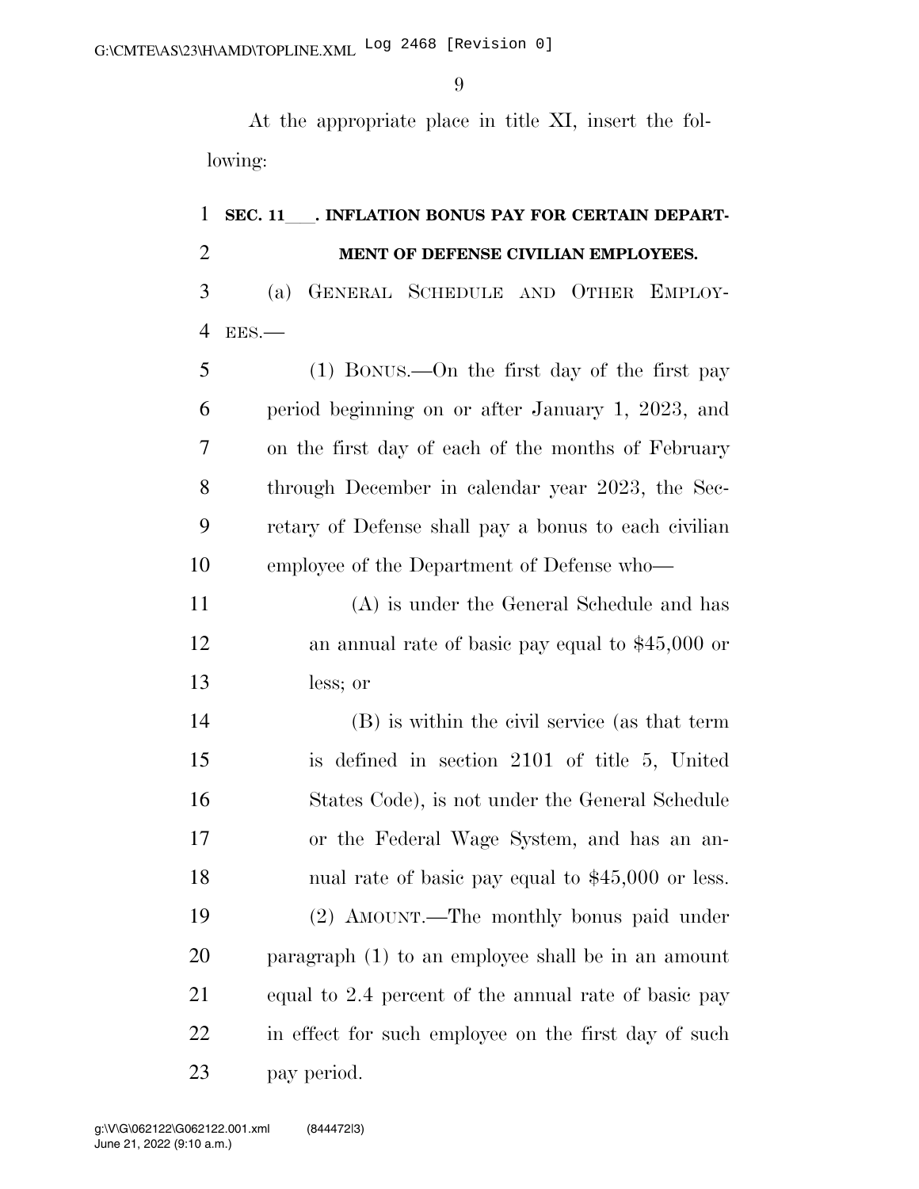At the appropriate place in title XI, insert the following:

**SEC. 11___. INFLATION BONUS PAY FOR CERTAIN DEPARTMENT OF DEFENSE CIVILIAN EMPLOYEES.**

(a) GENERAL SCHEDULE AND OTHER EMPLOYEES.—

(1) BONUS.—On the first day of the first pay period beginning on or after January 1, 2023, and on the first day of each of the months of February through December in calendar year 2023, the Secretary of Defense shall pay a bonus to each civilian employee of the Department of Defense who—

(A) is under the General Schedule and has an annual rate of basic pay equal to $45,000 or less; or

(B) is within the civil service (as that term is defined in section 2101 of title 5, United States Code), is not under the General Schedule or the Federal Wage System, and has an annual rate of basic pay equal to $45,000 or less.

(2) AMOUNT.—The monthly bonus paid under paragraph (1) to an employee shall be in an amount equal to 2.4 percent of the annual rate of basic pay in effect for such employee on the first day of such pay period.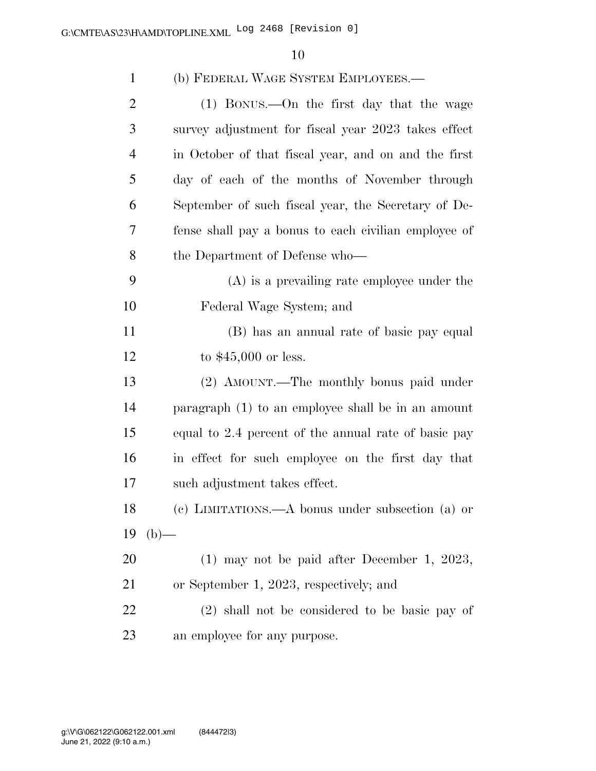(b) FEDERAL WAGE SYSTEM EMPLOYEES.—

(1) BONUS.—On the first day that the wage survey adjustment for fiscal year 2023 takes effect in October of that fiscal year, and on and the first day of each of the months of November through September of such fiscal year, the Secretary of Defense shall pay a bonus to each civilian employee of the Department of Defense who—

(A) is a prevailing rate employee under the Federal Wage System; and

(B) has an annual rate of basic pay equal to $45,000 or less.

(2) AMOUNT.—The monthly bonus paid under paragraph (1) to an employee shall be in an amount equal to 2.4 percent of the annual rate of basic pay in effect for such employee on the first day that such adjustment takes effect.

(c) LIMITATIONS.—A bonus under subsection (a) or (b)—

(1) may not be paid after December 1, 2023, or September 1, 2023, respectively; and

(2) shall not be considered to be basic pay of an employee for any purpose.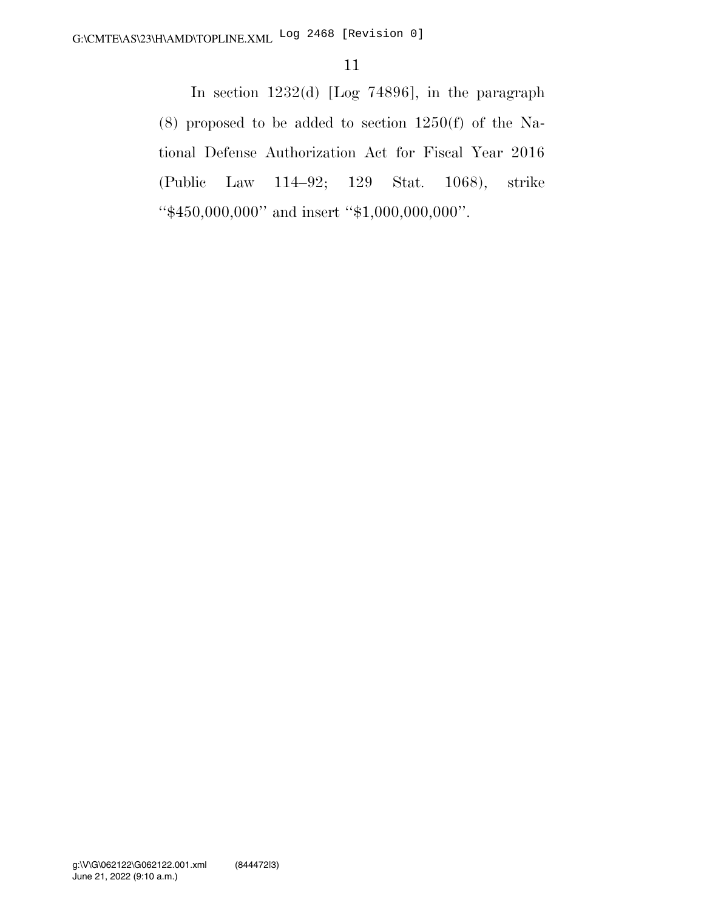In section 1232(d) [Log 74896], in the paragraph (8) proposed to be added to section 1250(f) of the National Defense Authorization Act for Fiscal Year 2016 (Public Law 114–92; 129 Stat. 1068), strike ''$450,000,000'' and insert ''$1,000,000,000''.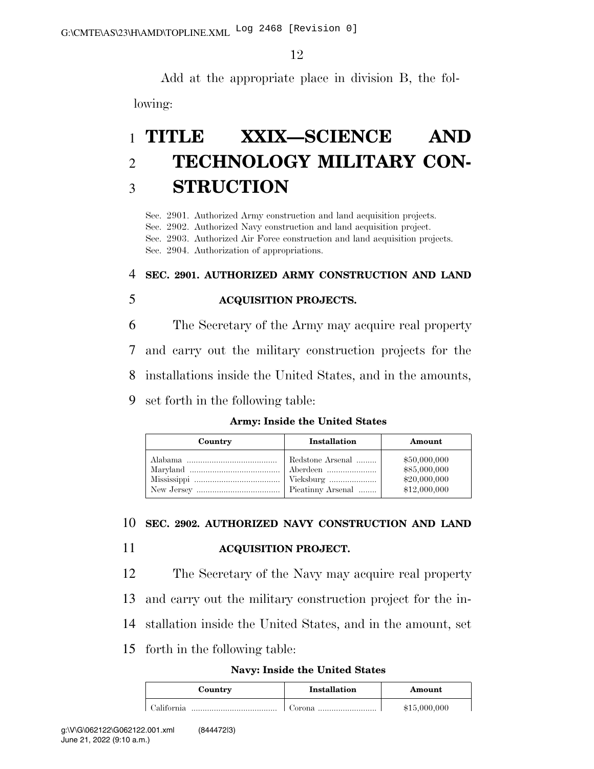Add at the appropriate place in division B, the following:

# TITLE XXIX—SCIENCE AND TECHNOLOGY MILITARY CONSTRUCTION

Sec. 2901. Authorized Army construction and land acquisition projects.
Sec. 2902. Authorized Navy construction and land acquisition project.
Sec. 2903. Authorized Air Force construction and land acquisition projects.
Sec. 2904. Authorization of appropriations.

## SEC. 2901. AUTHORIZED ARMY CONSTRUCTION AND LAND ACQUISITION PROJECTS.

The Secretary of the Army may acquire real property and carry out the military construction projects for the installations inside the United States, and in the amounts, set forth in the following table:

**Army: Inside the United States**

| Country | Installation | Amount |
|---|---|---|
| Alabama | Redstone Arsenal | $50,000,000 |
| Maryland | Aberdeen | $85,000,000 |
| Mississippi | Vicksburg | $20,000,000 |
| New Jersey | Picatinny Arsenal | $12,000,000 |

## SEC. 2902. AUTHORIZED NAVY CONSTRUCTION AND LAND ACQUISITION PROJECT.

The Secretary of the Navy may acquire real property and carry out the military construction project for the installation inside the United States, and in the amount, set forth in the following table:

**Navy: Inside the United States**

| Country | Installation | Amount |
|---|---|---|
| California | Corona | $15,000,000 |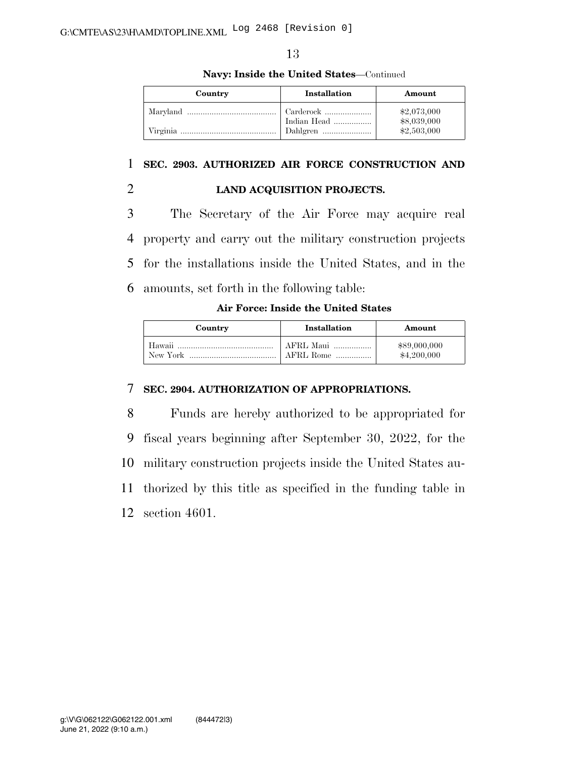**Navy: Inside the United States**—Continued

| Country | Installation | Amount |
|---|---|---|
| Maryland | Carderock | $2,073,000 |
| | Indian Head | $8,039,000 |
| Virginia | Dahlgren | $2,503,000 |

**SEC. 2903. AUTHORIZED AIR FORCE CONSTRUCTION AND LAND ACQUISITION PROJECTS.**

The Secretary of the Air Force may acquire real property and carry out the military construction projects for the installations inside the United States, and in the amounts, set forth in the following table:

**Air Force: Inside the United States**

| Country | Installation | Amount |
|---|---|---|
| Hawaii | AFRL Maui | $89,000,000 |
| New York | AFRL Rome | $4,200,000 |

**SEC. 2904. AUTHORIZATION OF APPROPRIATIONS.**

Funds are hereby authorized to be appropriated for fiscal years beginning after September 30, 2022, for the military construction projects inside the United States authorized by this title as specified in the funding table in section 4601.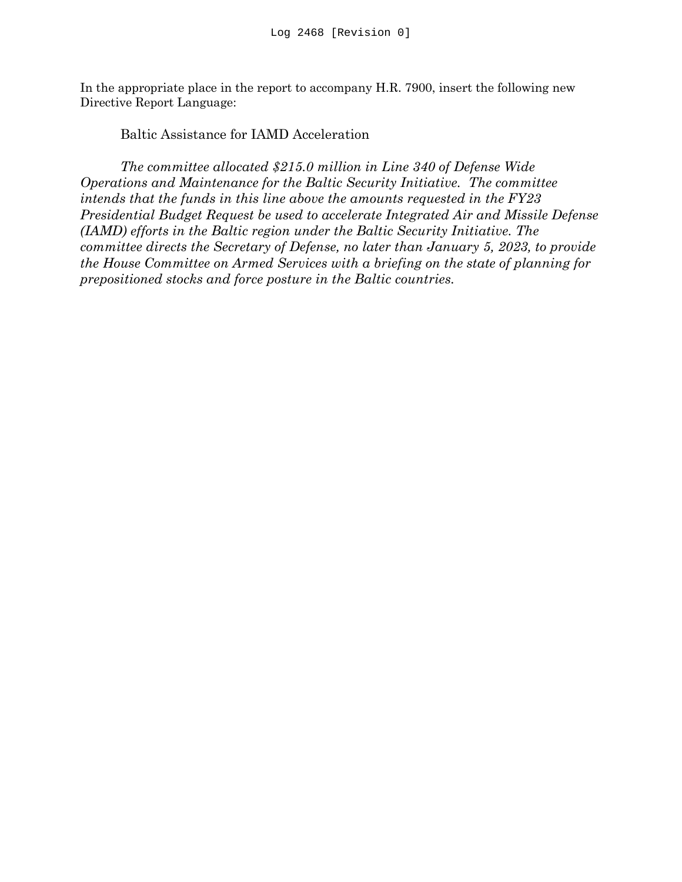Log 2468 [Revision 0]

In the appropriate place in the report to accompany H.R. 7900, insert the following new Directive Report Language:

Baltic Assistance for IAMD Acceleration

*The committee allocated $215.0 million in Line 340 of Defense Wide Operations and Maintenance for the Baltic Security Initiative. The committee intends that the funds in this line above the amounts requested in the FY23 Presidential Budget Request be used to accelerate Integrated Air and Missile Defense (IAMD) efforts in the Baltic region under the Baltic Security Initiative. The committee directs the Secretary of Defense, no later than January 5, 2023, to provide the House Committee on Armed Services with a briefing on the state of planning for prepositioned stocks and force posture in the Baltic countries.*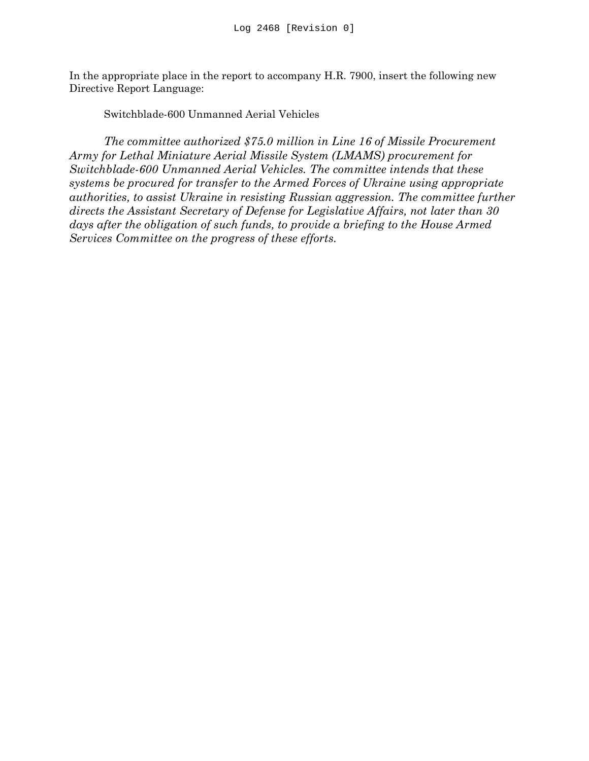Log 2468 [Revision 0]

In the appropriate place in the report to accompany H.R. 7900, insert the following new Directive Report Language:

Switchblade-600 Unmanned Aerial Vehicles

*The committee authorized $75.0 million in Line 16 of Missile Procurement Army for Lethal Miniature Aerial Missile System (LMAMS) procurement for Switchblade-600 Unmanned Aerial Vehicles. The committee intends that these systems be procured for transfer to the Armed Forces of Ukraine using appropriate authorities, to assist Ukraine in resisting Russian aggression. The committee further directs the Assistant Secretary of Defense for Legislative Affairs, not later than 30 days after the obligation of such funds, to provide a briefing to the House Armed Services Committee on the progress of these efforts.*